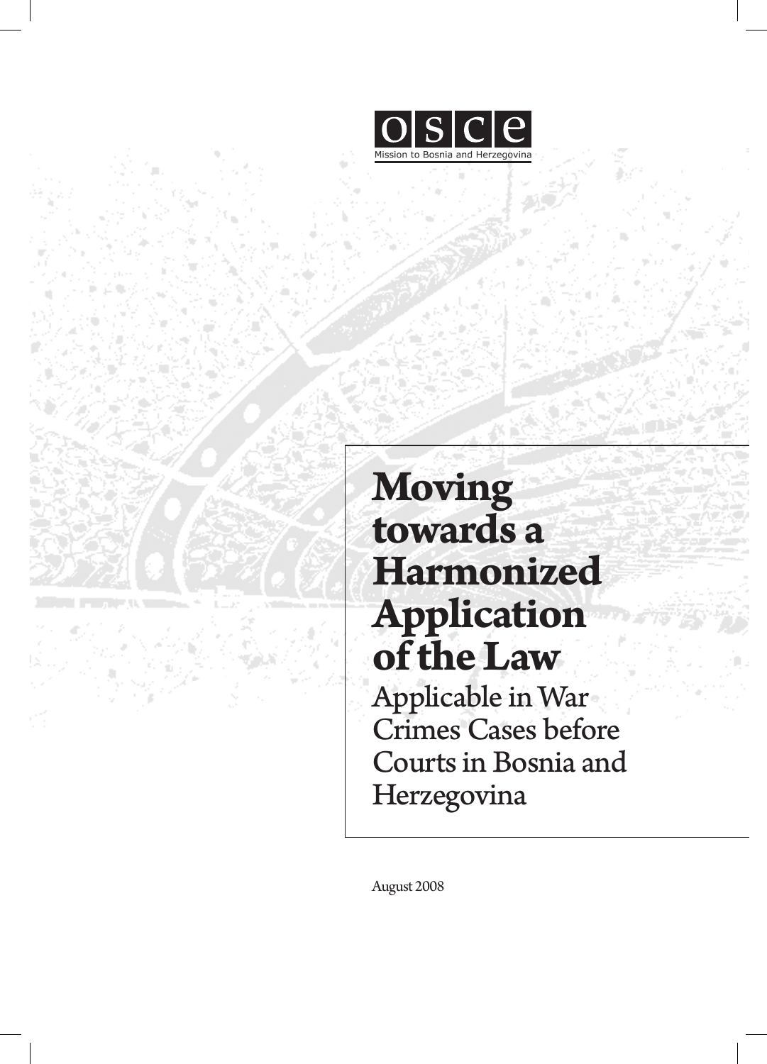OSCE

Mission to Bosnia and Herzegovina

# Moving towards a Harmonized Application of the Law

## Applicable in War Crimes Cases before Courts in Bosnia and Herzegovina

August 2008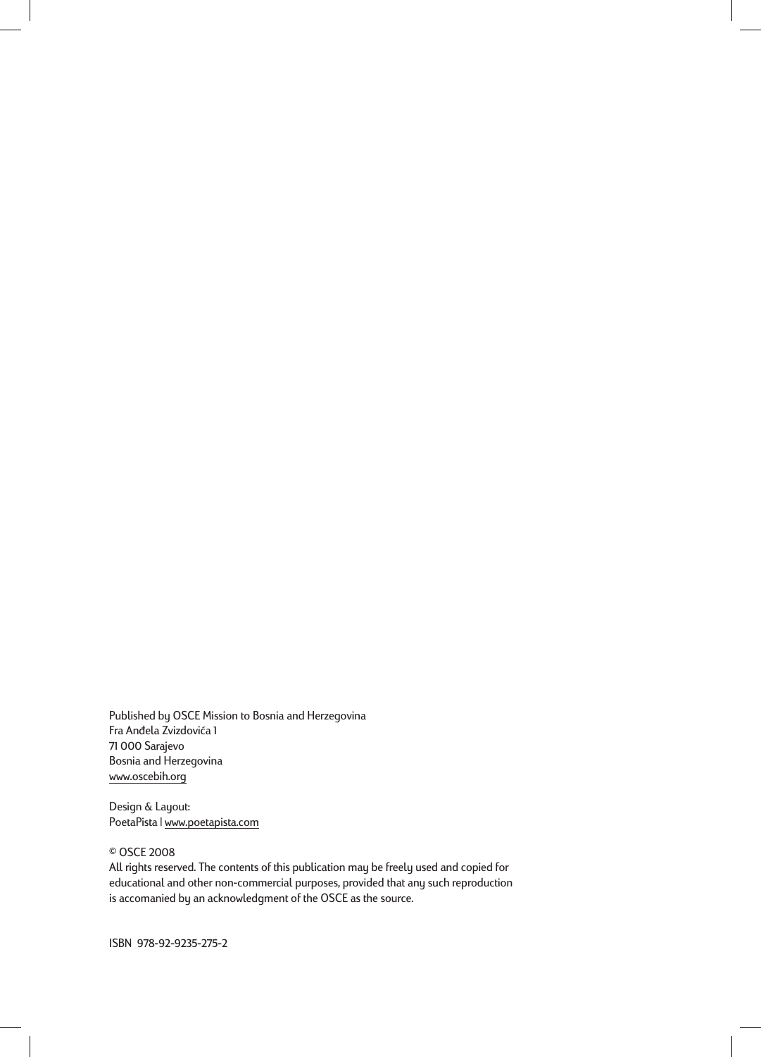Published by OSCE Mission to Bosnia and Herzegovina
Fra Anđela Zvizdovića 1
71 000 Sarajevo
Bosnia and Herzegovina
www.oscebih.org

Design & Layout:
PoetaPista | www.poetapista.com

© OSCE 2008
All rights reserved. The contents of this publication may be freely used and copied for educational and other non-commercial purposes, provided that any such reproduction is accomanied by an acknowledgment of the OSCE as the source.

ISBN 978-92-9235-275-2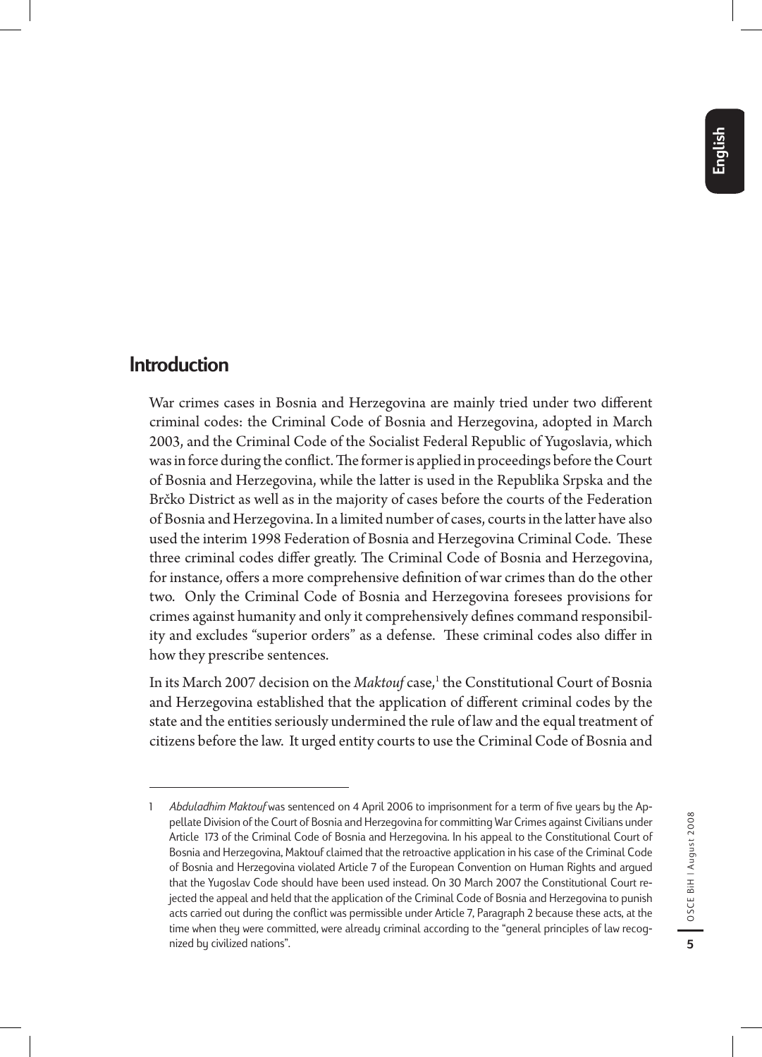## Introduction

War crimes cases in Bosnia and Herzegovina are mainly tried under two different criminal codes: the Criminal Code of Bosnia and Herzegovina, adopted in March 2003, and the Criminal Code of the Socialist Federal Republic of Yugoslavia, which was in force during the conflict. The former is applied in proceedings before the Court of Bosnia and Herzegovina, while the latter is used in the Republika Srpska and the Brčko District as well as in the majority of cases before the courts of the Federation of Bosnia and Herzegovina. In a limited number of cases, courts in the latter have also used the interim 1998 Federation of Bosnia and Herzegovina Criminal Code. These three criminal codes differ greatly. The Criminal Code of Bosnia and Herzegovina, for instance, offers a more comprehensive definition of war crimes than do the other two. Only the Criminal Code of Bosnia and Herzegovina foresees provisions for crimes against humanity and only it comprehensively defines command responsibility and excludes "superior orders" as a defense. These criminal codes also differ in how they prescribe sentences.

In its March 2007 decision on the *Maktouf* case,[1] the Constitutional Court of Bosnia and Herzegovina established that the application of different criminal codes by the state and the entities seriously undermined the rule of law and the equal treatment of citizens before the law. It urged entity courts to use the Criminal Code of Bosnia and

---

1 *Abduladhim Maktouf* was sentenced on 4 April 2006 to imprisonment for a term of five years by the Appellate Division of the Court of Bosnia and Herzegovina for committing War Crimes against Civilians under Article 173 of the Criminal Code of Bosnia and Herzegovina. In his appeal to the Constitutional Court of Bosnia and Herzegovina, Maktouf claimed that the retroactive application in his case of the Criminal Code of Bosnia and Herzegovina violated Article 7 of the European Convention on Human Rights and argued that the Yugoslav Code should have been used instead. On 30 March 2007 the Constitutional Court rejected the appeal and held that the application of the Criminal Code of Bosnia and Herzegovina to punish acts carried out during the conflict was permissible under Article 7, Paragraph 2 because these acts, at the time when they were committed, were already criminal according to the "general principles of law recognized by civilized nations".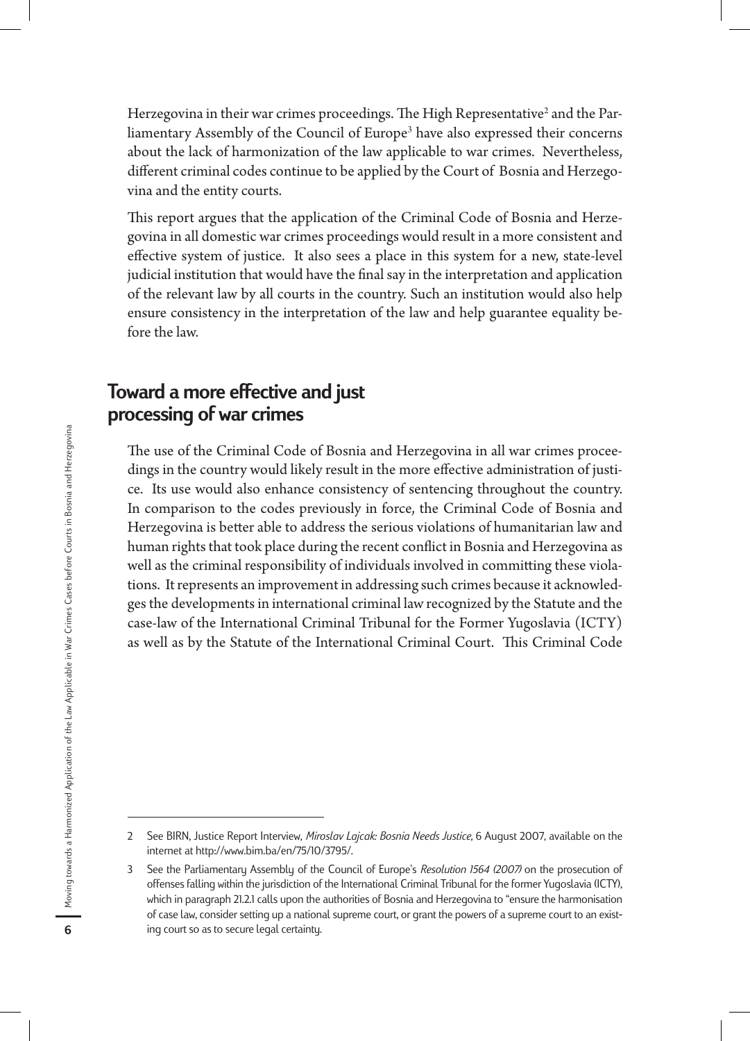Herzegovina in their war crimes proceedings. The High Representative[2] and the Parliamentary Assembly of the Council of Europe[3] have also expressed their concerns about the lack of harmonization of the law applicable to war crimes. Nevertheless, different criminal codes continue to be applied by the Court of Bosnia and Herzegovina and the entity courts.

This report argues that the application of the Criminal Code of Bosnia and Herzegovina in all domestic war crimes proceedings would result in a more consistent and effective system of justice. It also sees a place in this system for a new, state-level judicial institution that would have the final say in the interpretation and application of the relevant law by all courts in the country. Such an institution would also help ensure consistency in the interpretation of the law and help guarantee equality before the law.

## Toward a more effective and just processing of war crimes

The use of the Criminal Code of Bosnia and Herzegovina in all war crimes proceedings in the country would likely result in the more effective administration of justice. Its use would also enhance consistency of sentencing throughout the country. In comparison to the codes previously in force, the Criminal Code of Bosnia and Herzegovina is better able to address the serious violations of humanitarian law and human rights that took place during the recent conflict in Bosnia and Herzegovina as well as the criminal responsibility of individuals involved in committing these violations. It represents an improvement in addressing such crimes because it acknowledges the developments in international criminal law recognized by the Statute and the case-law of the International Criminal Tribunal for the Former Yugoslavia (ICTY) as well as by the Statute of the International Criminal Court. This Criminal Code

---

2 See BIRN, Justice Report Interview, *Miroslav Lajcak: Bosnia Needs Justice*, 6 August 2007, available on the internet at http://www.bim.ba/en/75/10/3795/.

3 See the Parliamentary Assembly of the Council of Europe's *Resolution 1564 (2007)* on the prosecution of offenses falling within the jurisdiction of the International Criminal Tribunal for the former Yugoslavia (ICTY), which in paragraph 21.2.1 calls upon the authorities of Bosnia and Herzegovina to "ensure the harmonisation of case law, consider setting up a national supreme court, or grant the powers of a supreme court to an existing court so as to secure legal certainty.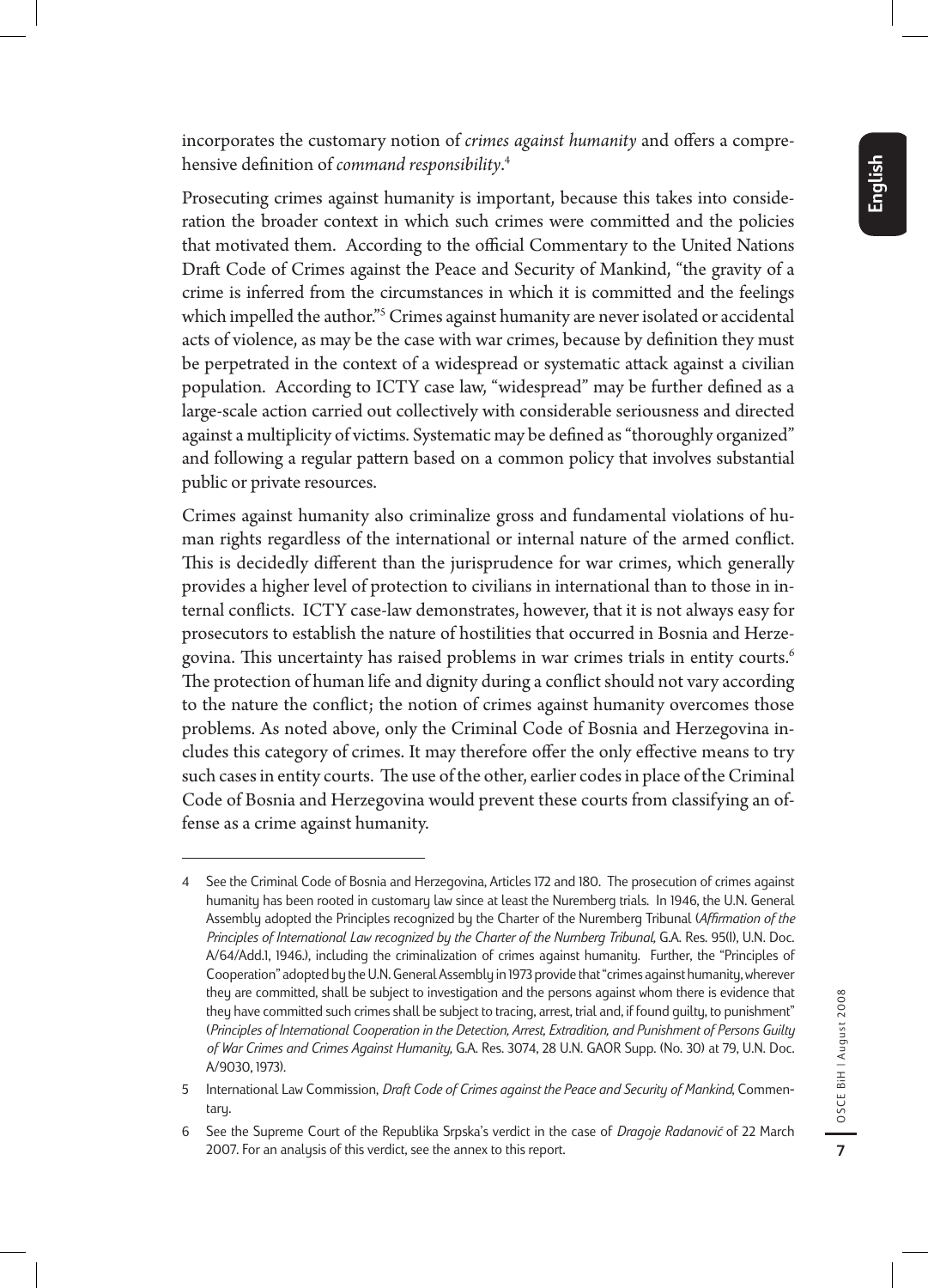incorporates the customary notion of *crimes against humanity* and offers a comprehensive definition of *command responsibility*.[4]

Prosecuting crimes against humanity is important, because this takes into consideration the broader context in which such crimes were committed and the policies that motivated them. According to the official Commentary to the United Nations Draft Code of Crimes against the Peace and Security of Mankind, "the gravity of a crime is inferred from the circumstances in which it is committed and the feelings which impelled the author."[5] Crimes against humanity are never isolated or accidental acts of violence, as may be the case with war crimes, because by definition they must be perpetrated in the context of a widespread or systematic attack against a civilian population. According to ICTY case law, "widespread" may be further defined as a large-scale action carried out collectively with considerable seriousness and directed against a multiplicity of victims. Systematic may be defined as "thoroughly organized" and following a regular pattern based on a common policy that involves substantial public or private resources.

Crimes against humanity also criminalize gross and fundamental violations of human rights regardless of the international or internal nature of the armed conflict. This is decidedly different than the jurisprudence for war crimes, which generally provides a higher level of protection to civilians in international than to those in internal conflicts. ICTY case-law demonstrates, however, that it is not always easy for prosecutors to establish the nature of hostilities that occurred in Bosnia and Herzegovina. This uncertainty has raised problems in war crimes trials in entity courts.[6] The protection of human life and dignity during a conflict should not vary according to the nature the conflict; the notion of crimes against humanity overcomes those problems. As noted above, only the Criminal Code of Bosnia and Herzegovina includes this category of crimes. It may therefore offer the only effective means to try such cases in entity courts. The use of the other, earlier codes in place of the Criminal Code of Bosnia and Herzegovina would prevent these courts from classifying an offense as a crime against humanity.

---

4 See the Criminal Code of Bosnia and Herzegovina, Articles 172 and 180. The prosecution of crimes against humanity has been rooted in customary law since at least the Nuremberg trials. In 1946, the U.N. General Assembly adopted the Principles recognized by the Charter of the Nuremberg Tribunal (*Affirmation of the Principles of International Law recognized by the Charter of the Nurnberg Tribunal,* G.A. Res. 95(I), U.N. Doc. A/64/Add.1, 1946.), including the criminalization of crimes against humanity. Further, the "Principles of Cooperation" adopted by the U.N. General Assembly in 1973 provide that "crimes against humanity, wherever they are committed, shall be subject to investigation and the persons against whom there is evidence that they have committed such crimes shall be subject to tracing, arrest, trial and, if found guilty, to punishment" (*Principles of International Cooperation in the Detection, Arrest, Extradition, and Punishment of Persons Guilty of War Crimes and Crimes Against Humanity,* G.A. Res. 3074, 28 U.N. GAOR Supp. (No. 30) at 79, U.N. Doc. A/9030, 1973).

5 International Law Commission, *Draft Code of Crimes against the Peace and Security of Mankind*, Commentary.

6 See the Supreme Court of the Republika Srpska's verdict in the case of *Dragoje Radanović* of 22 March 2007. For an analysis of this verdict, see the annex to this report.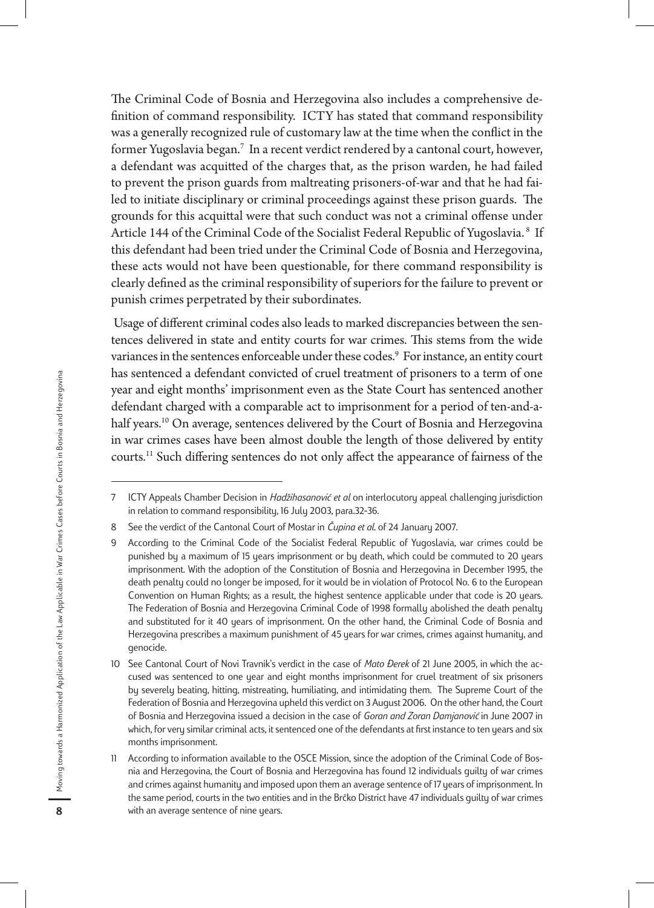The Criminal Code of Bosnia and Herzegovina also includes a comprehensive definition of command responsibility. ICTY has stated that command responsibility was a generally recognized rule of customary law at the time when the conflict in the former Yugoslavia began.[7] In a recent verdict rendered by a cantonal court, however, a defendant was acquitted of the charges that, as the prison warden, he had failed to prevent the prison guards from maltreating prisoners-of-war and that he had failed to initiate disciplinary or criminal proceedings against these prison guards. The grounds for this acquittal were that such conduct was not a criminal offense under Article 144 of the Criminal Code of the Socialist Federal Republic of Yugoslavia.[8] If this defendant had been tried under the Criminal Code of Bosnia and Herzegovina, these acts would not have been questionable, for there command responsibility is clearly defined as the criminal responsibility of superiors for the failure to prevent or punish crimes perpetrated by their subordinates.

Usage of different criminal codes also leads to marked discrepancies between the sentences delivered in state and entity courts for war crimes. This stems from the wide variances in the sentences enforceable under these codes.[9] For instance, an entity court has sentenced a defendant convicted of cruel treatment of prisoners to a term of one year and eight months' imprisonment even as the State Court has sentenced another defendant charged with a comparable act to imprisonment for a period of ten-and-a-half years.[10] On average, sentences delivered by the Court of Bosnia and Herzegovina in war crimes cases have been almost double the length of those delivered by entity courts.[11] Such differing sentences do not only affect the appearance of fairness of the

---

7 ICTY Appeals Chamber Decision in *Hadžihasanović et al* on interlocutory appeal challenging jurisdiction in relation to command responsibility, 16 July 2003, para.32-36.

8 See the verdict of the Cantonal Court of Mostar in *Čupina et al.* of 24 January 2007.

9 According to the Criminal Code of the Socialist Federal Republic of Yugoslavia, war crimes could be punished by a maximum of 15 years imprisonment or by death, which could be commuted to 20 years imprisonment. With the adoption of the Constitution of Bosnia and Herzegovina in December 1995, the death penalty could no longer be imposed, for it would be in violation of Protocol No. 6 to the European Convention on Human Rights; as a result, the highest sentence applicable under that code is 20 years. The Federation of Bosnia and Herzegovina Criminal Code of 1998 formally abolished the death penalty and substituted for it 40 years of imprisonment. On the other hand, the Criminal Code of Bosnia and Herzegovina prescribes a maximum punishment of 45 years for war crimes, crimes against humanity, and genocide.

10 See Cantonal Court of Novi Travnik's verdict in the case of *Mato Đerek* of 21 June 2005, in which the accused was sentenced to one year and eight months imprisonment for cruel treatment of six prisoners by severely beating, hitting, mistreating, humiliating, and intimidating them. The Supreme Court of the Federation of Bosnia and Herzegovina upheld this verdict on 3 August 2006. On the other hand, the Court of Bosnia and Herzegovina issued a decision in the case of *Goran and Zoran Damjanović* in June 2007 in which, for very similar criminal acts, it sentenced one of the defendants at first instance to ten years and six months imprisonment.

11 According to information available to the OSCE Mission, since the adoption of the Criminal Code of Bosnia and Herzegovina, the Court of Bosnia and Herzegovina has found 12 individuals guilty of war crimes and crimes against humanity and imposed upon them an average sentence of 17 years of imprisonment. In the same period, courts in the two entities and in the Brčko District have 47 individuals guilty of war crimes with an average sentence of nine years.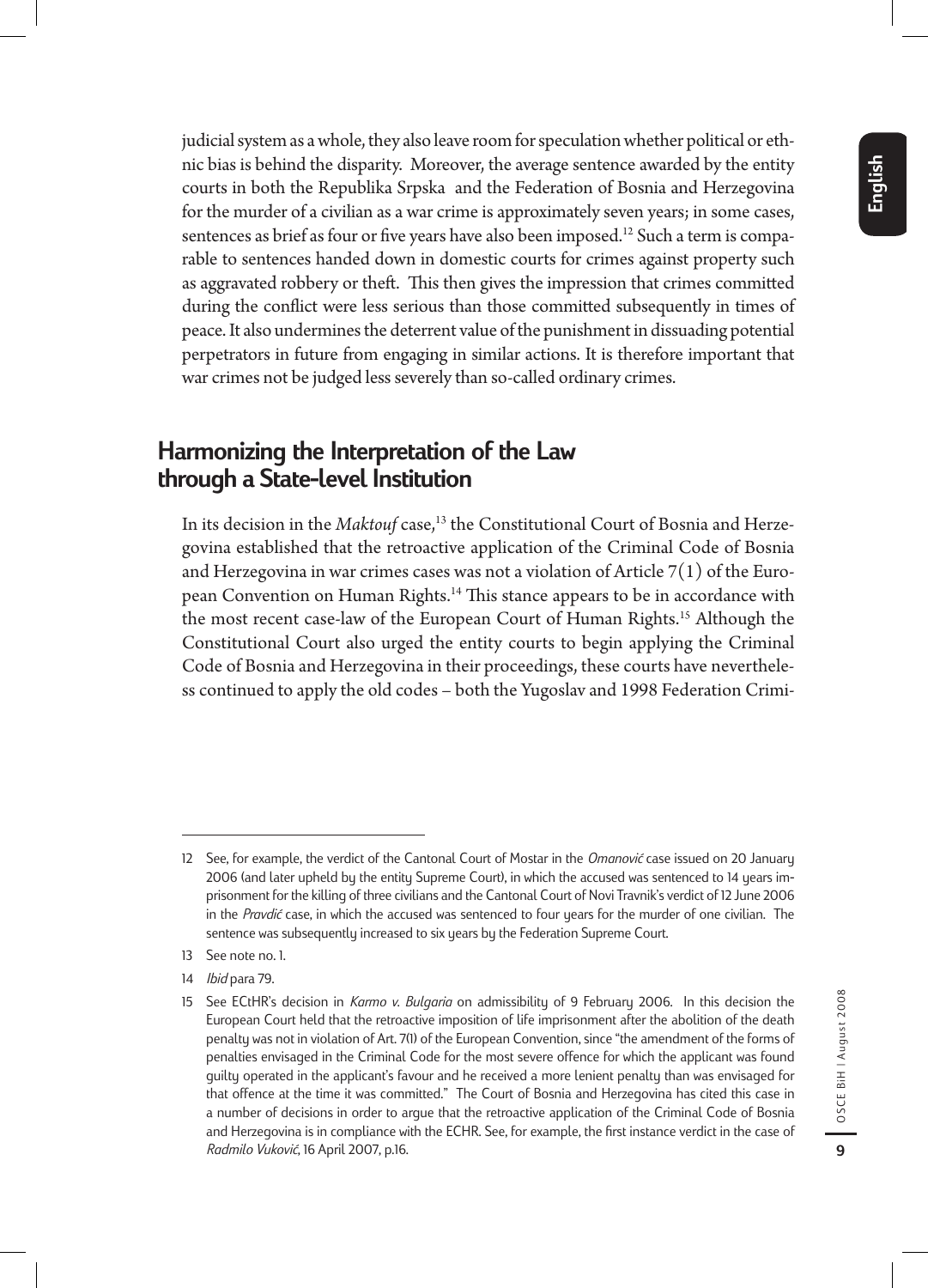judicial system as a whole, they also leave room for speculation whether political or ethnic bias is behind the disparity. Moreover, the average sentence awarded by the entity courts in both the Republika Srpska and the Federation of Bosnia and Herzegovina for the murder of a civilian as a war crime is approximately seven years; in some cases, sentences as brief as four or five years have also been imposed.[12] Such a term is comparable to sentences handed down in domestic courts for crimes against property such as aggravated robbery or theft. This then gives the impression that crimes committed during the conflict were less serious than those committed subsequently in times of peace. It also undermines the deterrent value of the punishment in dissuading potential perpetrators in future from engaging in similar actions. It is therefore important that war crimes not be judged less severely than so-called ordinary crimes.

## Harmonizing the Interpretation of the Law through a State-level Institution

In its decision in the *Maktouf* case,[13] the Constitutional Court of Bosnia and Herzegovina established that the retroactive application of the Criminal Code of Bosnia and Herzegovina in war crimes cases was not a violation of Article 7(1) of the European Convention on Human Rights.[14] This stance appears to be in accordance with the most recent case-law of the European Court of Human Rights.[15] Although the Constitutional Court also urged the entity courts to begin applying the Criminal Code of Bosnia and Herzegovina in their proceedings, these courts have nevertheless continued to apply the old codes – both the Yugoslav and 1998 Federation Crimi-

---

12 See, for example, the verdict of the Cantonal Court of Mostar in the *Omanović* case issued on 20 January 2006 (and later upheld by the entity Supreme Court), in which the accused was sentenced to 14 years imprisonment for the killing of three civilians and the Cantonal Court of Novi Travnik's verdict of 12 June 2006 in the *Pravdić* case, in which the accused was sentenced to four years for the murder of one civilian. The sentence was subsequently increased to six years by the Federation Supreme Court.

13 See note no. 1.

14 *Ibid* para 79.

15 See ECtHR's decision in *Karmo v. Bulgaria* on admissibility of 9 February 2006. In this decision the European Court held that the retroactive imposition of life imprisonment after the abolition of the death penalty was not in violation of Art. 7(1) of the European Convention, since "the amendment of the forms of penalties envisaged in the Criminal Code for the most severe offence for which the applicant was found guilty operated in the applicant's favour and he received a more lenient penalty than was envisaged for that offence at the time it was committed." The Court of Bosnia and Herzegovina has cited this case in a number of decisions in order to argue that the retroactive application of the Criminal Code of Bosnia and Herzegovina is in compliance with the ECHR. See, for example, the first instance verdict in the case of *Radmilo Vuković*, 16 April 2007, p.16.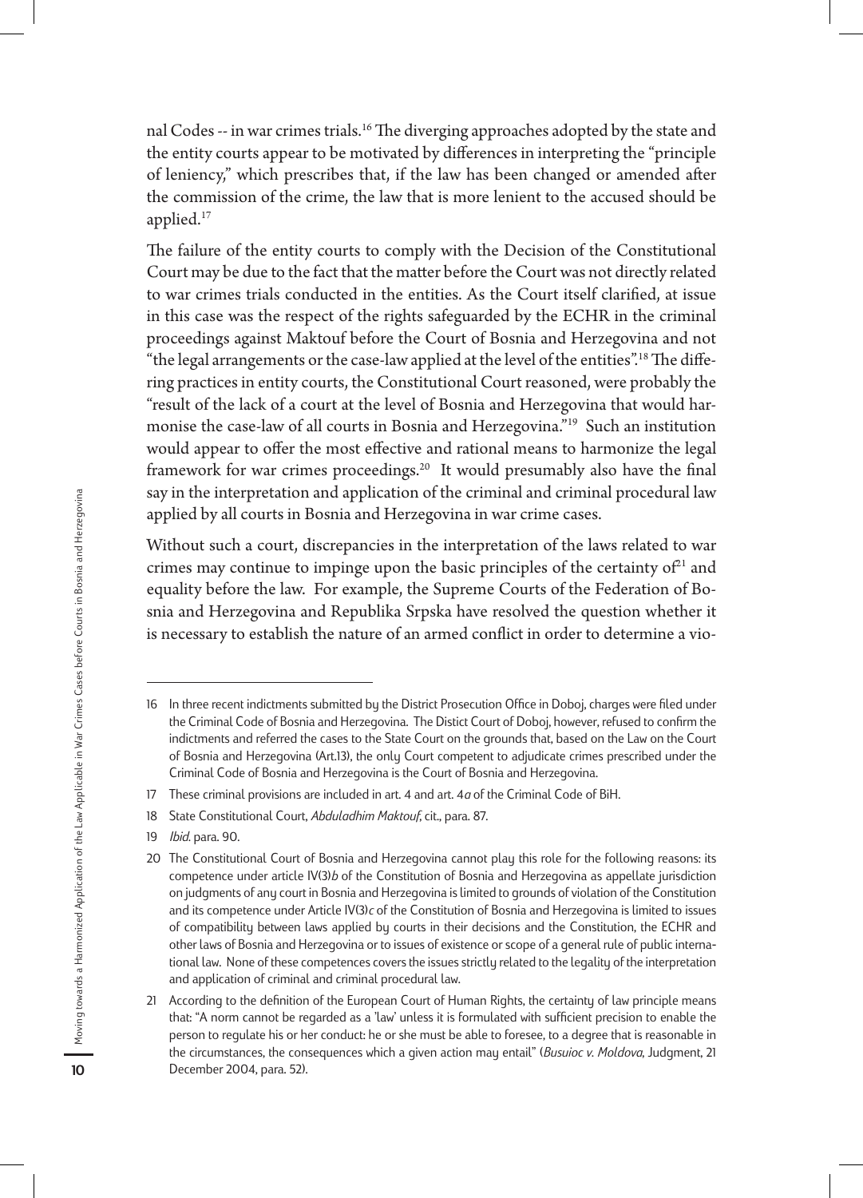nal Codes -- in war crimes trials.[16] The diverging approaches adopted by the state and the entity courts appear to be motivated by differences in interpreting the "principle of leniency," which prescribes that, if the law has been changed or amended after the commission of the crime, the law that is more lenient to the accused should be applied.[17]

The failure of the entity courts to comply with the Decision of the Constitutional Court may be due to the fact that the matter before the Court was not directly related to war crimes trials conducted in the entities. As the Court itself clarified, at issue in this case was the respect of the rights safeguarded by the ECHR in the criminal proceedings against Maktouf before the Court of Bosnia and Herzegovina and not "the legal arrangements or the case-law applied at the level of the entities".[18] The differing practices in entity courts, the Constitutional Court reasoned, were probably the "result of the lack of a court at the level of Bosnia and Herzegovina that would harmonise the case-law of all courts in Bosnia and Herzegovina."[19] Such an institution would appear to offer the most effective and rational means to harmonize the legal framework for war crimes proceedings.[20] It would presumably also have the final say in the interpretation and application of the criminal and criminal procedural law applied by all courts in Bosnia and Herzegovina in war crime cases.

Without such a court, discrepancies in the interpretation of the laws related to war crimes may continue to impinge upon the basic principles of the certainty of[21] and equality before the law. For example, the Supreme Courts of the Federation of Bosnia and Herzegovina and Republika Srpska have resolved the question whether it is necessary to establish the nature of an armed conflict in order to determine a vio-

---

16 In three recent indictments submitted by the District Prosecution Office in Doboj, charges were filed under the Criminal Code of Bosnia and Herzegovina. The Distict Court of Doboj, however, refused to confirm the indictments and referred the cases to the State Court on the grounds that, based on the Law on the Court of Bosnia and Herzegovina (Art.13), the only Court competent to adjudicate crimes prescribed under the Criminal Code of Bosnia and Herzegovina is the Court of Bosnia and Herzegovina.

17 These criminal provisions are included in art. 4 and art. 4*a* of the Criminal Code of BiH.

18 State Constitutional Court, *Abduladhim Maktouf*, cit., para. 87.

19 *Ibid.* para. 90.

20 The Constitutional Court of Bosnia and Herzegovina cannot play this role for the following reasons: its competence under article IV(3)*b* of the Constitution of Bosnia and Herzegovina as appellate jurisdiction on judgments of any court in Bosnia and Herzegovina is limited to grounds of violation of the Constitution and its competence under Article IV(3)*c* of the Constitution of Bosnia and Herzegovina is limited to issues of compatibility between laws applied by courts in their decisions and the Constitution, the ECHR and other laws of Bosnia and Herzegovina or to issues of existence or scope of a general rule of public international law. None of these competences covers the issues strictly related to the legality of the interpretation and application of criminal and criminal procedural law.

21 According to the definition of the European Court of Human Rights, the certainty of law principle means that: "A norm cannot be regarded as a 'law' unless it is formulated with sufficient precision to enable the person to regulate his or her conduct: he or she must be able to foresee, to a degree that is reasonable in the circumstances, the consequences which a given action may entail" (*Busuioc v. Moldova*, Judgment, 21 December 2004, para. 52).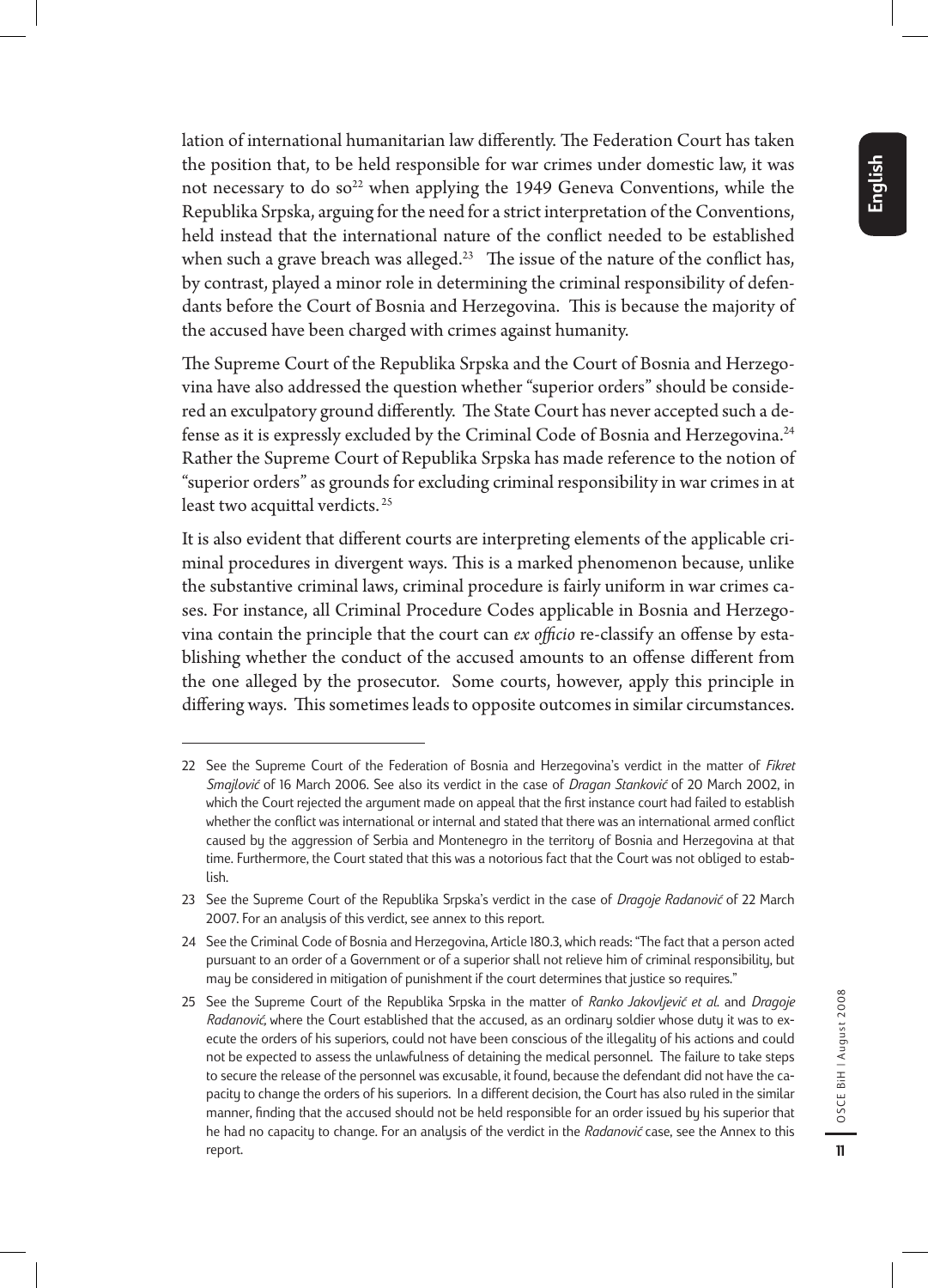lation of international humanitarian law differently. The Federation Court has taken the position that, to be held responsible for war crimes under domestic law, it was not necessary to do so[22] when applying the 1949 Geneva Conventions, while the Republika Srpska, arguing for the need for a strict interpretation of the Conventions, held instead that the international nature of the conflict needed to be established when such a grave breach was alleged.[23] The issue of the nature of the conflict has, by contrast, played a minor role in determining the criminal responsibility of defendants before the Court of Bosnia and Herzegovina. This is because the majority of the accused have been charged with crimes against humanity.

The Supreme Court of the Republika Srpska and the Court of Bosnia and Herzegovina have also addressed the question whether "superior orders" should be considered an exculpatory ground differently. The State Court has never accepted such a defense as it is expressly excluded by the Criminal Code of Bosnia and Herzegovina.[24] Rather the Supreme Court of Republika Srpska has made reference to the notion of "superior orders" as grounds for excluding criminal responsibility in war crimes in at least two acquittal verdicts.[25]

It is also evident that different courts are interpreting elements of the applicable criminal procedures in divergent ways. This is a marked phenomenon because, unlike the substantive criminal laws, criminal procedure is fairly uniform in war crimes cases. For instance, all Criminal Procedure Codes applicable in Bosnia and Herzegovina contain the principle that the court can *ex officio* re-classify an offense by establishing whether the conduct of the accused amounts to an offense different from the one alleged by the prosecutor. Some courts, however, apply this principle in differing ways. This sometimes leads to opposite outcomes in similar circumstances.

---

22 See the Supreme Court of the Federation of Bosnia and Herzegovina's verdict in the matter of *Fikret Smajlović* of 16 March 2006. See also its verdict in the case of *Dragan Stanković* of 20 March 2002, in which the Court rejected the argument made on appeal that the first instance court had failed to establish whether the conflict was international or internal and stated that there was an international armed conflict caused by the aggression of Serbia and Montenegro in the territory of Bosnia and Herzegovina at that time. Furthermore, the Court stated that this was a notorious fact that the Court was not obliged to establish.

23 See the Supreme Court of the Republika Srpska's verdict in the case of *Dragoje Radanović* of 22 March 2007. For an analysis of this verdict, see annex to this report.

24 See the Criminal Code of Bosnia and Herzegovina, Article 180.3, which reads: "The fact that a person acted pursuant to an order of a Government or of a superior shall not relieve him of criminal responsibility, but may be considered in mitigation of punishment if the court determines that justice so requires."

25 See the Supreme Court of the Republika Srpska in the matter of *Ranko Jakovljević et al.* and *Dragoje Radanović*, where the Court established that the accused, as an ordinary soldier whose duty it was to execute the orders of his superiors, could not have been conscious of the illegality of his actions and could not be expected to assess the unlawfulness of detaining the medical personnel. The failure to take steps to secure the release of the personnel was excusable, it found, because the defendant did not have the capacity to change the orders of his superiors. In a different decision, the Court has also ruled in the similar manner, finding that the accused should not be held responsible for an order issued by his superior that he had no capacity to change. For an analysis of the verdict in the *Radanović* case, see the Annex to this report.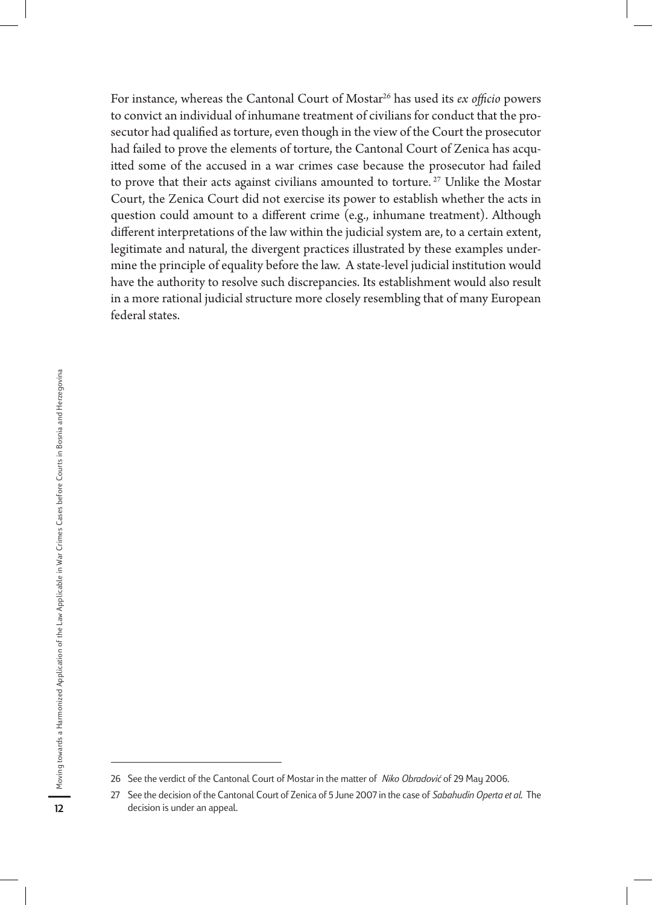For instance, whereas the Cantonal Court of Mostar[26] has used its *ex officio* powers to convict an individual of inhumane treatment of civilians for conduct that the prosecutor had qualified as torture, even though in the view of the Court the prosecutor had failed to prove the elements of torture, the Cantonal Court of Zenica has acquitted some of the accused in a war crimes case because the prosecutor had failed to prove that their acts against civilians amounted to torture.[27] Unlike the Mostar Court, the Zenica Court did not exercise its power to establish whether the acts in question could amount to a different crime (e.g., inhumane treatment). Although different interpretations of the law within the judicial system are, to a certain extent, legitimate and natural, the divergent practices illustrated by these examples undermine the principle of equality before the law. A state-level judicial institution would have the authority to resolve such discrepancies. Its establishment would also result in a more rational judicial structure more closely resembling that of many European federal states.

---

26 See the verdict of the Cantonal Court of Mostar in the matter of *Niko Obradović* of 29 May 2006.

27 See the decision of the Cantonal Court of Zenica of 5 June 2007 in the case of *Sabahudin Operta et al.* The decision is under an appeal.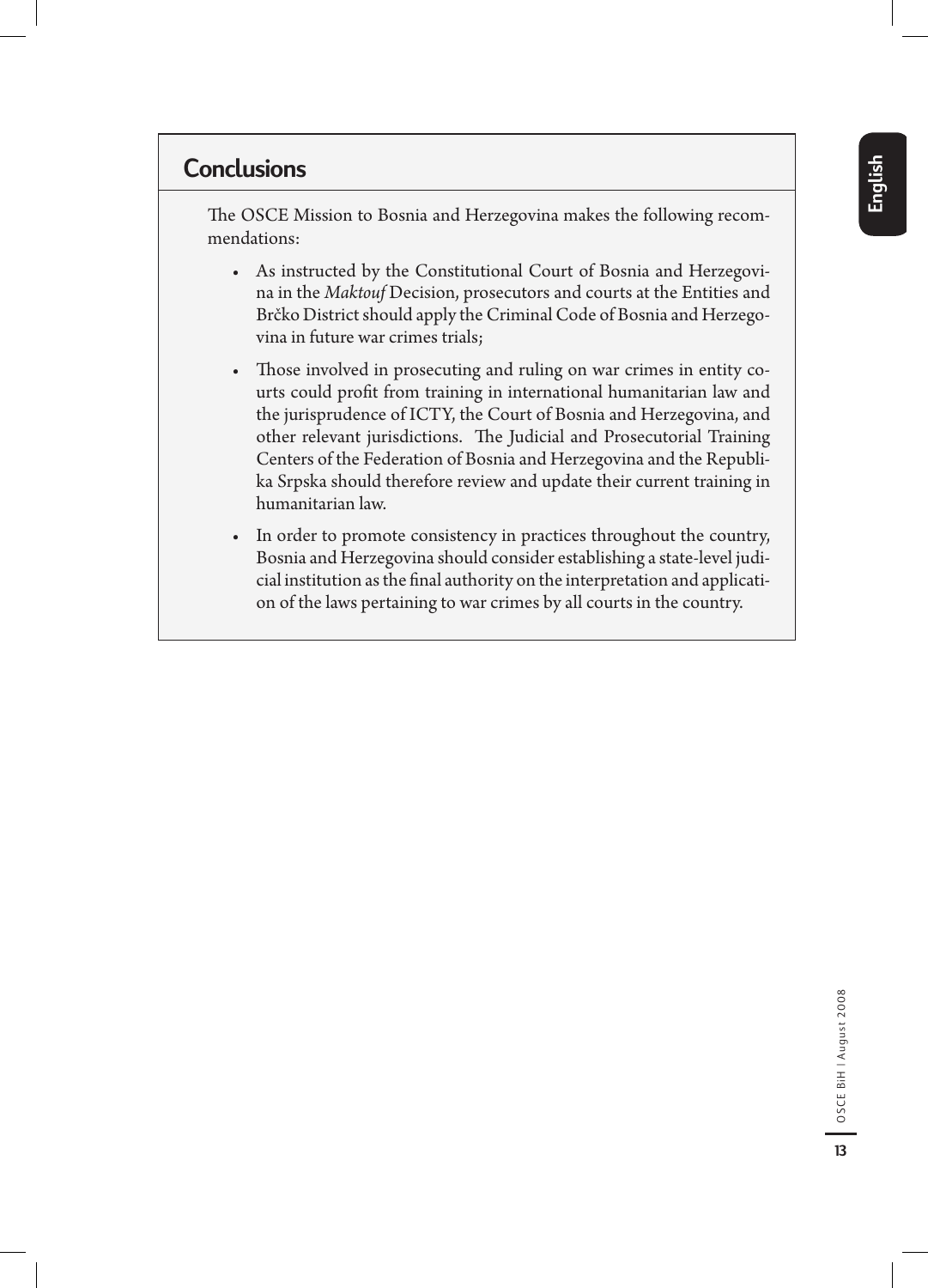## Conclusions

The OSCE Mission to Bosnia and Herzegovina makes the following recommendations:

- As instructed by the Constitutional Court of Bosnia and Herzegovina in the *Maktouf* Decision, prosecutors and courts at the Entities and Brčko District should apply the Criminal Code of Bosnia and Herzegovina in future war crimes trials;

- Those involved in prosecuting and ruling on war crimes in entity courts could profit from training in international humanitarian law and the jurisprudence of ICTY, the Court of Bosnia and Herzegovina, and other relevant jurisdictions. The Judicial and Prosecutorial Training Centers of the Federation of Bosnia and Herzegovina and the Republika Srpska should therefore review and update their current training in humanitarian law.

- In order to promote consistency in practices throughout the country, Bosnia and Herzegovina should consider establishing a state-level judicial institution as the final authority on the interpretation and application of the laws pertaining to war crimes by all courts in the country.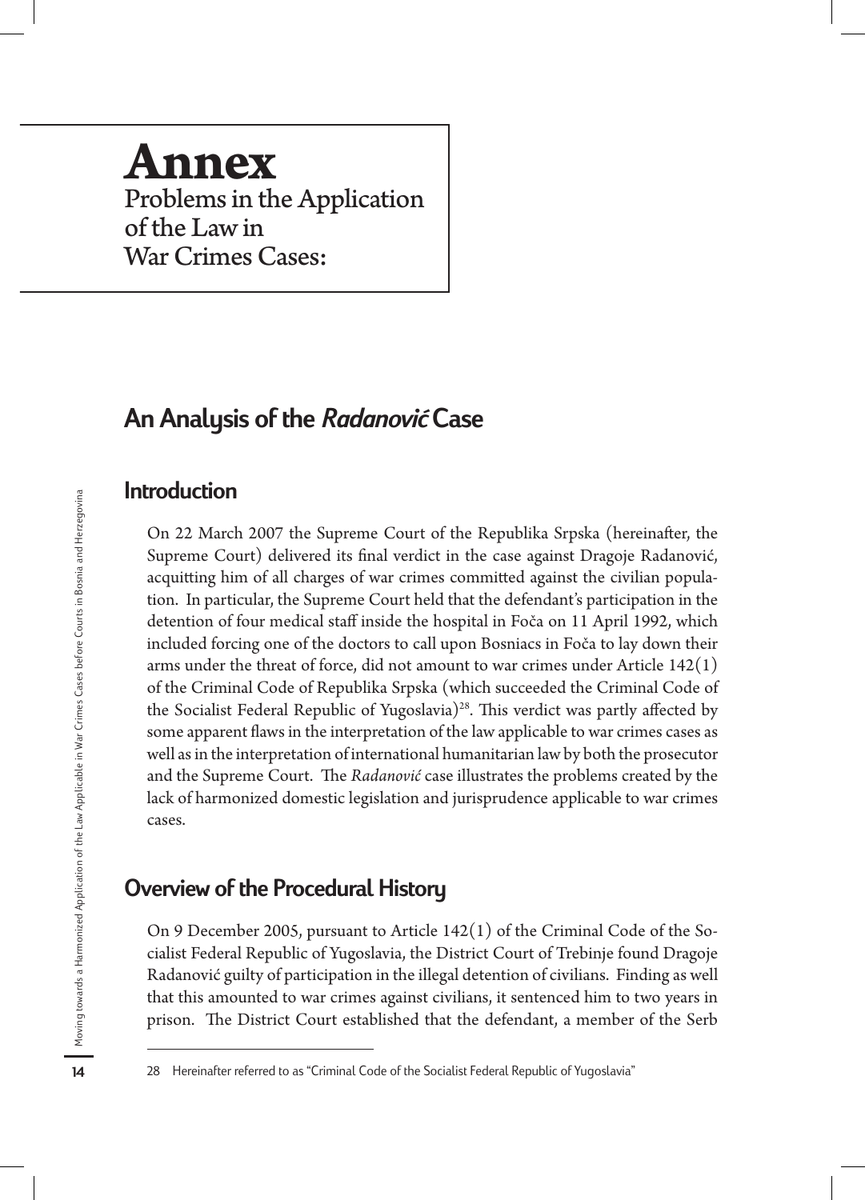# Annex

Problems in the Application of the Law in War Crimes Cases:

## An Analysis of the *Radanović* Case

### Introduction

On 22 March 2007 the Supreme Court of the Republika Srpska (hereinafter, the Supreme Court) delivered its final verdict in the case against Dragoje Radanović, acquitting him of all charges of war crimes committed against the civilian population. In particular, the Supreme Court held that the defendant's participation in the detention of four medical staff inside the hospital in Foča on 11 April 1992, which included forcing one of the doctors to call upon Bosniacs in Foča to lay down their arms under the threat of force, did not amount to war crimes under Article 142(1) of the Criminal Code of Republika Srpska (which succeeded the Criminal Code of the Socialist Federal Republic of Yugoslavia)[28]. This verdict was partly affected by some apparent flaws in the interpretation of the law applicable to war crimes cases as well as in the interpretation of international humanitarian law by both the prosecutor and the Supreme Court. The *Radanović* case illustrates the problems created by the lack of harmonized domestic legislation and jurisprudence applicable to war crimes cases.

### Overview of the Procedural History

On 9 December 2005, pursuant to Article 142(1) of the Criminal Code of the Socialist Federal Republic of Yugoslavia, the District Court of Trebinje found Dragoje Radanović guilty of participation in the illegal detention of civilians. Finding as well that this amounted to war crimes against civilians, it sentenced him to two years in prison. The District Court established that the defendant, a member of the Serb

28 Hereinafter referred to as "Criminal Code of the Socialist Federal Republic of Yugoslavia"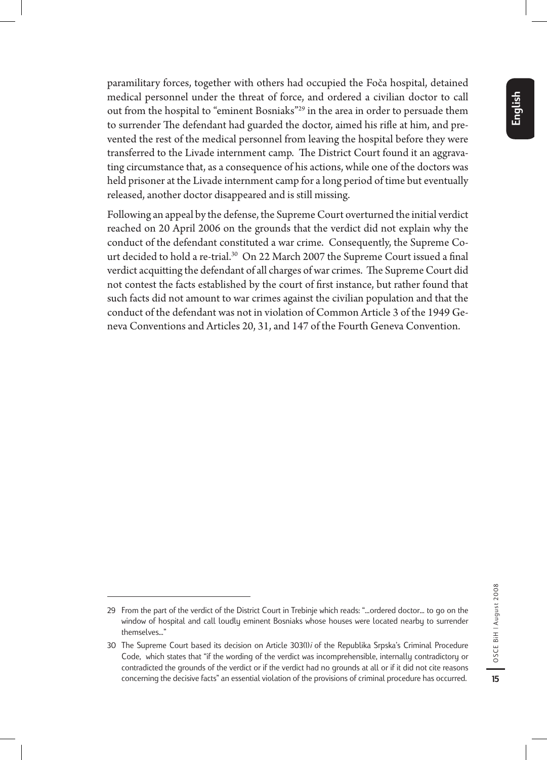paramilitary forces, together with others had occupied the Foča hospital, detained medical personnel under the threat of force, and ordered a civilian doctor to call out from the hospital to "eminent Bosniaks"[29] in the area in order to persuade them to surrender The defendant had guarded the doctor, aimed his rifle at him, and prevented the rest of the medical personnel from leaving the hospital before they were transferred to the Livade internment camp. The District Court found it an aggravating circumstance that, as a consequence of his actions, while one of the doctors was held prisoner at the Livade internment camp for a long period of time but eventually released, another doctor disappeared and is still missing.

Following an appeal by the defense, the Supreme Court overturned the initial verdict reached on 20 April 2006 on the grounds that the verdict did not explain why the conduct of the defendant constituted a war crime. Consequently, the Supreme Court decided to hold a re-trial.[30] On 22 March 2007 the Supreme Court issued a final verdict acquitting the defendant of all charges of war crimes. The Supreme Court did not contest the facts established by the court of first instance, but rather found that such facts did not amount to war crimes against the civilian population and that the conduct of the defendant was not in violation of Common Article 3 of the 1949 Geneva Conventions and Articles 20, 31, and 147 of the Fourth Geneva Convention.

---

29 From the part of the verdict of the District Court in Trebinje which reads: "...ordered doctor... to go on the window of hospital and call loudly eminent Bosniaks whose houses were located nearby to surrender themselves..."

30 The Supreme Court based its decision on Article 303(1)*i* of the Republika Srpska's Criminal Procedure Code, which states that "if the wording of the verdict was incomprehensible, internally contradictory or contradicted the grounds of the verdict or if the verdict had no grounds at all or if it did not cite reasons concerning the decisive facts" an essential violation of the provisions of criminal procedure has occurred.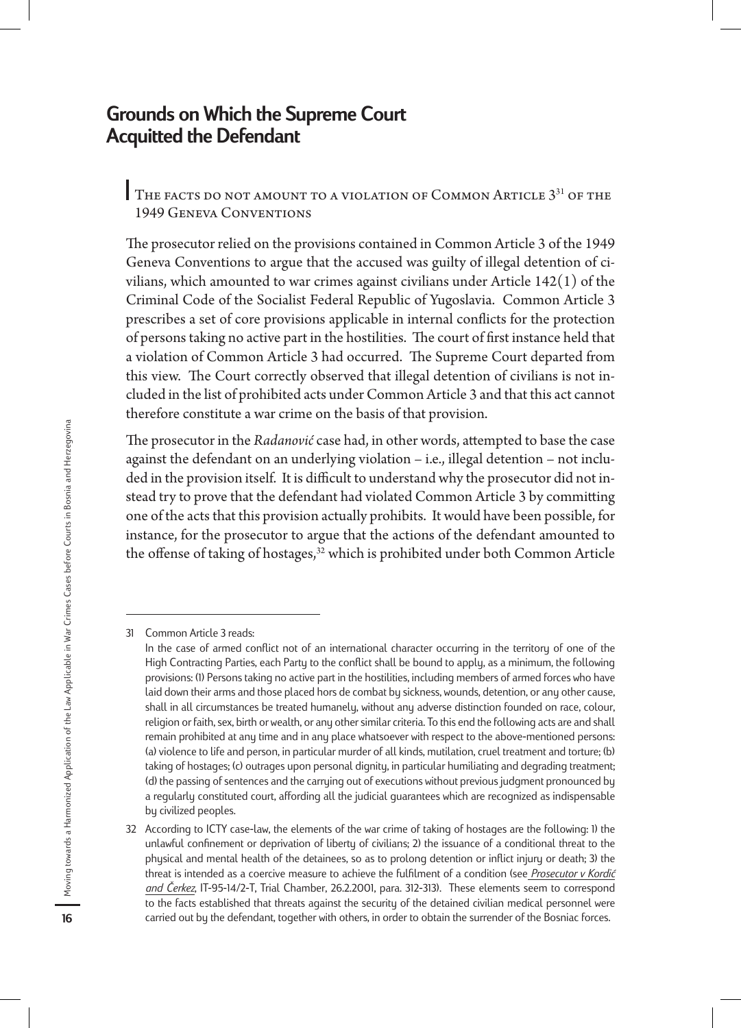## Grounds on Which the Supreme Court Acquitted the Defendant

### The facts do not amount to a violation of Common Article 3[31] of the 1949 Geneva Conventions

The prosecutor relied on the provisions contained in Common Article 3 of the 1949 Geneva Conventions to argue that the accused was guilty of illegal detention of civilians, which amounted to war crimes against civilians under Article 142(1) of the Criminal Code of the Socialist Federal Republic of Yugoslavia. Common Article 3 prescribes a set of core provisions applicable in internal conflicts for the protection of persons taking no active part in the hostilities. The court of first instance held that a violation of Common Article 3 had occurred. The Supreme Court departed from this view. The Court correctly observed that illegal detention of civilians is not included in the list of prohibited acts under Common Article 3 and that this act cannot therefore constitute a war crime on the basis of that provision.

The prosecutor in the *Radanović* case had, in other words, attempted to base the case against the defendant on an underlying violation – i.e., illegal detention – not included in the provision itself. It is difficult to understand why the prosecutor did not instead try to prove that the defendant had violated Common Article 3 by committing one of the acts that this provision actually prohibits. It would have been possible, for instance, for the prosecutor to argue that the actions of the defendant amounted to the offense of taking of hostages,[32] which is prohibited under both Common Article

---

31 Common Article 3 reads:
In the case of armed conflict not of an international character occurring in the territory of one of the High Contracting Parties, each Party to the conflict shall be bound to apply, as a minimum, the following provisions: (1) Persons taking no active part in the hostilities, including members of armed forces who have laid down their arms and those placed hors de combat by sickness, wounds, detention, or any other cause, shall in all circumstances be treated humanely, without any adverse distinction founded on race, colour, religion or faith, sex, birth or wealth, or any other similar criteria. To this end the following acts are and shall remain prohibited at any time and in any place whatsoever with respect to the above-mentioned persons: (a) violence to life and person, in particular murder of all kinds, mutilation, cruel treatment and torture; (b) taking of hostages; (c) outrages upon personal dignity, in particular humiliating and degrading treatment; (d) the passing of sentences and the carrying out of executions without previous judgment pronounced by a regularly constituted court, affording all the judicial guarantees which are recognized as indispensable by civilized peoples.

32 According to ICTY case-law, the elements of the war crime of taking of hostages are the following: 1) the unlawful confinement or deprivation of liberty of civilians; 2) the issuance of a conditional threat to the physical and mental health of the detainees, so as to prolong detention or inflict injury or death; 3) the threat is intended as a coercive measure to achieve the fulfilment of a condition (see *Prosecutor v Kordić and Čerkez*, IT-95-14/2-T, Trial Chamber, 26.2.2001, para. 312-313). These elements seem to correspond to the facts established that threats against the security of the detained civilian medical personnel were carried out by the defendant, together with others, in order to obtain the surrender of the Bosniac forces.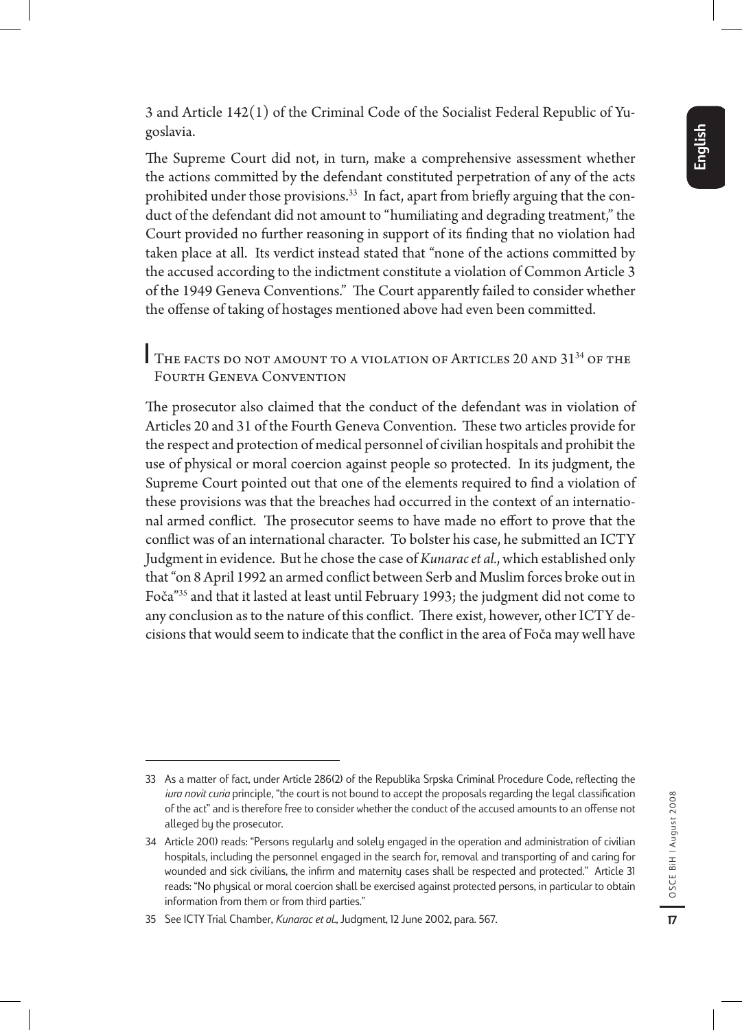3 and Article 142(1) of the Criminal Code of the Socialist Federal Republic of Yugoslavia.

The Supreme Court did not, in turn, make a comprehensive assessment whether the actions committed by the defendant constituted perpetration of any of the acts prohibited under those provisions.[33] In fact, apart from briefly arguing that the conduct of the defendant did not amount to "humiliating and degrading treatment," the Court provided no further reasoning in support of its finding that no violation had taken place at all. Its verdict instead stated that "none of the actions committed by the accused according to the indictment constitute a violation of Common Article 3 of the 1949 Geneva Conventions." The Court apparently failed to consider whether the offense of taking of hostages mentioned above had even been committed.

### The facts do not amount to a violation of Articles 20 and 31[34] of the Fourth Geneva Convention

The prosecutor also claimed that the conduct of the defendant was in violation of Articles 20 and 31 of the Fourth Geneva Convention. These two articles provide for the respect and protection of medical personnel of civilian hospitals and prohibit the use of physical or moral coercion against people so protected. In its judgment, the Supreme Court pointed out that one of the elements required to find a violation of these provisions was that the breaches had occurred in the context of an international armed conflict. The prosecutor seems to have made no effort to prove that the conflict was of an international character. To bolster his case, he submitted an ICTY Judgment in evidence. But he chose the case of *Kunarac et al.*, which established only that "on 8 April 1992 an armed conflict between Serb and Muslim forces broke out in Foča"[35] and that it lasted at least until February 1993; the judgment did not come to any conclusion as to the nature of this conflict. There exist, however, other ICTY decisions that would seem to indicate that the conflict in the area of Foča may well have

---

33 As a matter of fact, under Article 286(2) of the Republika Srpska Criminal Procedure Code, reflecting the *iura novit curia* principle, "the court is not bound to accept the proposals regarding the legal classification of the act" and is therefore free to consider whether the conduct of the accused amounts to an offense not alleged by the prosecutor.

34 Article 20(1) reads: "Persons regularly and solely engaged in the operation and administration of civilian hospitals, including the personnel engaged in the search for, removal and transporting of and caring for wounded and sick civilians, the infirm and maternity cases shall be respected and protected." Article 31 reads: "No physical or moral coercion shall be exercised against protected persons, in particular to obtain information from them or from third parties."

35 See ICTY Trial Chamber, *Kunarac et al.*, Judgment, 12 June 2002, para. 567.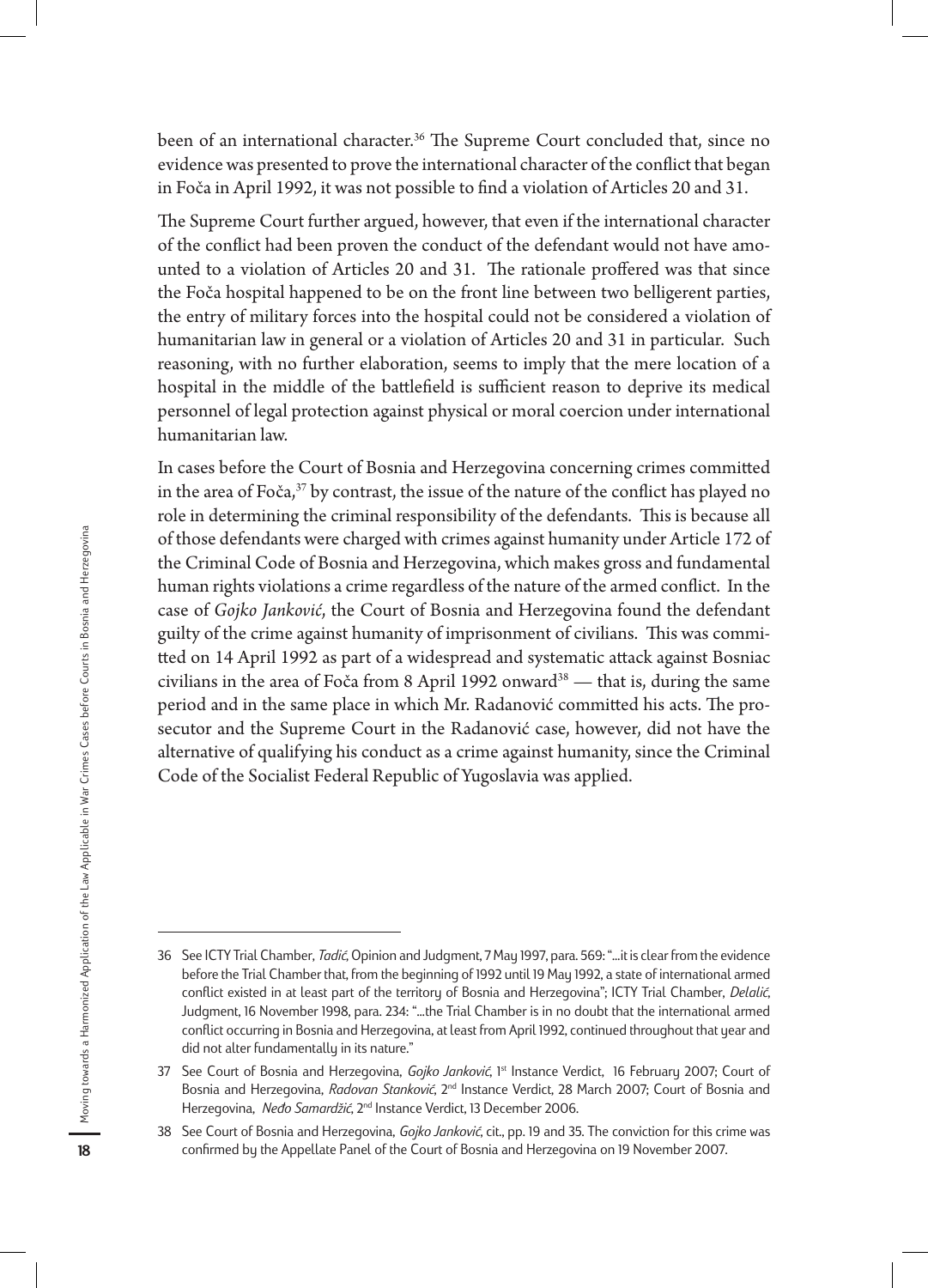been of an international character.[36] The Supreme Court concluded that, since no evidence was presented to prove the international character of the conflict that began in Foča in April 1992, it was not possible to find a violation of Articles 20 and 31.

The Supreme Court further argued, however, that even if the international character of the conflict had been proven the conduct of the defendant would not have amounted to a violation of Articles 20 and 31. The rationale proffered was that since the Foča hospital happened to be on the front line between two belligerent parties, the entry of military forces into the hospital could not be considered a violation of humanitarian law in general or a violation of Articles 20 and 31 in particular. Such reasoning, with no further elaboration, seems to imply that the mere location of a hospital in the middle of the battlefield is sufficient reason to deprive its medical personnel of legal protection against physical or moral coercion under international humanitarian law.

In cases before the Court of Bosnia and Herzegovina concerning crimes committed in the area of Foča,[37] by contrast, the issue of the nature of the conflict has played no role in determining the criminal responsibility of the defendants. This is because all of those defendants were charged with crimes against humanity under Article 172 of the Criminal Code of Bosnia and Herzegovina, which makes gross and fundamental human rights violations a crime regardless of the nature of the armed conflict. In the case of *Gojko Janković*, the Court of Bosnia and Herzegovina found the defendant guilty of the crime against humanity of imprisonment of civilians. This was committed on 14 April 1992 as part of a widespread and systematic attack against Bosniac civilians in the area of Foča from 8 April 1992 onward[38] — that is, during the same period and in the same place in which Mr. Radanović committed his acts. The prosecutor and the Supreme Court in the Radanović case, however, did not have the alternative of qualifying his conduct as a crime against humanity, since the Criminal Code of the Socialist Federal Republic of Yugoslavia was applied.

---

36 See ICTY Trial Chamber, *Tadić*, Opinion and Judgment, 7 May 1997, para. 569: "…it is clear from the evidence before the Trial Chamber that, from the beginning of 1992 until 19 May 1992, a state of international armed conflict existed in at least part of the territory of Bosnia and Herzegovina"; ICTY Trial Chamber, *Delalić*, Judgment, 16 November 1998, para. 234: "…the Trial Chamber is in no doubt that the international armed conflict occurring in Bosnia and Herzegovina, at least from April 1992, continued throughout that year and did not alter fundamentally in its nature."

37 See Court of Bosnia and Herzegovina, *Gojko Janković*, 1st Instance Verdict, 16 February 2007; Court of Bosnia and Herzegovina, *Radovan Stanković*, 2nd Instance Verdict, 28 March 2007; Court of Bosnia and Herzegovina, *Neđo Samardžić*, 2nd Instance Verdict, 13 December 2006.

38 See Court of Bosnia and Herzegovina, *Gojko Janković*, cit., pp. 19 and 35. The conviction for this crime was confirmed by the Appellate Panel of the Court of Bosnia and Herzegovina on 19 November 2007.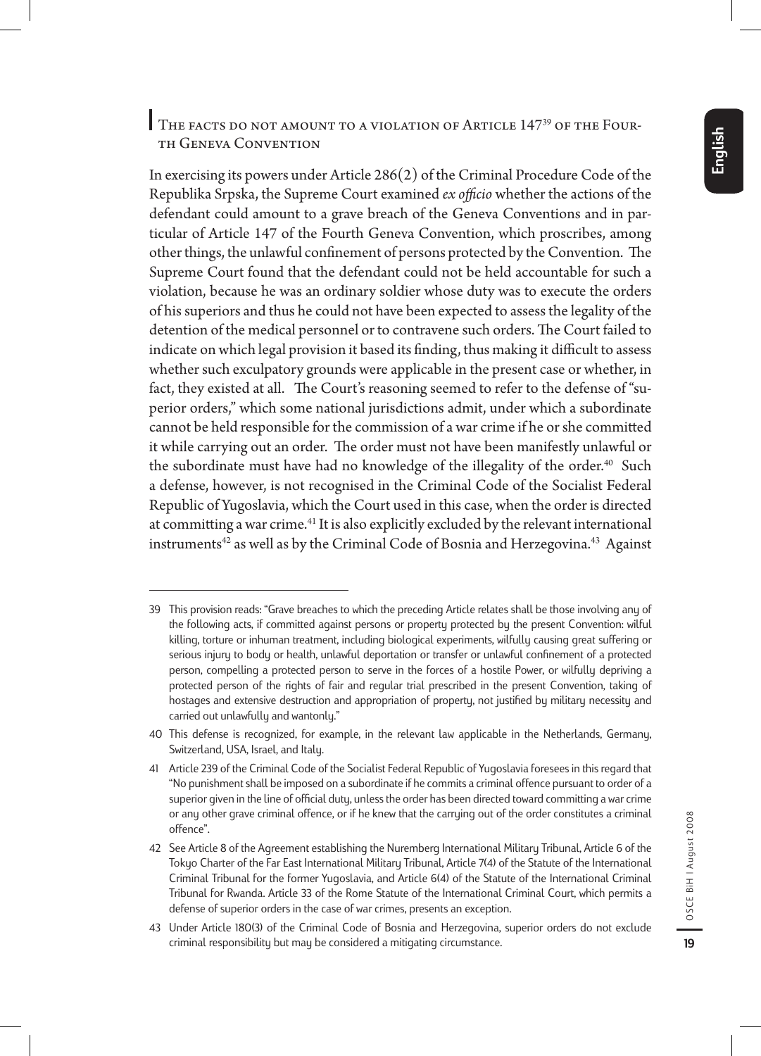## The facts do not amount to a violation of Article 147[39] of the Fourth Geneva Convention

In exercising its powers under Article 286(2) of the Criminal Procedure Code of the Republika Srpska, the Supreme Court examined *ex officio* whether the actions of the defendant could amount to a grave breach of the Geneva Conventions and in particular of Article 147 of the Fourth Geneva Convention, which proscribes, among other things, the unlawful confinement of persons protected by the Convention. The Supreme Court found that the defendant could not be held accountable for such a violation, because he was an ordinary soldier whose duty was to execute the orders of his superiors and thus he could not have been expected to assess the legality of the detention of the medical personnel or to contravene such orders. The Court failed to indicate on which legal provision it based its finding, thus making it difficult to assess whether such exculpatory grounds were applicable in the present case or whether, in fact, they existed at all. The Court's reasoning seemed to refer to the defense of "superior orders," which some national jurisdictions admit, under which a subordinate cannot be held responsible for the commission of a war crime if he or she committed it while carrying out an order. The order must not have been manifestly unlawful or the subordinate must have had no knowledge of the illegality of the order.[40] Such a defense, however, is not recognised in the Criminal Code of the Socialist Federal Republic of Yugoslavia, which the Court used in this case, when the order is directed at committing a war crime.[41] It is also explicitly excluded by the relevant international instruments[42] as well as by the Criminal Code of Bosnia and Herzegovina.[43] Against

---

39 This provision reads: "Grave breaches to which the preceding Article relates shall be those involving any of the following acts, if committed against persons or property protected by the present Convention: wilful killing, torture or inhuman treatment, including biological experiments, wilfully causing great suffering or serious injury to body or health, unlawful deportation or transfer or unlawful confinement of a protected person, compelling a protected person to serve in the forces of a hostile Power, or wilfully depriving a protected person of the rights of fair and regular trial prescribed in the present Convention, taking of hostages and extensive destruction and appropriation of property, not justified by military necessity and carried out unlawfully and wantonly."

40 This defense is recognized, for example, in the relevant law applicable in the Netherlands, Germany, Switzerland, USA, Israel, and Italy.

41 Article 239 of the Criminal Code of the Socialist Federal Republic of Yugoslavia foresees in this regard that "No punishment shall be imposed on a subordinate if he commits a criminal offence pursuant to order of a superior given in the line of official duty, unless the order has been directed toward committing a war crime or any other grave criminal offence, or if he knew that the carrying out of the order constitutes a criminal offence".

42 See Article 8 of the Agreement establishing the Nuremberg International Military Tribunal, Article 6 of the Tokyo Charter of the Far East International Military Tribunal, Article 7(4) of the Statute of the International Criminal Tribunal for the former Yugoslavia, and Article 6(4) of the Statute of the International Criminal Tribunal for Rwanda. Article 33 of the Rome Statute of the International Criminal Court, which permits a defense of superior orders in the case of war crimes, presents an exception.

43 Under Article 180(3) of the Criminal Code of Bosnia and Herzegovina, superior orders do not exclude criminal responsibility but may be considered a mitigating circumstance.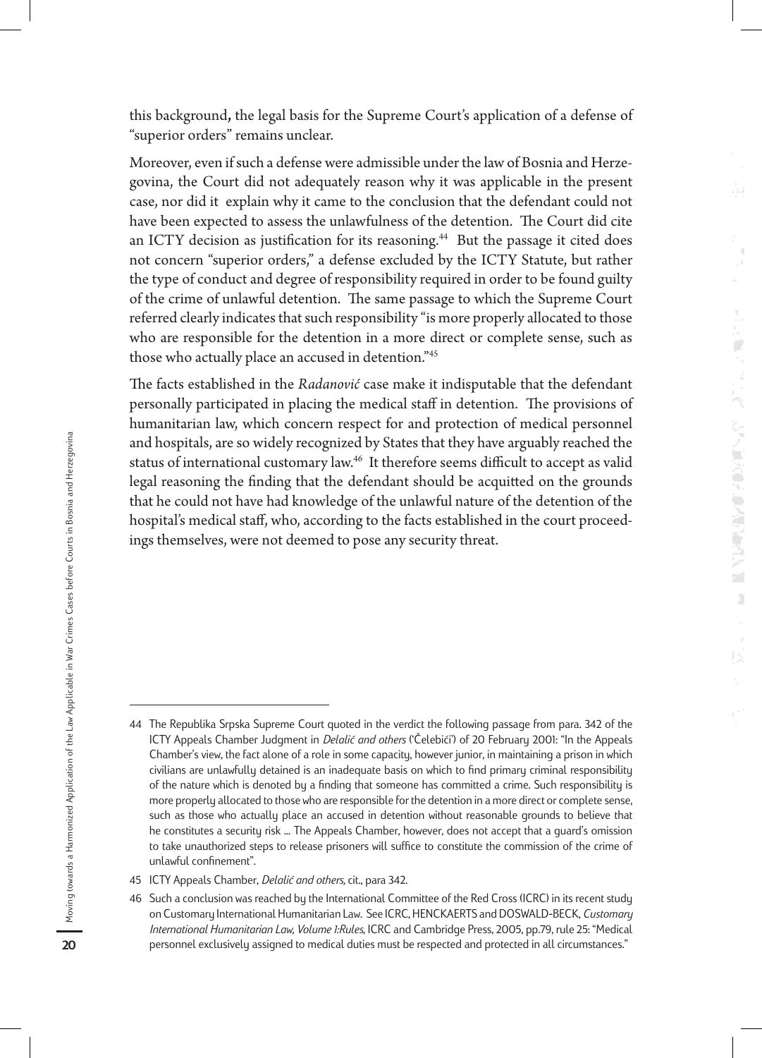this background, the legal basis for the Supreme Court's application of a defense of "superior orders" remains unclear.

Moreover, even if such a defense were admissible under the law of Bosnia and Herzegovina, the Court did not adequately reason why it was applicable in the present case, nor did it explain why it came to the conclusion that the defendant could not have been expected to assess the unlawfulness of the detention. The Court did cite an ICTY decision as justification for its reasoning.[44] But the passage it cited does not concern "superior orders," a defense excluded by the ICTY Statute, but rather the type of conduct and degree of responsibility required in order to be found guilty of the crime of unlawful detention. The same passage to which the Supreme Court referred clearly indicates that such responsibility "is more properly allocated to those who are responsible for the detention in a more direct or complete sense, such as those who actually place an accused in detention."[45]

The facts established in the *Radanović* case make it indisputable that the defendant personally participated in placing the medical staff in detention. The provisions of humanitarian law, which concern respect for and protection of medical personnel and hospitals, are so widely recognized by States that they have arguably reached the status of international customary law.[46] It therefore seems difficult to accept as valid legal reasoning the finding that the defendant should be acquitted on the grounds that he could not have had knowledge of the unlawful nature of the detention of the hospital's medical staff, who, according to the facts established in the court proceedings themselves, were not deemed to pose any security threat.

---

44 The Republika Srpska Supreme Court quoted in the verdict the following passage from para. 342 of the ICTY Appeals Chamber Judgment in *Delalić and others* ('Čelebići') of 20 February 2001: "In the Appeals Chamber's view, the fact alone of a role in some capacity, however junior, in maintaining a prison in which civilians are unlawfully detained is an inadequate basis on which to find primary criminal responsibility of the nature which is denoted by a finding that someone has committed a crime. Such responsibility is more properly allocated to those who are responsible for the detention in a more direct or complete sense, such as those who actually place an accused in detention without reasonable grounds to believe that he constitutes a security risk ... The Appeals Chamber, however, does not accept that a guard's omission to take unauthorized steps to release prisoners will suffice to constitute the commission of the crime of unlawful confinement".

45 ICTY Appeals Chamber, *Delalić and others*, cit., para 342.

46 Such a conclusion was reached by the International Committee of the Red Cross (ICRC) in its recent study on Customary International Humanitarian Law. See ICRC, HENCKAERTS and DOSWALD-BECK, *Customary International Humanitarian Law, Volume 1:Rules*, ICRC and Cambridge Press, 2005, pp.79, rule 25: "Medical personnel exclusively assigned to medical duties must be respected and protected in all circumstances."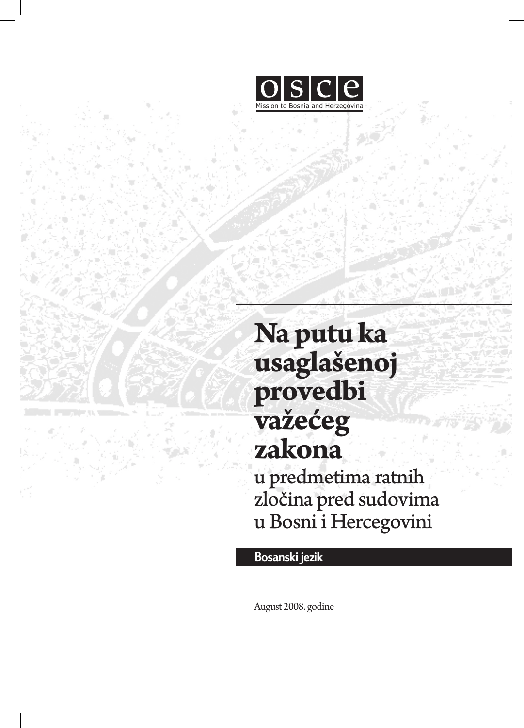OSCE

Mission to Bosnia and Herzegovina

# Na putu ka usaglašenoj provedbi važećeg zakona

## u predmetima ratnih zločina pred sudovima u Bosni i Hercegovini

**Bosanski jezik**

August 2008. godine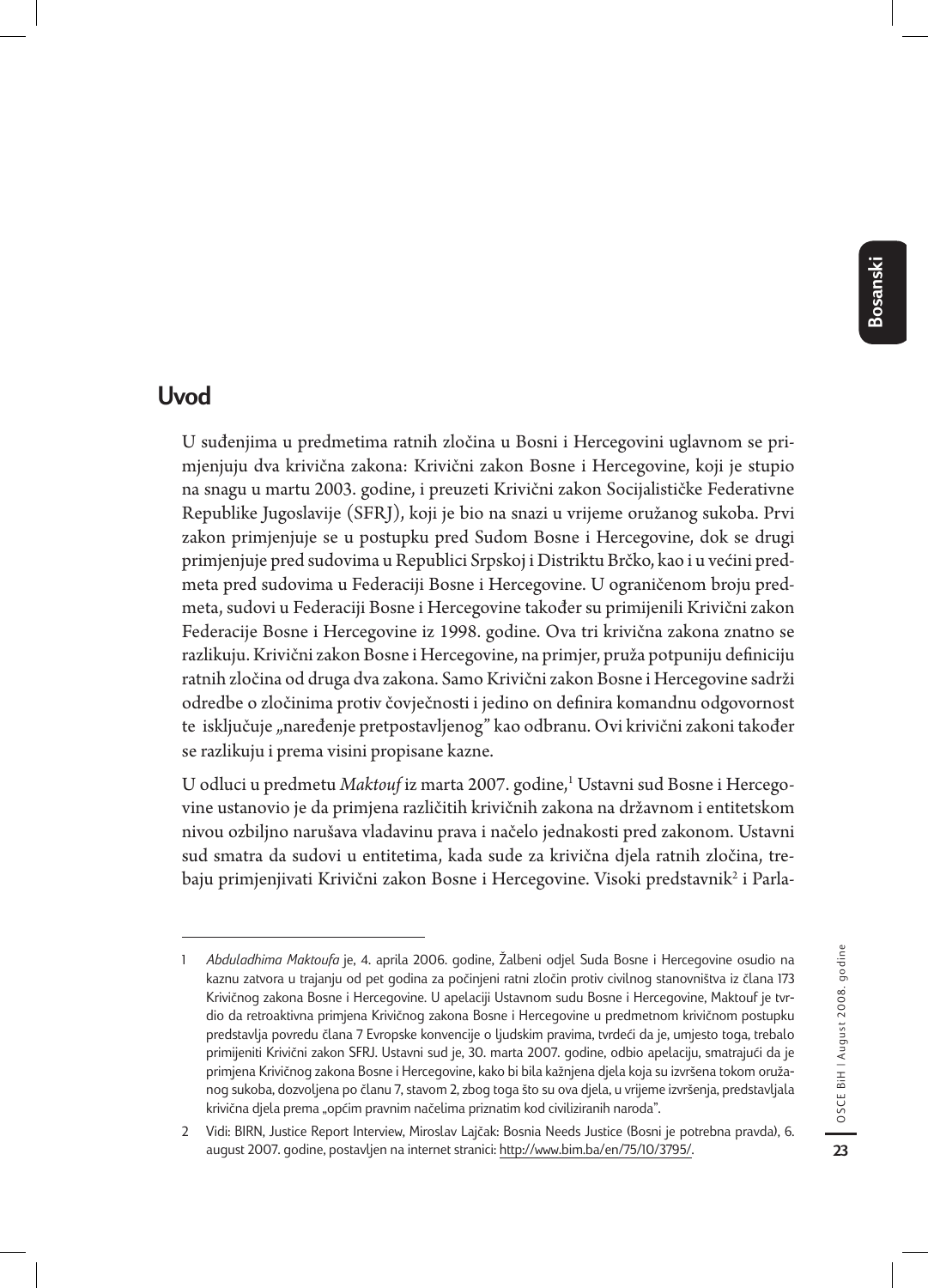## Uvod

U suđenjima u predmetima ratnih zločina u Bosni i Hercegovini uglavnom se primjenjuju dva krivična zakona: Krivični zakon Bosne i Hercegovine, koji je stupio na snagu u martu 2003. godine, i preuzeti Krivični zakon Socijalističke Federativne Republike Jugoslavije (SFRJ), koji je bio na snazi u vrijeme oružanog sukoba. Prvi zakon primjenjuje se u postupku pred Sudom Bosne i Hercegovine, dok se drugi primjenjuje pred sudovima u Republici Srpskoj i Distriktu Brčko, kao i u većini predmeta pred sudovima u Federaciji Bosne i Hercegovine. U ograničenom broju predmeta, sudovi u Federaciji Bosne i Hercegovine također su primijenili Krivični zakon Federacije Bosne i Hercegovine iz 1998. godine. Ova tri krivična zakona znatno se razlikuju. Krivični zakon Bosne i Hercegovine, na primjer, pruža potpuniju definiciju ratnih zločina od druga dva zakona. Samo Krivični zakon Bosne i Hercegovine sadrži odredbe o zločinima protiv čovječnosti i jedino on definira komandnu odgovornost te isključuje „naređenje pretpostavljenog" kao odbranu. Ovi krivični zakoni također se razlikuju i prema visini propisane kazne.

U odluci u predmetu *Maktouf* iz marta 2007. godine,[1] Ustavni sud Bosne i Hercegovine ustanovio je da primjena različitih krivičnih zakona na državnom i entitetskom nivou ozbiljno narušava vladavinu prava i načelo jednakosti pred zakonom. Ustavni sud smatra da sudovi u entitetima, kada sude za krivična djela ratnih zločina, trebaju primjenjivati Krivični zakon Bosne i Hercegovine. Visoki predstavnik[2] i Parla-

---

1 *Abduladhima Maktoufa* je, 4. aprila 2006. godine, Žalbeni odjel Suda Bosne i Hercegovine osudio na kaznu zatvora u trajanju od pet godina za počinjeni ratni zločin protiv civilnog stanovništva iz člana 173 Krivičnog zakona Bosne i Hercegovine. U apelaciji Ustavnom sudu Bosne i Hercegovine, Maktouf je tvrdio da retroaktivna primjena Krivičnog zakona Bosne i Hercegovine u predmetnom krivičnom postupku predstavlja povredu člana 7 Evropske konvencije o ljudskim pravima, tvrdeći da je, umjesto toga, trebalo primijeniti Krivični zakon SFRJ. Ustavni sud je, 30. marta 2007. godine, odbio apelaciju, smatrajući da je primjena Krivičnog zakona Bosne i Hercegovine, kako bi bila kažnjena djela koja su izvršena tokom oružanog sukoba, dozvoljena po članu 7, stavom 2, zbog toga što su ova djela, u vrijeme izvršenja, predstavljala krivična djela prema „općim pravnim načelima priznatim kod civiliziranih naroda".

2 Vidi: BIRN, Justice Report Interview, Miroslav Lajčak: Bosnia Needs Justice (Bosni je potrebna pravda), 6. august 2007. godine, postavljen na internet stranici: http://www.bim.ba/en/75/10/3795/.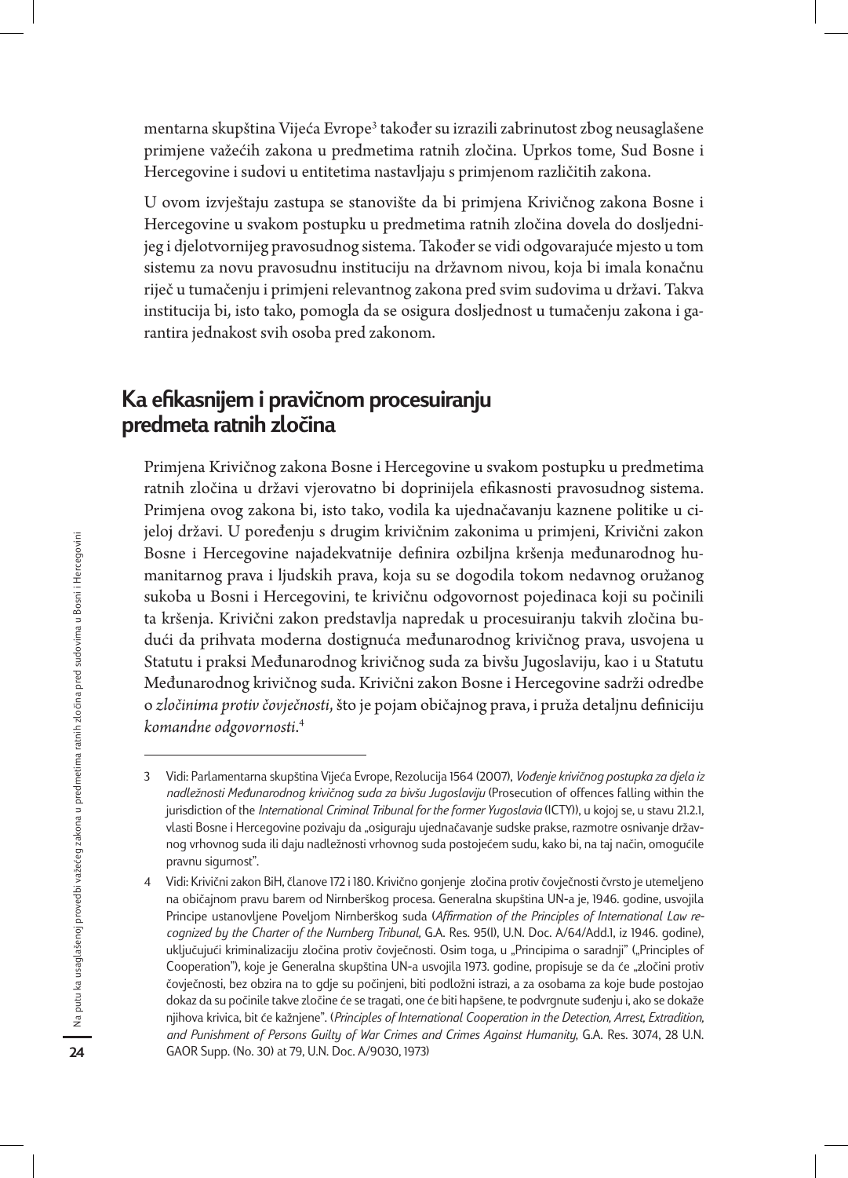mentarna skupština Vijeća Evrope[3] također su izrazili zabrinutost zbog neusaglašene primjene važećih zakona u predmetima ratnih zločina. Uprkos tome, Sud Bosne i Hercegovine i sudovi u entitetima nastavljaju s primjenom različitih zakona.

U ovom izvještaju zastupa se stanovište da bi primjena Krivičnog zakona Bosne i Hercegovine u svakom postupku u predmetima ratnih zločina dovela do dosljednijeg i djelotvornijeg pravosudnog sistema. Također se vidi odgovarajuće mjesto u tom sistemu za novu pravosudnu instituciju na državnom nivou, koja bi imala konačnu riječ u tumačenju i primjeni relevantnog zakona pred svim sudovima u državi. Takva institucija bi, isto tako, pomogla da se osigura dosljednost u tumačenju zakona i garantira jednakost svih osoba pred zakonom.

## Ka efikasnijem i pravičnom procesuiranju predmeta ratnih zločina

Primjena Krivičnog zakona Bosne i Hercegovine u svakom postupku u predmetima ratnih zločina u državi vjerovatno bi doprinijela efikasnosti pravosudnog sistema. Primjena ovog zakona bi, isto tako, vodila ka ujednačavanju kaznene politike u cijeloj državi. U poređenju s drugim krivičnim zakonima u primjeni, Krivični zakon Bosne i Hercegovine najadekvatnije definira ozbiljna kršenja međunarodnog humanitarnog prava i ljudskih prava, koja su se dogodila tokom nedavnog oružanog sukoba u Bosni i Hercegovini, te krivičnu odgovornost pojedinaca koji su počinili ta kršenja. Krivični zakon predstavlja napredak u procesuiranju takvih zločina budući da prihvata moderna dostignuća međunarodnog krivičnog prava, usvojena u Statutu i praksi Međunarodnog krivičnog suda za bivšu Jugoslaviju, kao i u Statutu Međunarodnog krivičnog suda. Krivični zakon Bosne i Hercegovine sadrži odredbe o *zločinima protiv čovječnosti*, što je pojam običajnog prava, i pruža detaljnu definiciju *komandne odgovornosti*.[4]

---

3 Vidi: Parlamentarna skupština Vijeća Evrope, Rezolucija 1564 (2007), *Vođenje krivičnog postupka za djela iz nadležnosti Međunarodnog krivičnog suda za bivšu Jugoslaviju* (Prosecution of offences falling within the jurisdiction of the *International Criminal Tribunal for the former Yugoslavia* (ICTY)), u kojoj se, u stavu 21.2.1, vlasti Bosne i Hercegovine pozivaju da „osiguraju ujednačavanje sudske prakse, razmotre osnivanje državnog vrhovnog suda ili daju nadležnosti vrhovnog suda postojećem sudu, kako bi, na taj način, omogućile pravnu sigurnost".

4 Vidi: Krivični zakon BiH, članove 172 i 180. Krivično gonjenje zločina protiv čovječnosti čvrsto je utemeljeno na običajnom pravu barem od Nirnberškog procesa. Generalna skupština UN-a je, 1946. godine, usvojila Principe ustanovljene Poveljom Nirnberškog suda (*Affirmation of the Principles of International Law recognized by the Charter of the Nurnberg Tribunal*, G.A. Res. 95(I), U.N. Doc. A/64/Add.1, iz 1946. godine), uključujući kriminalizaciju zločina protiv čovječnosti. Osim toga, u „Principima o saradnji" („Principles of Cooperation"), koje je Generalna skupština UN-a usvojila 1973. godine, propisuje se da će „zločini protiv čovječnosti, bez obzira na to gdje su počinjeni, biti podložni istrazi, a za osobama za koje bude postojao dokaz da su počinile takve zločine će se tragati, one će biti hapšene, te podvrgnute suđenju i, ako se dokaže njihova krivica, bit će kažnjene". (*Principles of International Cooperation in the Detection, Arrest, Extradition, and Punishment of Persons Guilty of War Crimes and Crimes Against Humanity*, G.A. Res. 3074, 28 U.N. GAOR Supp. (No. 30) at 79, U.N. Doc. A/9030, 1973)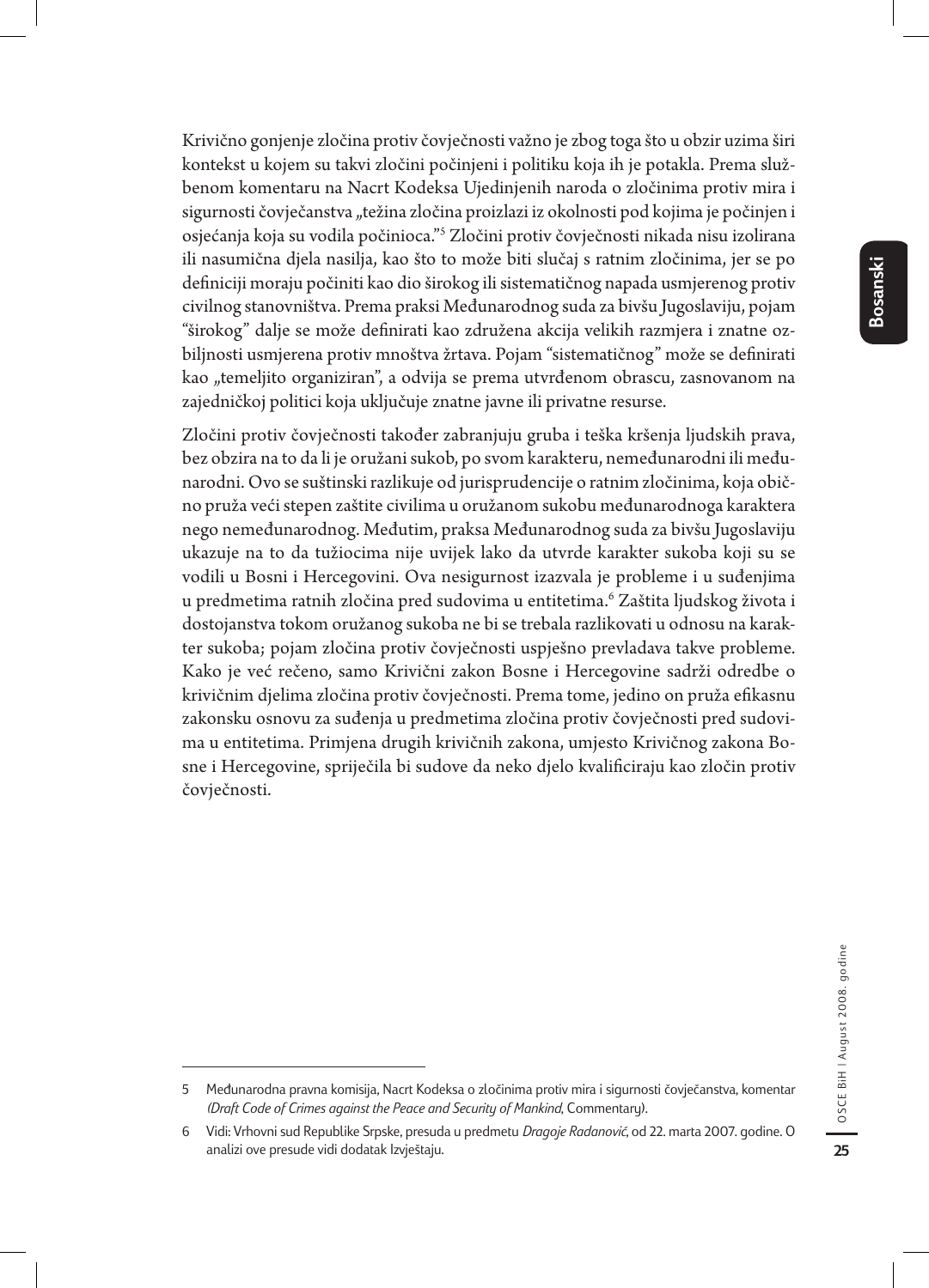Krivično gonjenje zločina protiv čovječnosti važno je zbog toga što u obzir uzima širi kontekst u kojem su takvi zločini počinjeni i politiku koja ih je potakla. Prema službenom komentaru na Nacrt Kodeksa Ujedinjenih naroda o zločinima protiv mira i sigurnosti čovječanstva „težina zločina proizlazi iz okolnosti pod kojima je počinjen i osjećanja koja su vodila počinioca."[5] Zločini protiv čovječnosti nikada nisu izolirana ili nasumična djela nasilja, kao što to može biti slučaj s ratnim zločinima, jer se po definiciji moraju počiniti kao dio širokog ili sistematičnog napada usmjerenog protiv civilnog stanovništva. Prema praksi Međunarodnog suda za bivšu Jugoslaviju, pojam "širokog" dalje se može definirati kao združena akcija velikih razmjera i znatne ozbiljnosti usmjerena protiv mnoštva žrtava. Pojam "sistematičnog" može se definirati kao „temeljito organiziran", a odvija se prema utvrđenom obrascu, zasnovanom na zajedničkoj politici koja uključuje znatne javne ili privatne resurse.

Zločini protiv čovječnosti također zabranjuju gruba i teška kršenja ljudskih prava, bez obzira na to da li je oružani sukob, po svom karakteru, nemeđunarodni ili međunarodni. Ovo se suštinski razlikuje od jurisprudencije o ratnim zločinima, koja obično pruža veći stepen zaštite civilima u oružanom sukobu međunarodnoga karaktera nego nemeđunarodnog. Međutim, praksa Međunarodnog suda za bivšu Jugoslaviju ukazuje na to da tužiocima nije uvijek lako da utvrde karakter sukoba koji su se vodili u Bosni i Hercegovini. Ova nesigurnost izazvala je probleme i u suđenjima u predmetima ratnih zločina pred sudovima u entitetima.[6] Zaštita ljudskog života i dostojanstva tokom oružanog sukoba ne bi se trebala razlikovati u odnosu na karakter sukoba; pojam zločina protiv čovječnosti uspješno prevladava takve probleme. Kako je već rečeno, samo Krivični zakon Bosne i Hercegovine sadrži odredbe o krivičnim djelima zločina protiv čovječnosti. Prema tome, jedino on pruža efikasnu zakonsku osnovu za suđenja u predmetima zločina protiv čovječnosti pred sudovima u entitetima. Primjena drugih krivičnih zakona, umjesto Krivičnog zakona Bosne i Hercegovine, spriječila bi sudove da neko djelo kvalificiraju kao zločin protiv čovječnosti.

---

5 Međunarodna pravna komisija, Nacrt Kodeksa o zločinima protiv mira i sigurnosti čovječanstva, komentar *(Draft Code of Crimes against the Peace and Security of Mankind*, Commentary).

6 Vidi: Vrhovni sud Republike Srpske, presuda u predmetu *Dragoje Radanović*, od 22. marta 2007. godine. O analizi ove presude vidi dodatak Izvještaju.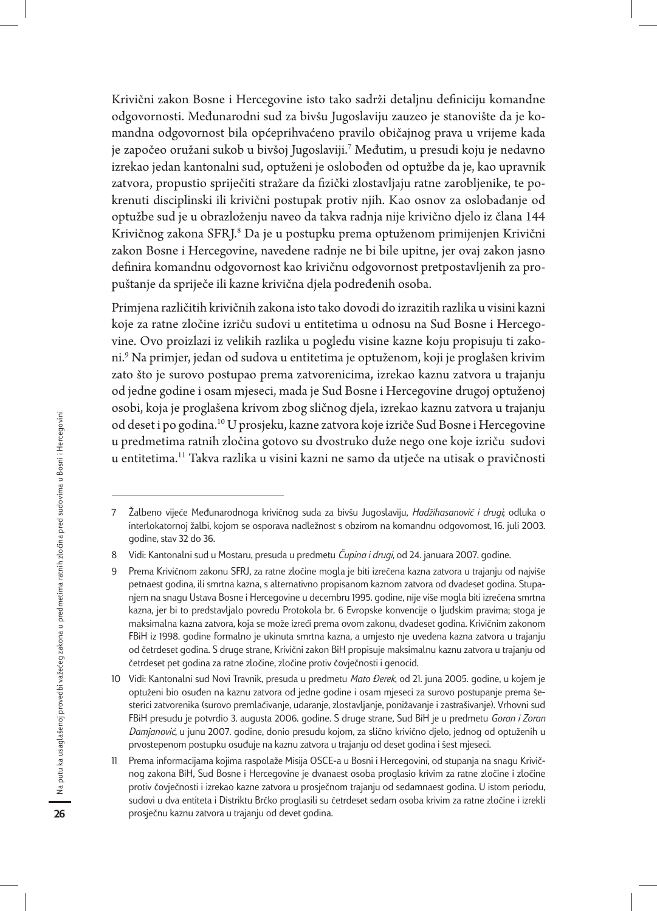Krivični zakon Bosne i Hercegovine isto tako sadrži detaljnu definiciju komandne odgovornosti. Međunarodni sud za bivšu Jugoslaviju zauzeo je stanovište da je komandna odgovornost bila općeprihvaćeno pravilo običajnog prava u vrijeme kada je započeo oružani sukob u bivšoj Jugoslaviji.[7] Međutim, u presudi koju je nedavno izrekao jedan kantonalni sud, optuženi je oslobođen od optužbe da je, kao upravnik zatvora, propustio spriječiti stražare da fizički zlostavljaju ratne zarobljenike, te pokrenuti disciplinski ili krivični postupak protiv njih. Kao osnov za oslobađanje od optužbe sud je u obrazloženju naveo da takva radnja nije krivično djelo iz člana 144 Krivičnog zakona SFRJ.[8] Da je u postupku prema optuženom primijenjen Krivični zakon Bosne i Hercegovine, navedene radnje ne bi bile upitne, jer ovaj zakon jasno definira komandnu odgovornost kao krivičnu odgovornost pretpostavljenih za propuštanje da spriječe ili kazne krivična djela podređenih osoba.

Primjena različitih krivičnih zakona isto tako dovodi do izrazitih razlika u visini kazni koje za ratne zločine izriču sudovi u entitetima u odnosu na Sud Bosne i Hercegovine. Ovo proizlazi iz velikih razlika u pogledu visine kazne koju propisuju ti zakoni.[9] Na primjer, jedan od sudova u entitetima je optuženom, koji je proglašen krivim zato što je surovo postupao prema zatvorenicima, izrekao kaznu zatvora u trajanju od jedne godine i osam mjeseci, mada je Sud Bosne i Hercegovine drugoj optuženoj osobi, koja je proglašena krivom zbog sličnog djela, izrekao kaznu zatvora u trajanju od deset i po godina.[10] U prosjeku, kazne zatvora koje izriče Sud Bosne i Hercegovine u predmetima ratnih zločina gotovo su dvostruko duže nego one koje izriču sudovi u entitetima.[11] Takva razlika u visini kazni ne samo da utječe na utisak o pravičnosti

---

7 Žalbeno vijeće Međunarodnoga krivičnog suda za bivšu Jugoslaviju, *Hadžihasanović i drugi*; odluka o interlokatornoj žalbi, kojom se osporava nadležnost s obzirom na komandnu odgovornost, 16. juli 2003. godine, stav 32 do 36.

8 Vidi: Kantonalni sud u Mostaru, presuda u predmetu *Čupina i drugi*, od 24. januara 2007. godine.

9 Prema Krivičnom zakonu SFRJ, za ratne zločine mogla je biti izrečena kazna zatvora u trajanju od najviše petnaest godina, ili smrtna kazna, s alternativno propisanom kaznom zatvora od dvadeset godina. Stupanjem na snagu Ustava Bosne i Hercegovine u decembru 1995. godine, nije više mogla biti izrečena smrtna kazna, jer bi to predstavljalo povredu Protokola br. 6 Evropske konvencije o ljudskim pravima; stoga je maksimalna kazna zatvora, koja se može izreći prema ovom zakonu, dvadeset godina. Krivičnim zakonom FBiH iz 1998. godine formalno je ukinuta smrtna kazna, a umjesto nje uvedena kazna zatvora u trajanju od četrdeset godina. S druge strane, Krivični zakon BiH propisuje maksimalnu kaznu zatvora u trajanju od četrdeset pet godina za ratne zločine, zločine protiv čovječnosti i genocid.

10 Vidi: Kantonalni sud Novi Travnik, presuda u predmetu *Mato Đerek*, od 21. juna 2005. godine, u kojem je optuženi bio osuđen na kaznu zatvora od jedne godine i osam mjeseci za surovo postupanje prema šesterici zatvorenika (surovo premlaćivanje, udaranje, zlostavljanje, ponižavanje i zastrašivanje). Vrhovni sud FBiH presudu je potvrdio 3. augusta 2006. godine. S druge strane, Sud BiH je u predmetu *Goran i Zoran Damjanović*, u junu 2007. godine, donio presudu kojom, za slično krivično djelo, jednog od optuženih u prvostepenom postupku osuđuje na kaznu zatvora u trajanju od deset godina i šest mjeseci.

11 Prema informacijama kojima raspolaže Misija OSCE-a u Bosni i Hercegovini, od stupanja na snagu Krivičnog zakona BiH, Sud Bosne i Hercegovine je dvanaest osoba proglasio krivim za ratne zločine i zločine protiv čovječnosti i izrekao kazne zatvora u prosječnom trajanju od sedamnaest godina. U istom periodu, sudovi u dva entiteta i Distriktu Brčko proglasili su četrdeset sedam osoba krivim za ratne zločine i izrekli prosječnu kaznu zatvora u trajanju od devet godina.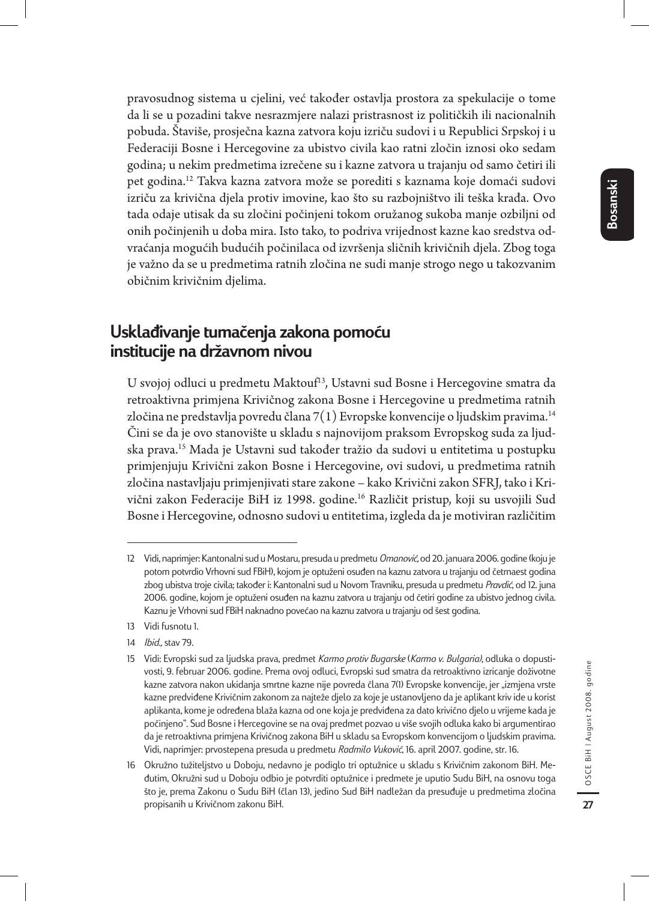pravosudnog sistema u cjelini, već također ostavlja prostora za spekulacije o tome da li se u pozadini takve nesrazmjere nalazi pristrasnost iz političkih ili nacionalnih pobuda. Štaviše, prosječna kazna zatvora koju izriču sudovi i u Republici Srpskoj i u Federaciji Bosne i Hercegovine za ubistvo civila kao ratni zločin iznosi oko sedam godina; u nekim predmetima izrečene su i kazne zatvora u trajanju od samo četiri ili pet godina.[12] Takva kazna zatvora može se porediti s kaznama koje domaći sudovi izriču za krivična djela protiv imovine, kao što su razbojništvo ili teška krađa. Ovo tada odaje utisak da su zločini počinjeni tokom oružanog sukoba manje ozbiljni od onih počinjenih u doba mira. Isto tako, to podriva vrijednost kazne kao sredstva odvraćanja mogućih budućih počinilaca od izvršenja sličnih krivičnih djela. Zbog toga je važno da se u predmetima ratnih zločina ne sudi manje strogo nego u takozvanim običnim krivičnim djelima.

## Usklađivanje tumačenja zakona pomoću institucije na državnom nivou

U svojoj odluci u predmetu Maktouf[13], Ustavni sud Bosne i Hercegovine smatra da retroaktivna primjena Krivičnog zakona Bosne i Hercegovine u predmetima ratnih zločina ne predstavlja povredu člana 7(1) Evropske konvencije o ljudskim pravima.[14] Čini se da je ovo stanovište u skladu s najnovijom praksom Evropskog suda za ljudska prava.[15] Mada je Ustavni sud također tražio da sudovi u entitetima u postupku primjenjuju Krivični zakon Bosne i Hercegovine, ovi sudovi, u predmetima ratnih zločina nastavljaju primjenjivati stare zakone – kako Krivični zakon SFRJ, tako i Krivični zakon Federacije BiH iz 1998. godine.[16] Različit pristup, koji su usvojili Sud Bosne i Hercegovine, odnosno sudovi u entitetima, izgleda da je motiviran različitim

---

12 Vidi, naprimjer: Kantonalni sud u Mostaru, presuda u predmetu *Omanović*, od 20. januara 2006. godine (koju je potom potvrdio Vrhovni sud FBiH), kojom je optuženi osuđen na kaznu zatvora u trajanju od četrnaest godina zbog ubistva troje civila; također i: Kantonalni sud u Novom Travniku, presuda u predmetu *Pravdić*, od 12. juna 2006. godine, kojom je optuženi osuđen na kaznu zatvora u trajanju od četiri godine za ubistvo jednog civila. Kaznu je Vrhovni sud FBiH naknadno povećao na kaznu zatvora u trajanju od šest godina.

13 Vidi fusnotu 1.

14 *Ibid.,* stav 79.

15 Vidi: Evropski sud za ljudska prava, predmet *Karmo protiv Bugarske* (*Karmo v. Bulgaria),* odluka o dopustivosti, 9. februar 2006. godine. Prema ovoj odluci, Evropski sud smatra da retroaktivno izricanje doživotne kazne zatvora nakon ukidanja smrtne kazne nije povreda člana 7(1) Evropske konvencije, jer „izmjena vrste kazne predviđene Krivičnim zakonom za najteže djelo za koje je ustanovljeno da je aplikant kriv ide u korist aplikanta, kome je određena blaža kazna od one koja je predviđena za dato krivično djelo u vrijeme kada je počinjeno". Sud Bosne i Hercegovine se na ovaj predmet pozvao u više svojih odluka kako bi argumentirao da je retroaktivna primjena Krivičnog zakona BiH u skladu sa Evropskom konvencijom o ljudskim pravima. Vidi, naprimjer: prvostepena presuda u predmetu *Radmilo Vuković*, 16. april 2007. godine, str. 16.

16 Okružno tužiteljstvo u Doboju, nedavno je podiglo tri optužnice u skladu s Krivičnim zakonom BiH. Međutim, Okružni sud u Doboju odbio je potvrditi optužnice i predmete je uputio Sudu BiH, na osnovu toga što je, prema Zakonu o Sudu BiH (član 13), jedino Sud BiH nadležan da presuđuje u predmetima zločina propisanih u Krivičnom zakonu BiH.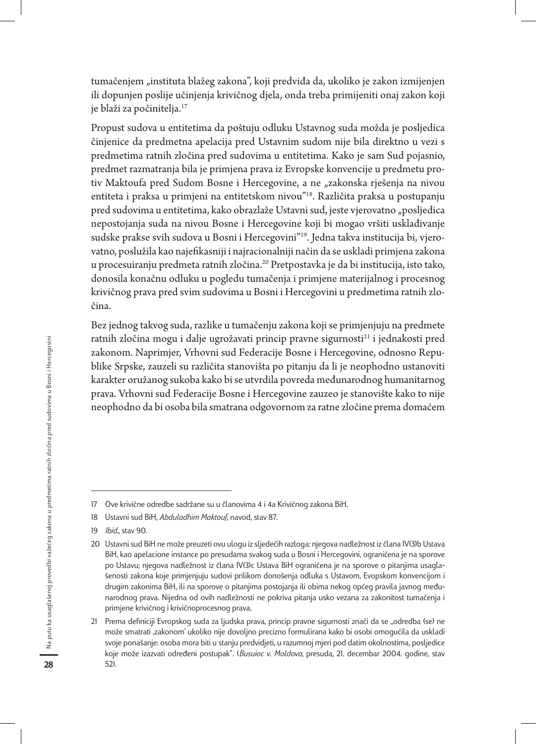tumačenjem „instituta blažeg zakona", koji predviđa da, ukoliko je zakon izmijenjen ili dopunjen poslije učinjenja krivičnog djela, onda treba primijeniti onaj zakon koji je blaži za počinitelja.[17]

Propust sudova u entitetima da poštuju odluku Ustavnog suda možda je posljedica činjenice da predmetna apelacija pred Ustavnim sudom nije bila direktno u vezi s predmetima ratnih zločina pred sudovima u entitetima. Kako je sam Sud pojasnio, predmet razmatranja bila je primjena prava iz Evropske konvencije u predmetu protiv Maktoufa pred Sudom Bosne i Hercegovine, a ne „zakonska rješenja na nivou entiteta i praksa u primjeni na entitetskom nivou"[18]. Različita praksa u postupanju pred sudovima u entitetima, kako obrazlaže Ustavni sud, jeste vjerovatno „posljedica nepostojanja suda na nivou Bosne i Hercegovine koji bi mogao vršiti usklađivanje sudske prakse svih sudova u Bosni i Hercegovini"[19]. Jedna takva institucija bi, vjerovatno, poslužila kao najefikasniji i najracionalniji način da se uskladi primjena zakona u procesuiranju predmeta ratnih zločina.[20] Pretpostavka je da bi institucija, isto tako, donosila konačnu odluku u pogledu tumačenja i primjene materijalnog i procesnog krivičnog prava pred svim sudovima u Bosni i Hercegovini u predmetima ratnih zločina.

Bez jednog takvog suda, razlike u tumačenju zakona koji se primjenjuju na predmete ratnih zločina mogu i dalje ugrožavati princip pravne sigurnosti[21] i jednakosti pred zakonom. Naprimjer, Vrhovni sud Federacije Bosne i Hercegovine, odnosno Republike Srpske, zauzeli su različita stanovišta po pitanju da li je neophodno ustanoviti karakter oružanog sukoba kako bi se utvrdila povreda međunarodnog humanitarnog prava. Vrhovni sud Federacije Bosne i Hercegovine zauzeo je stanovište kako to nije neophodno da bi osoba bila smatrana odgovornom za ratne zločine prema domaćem

---

17 Ove krivične odredbe sadržane su u članovima 4 i 4a Krivičnog zakona BiH.

18 Ustavni sud BiH, *Abduladhim Maktouf*, navod, stav 87.

19 *Ibid.*, stav 90.

20 Ustavni sud BiH ne može preuzeti ovu ulogu iz sljedećih razloga: njegova nadležnost iz člana IV(3)b Ustava BiH, kao apelacione instance po presudama svakog suda u Bosni i Hercegovini, ograničena je na sporove po Ustavu; njegova nadležnost iz člana IV(3)c Ustava BiH ograničena je na sporove o pitanjima usaglašenosti zakona koje primjenjuju sudovi prilikom donošenja odluka s Ustavom, Evopskom konvencijom i drugim zakonima BiH, ili na sporove o pitanjima postojanja ili obima nekog općeg pravila javnog međunarodnog prava. Nijedna od ovih nadležnosti ne pokriva pitanja usko vezana za zakonitost tumačenja i primjene krivičnog i krivičnoprocesnog prava.

21 Prema definiciji Evropskog suda za ljudska prava, princip pravne sigurnosti znači da se „odredba (se) ne može smatrati ‚zakonom' ukoliko nije dovoljno precizno formulirana kako bi osobi omogućila da uskladi svoje ponašanje: osoba mora biti u stanju predvidjeti, u razumnoj mjeri pod datim okolnostima, posljedice koje može izazvati određeni postupak". (*Busuioc v. Moldova*, presuda, 21. decembar 2004. godine, stav 52).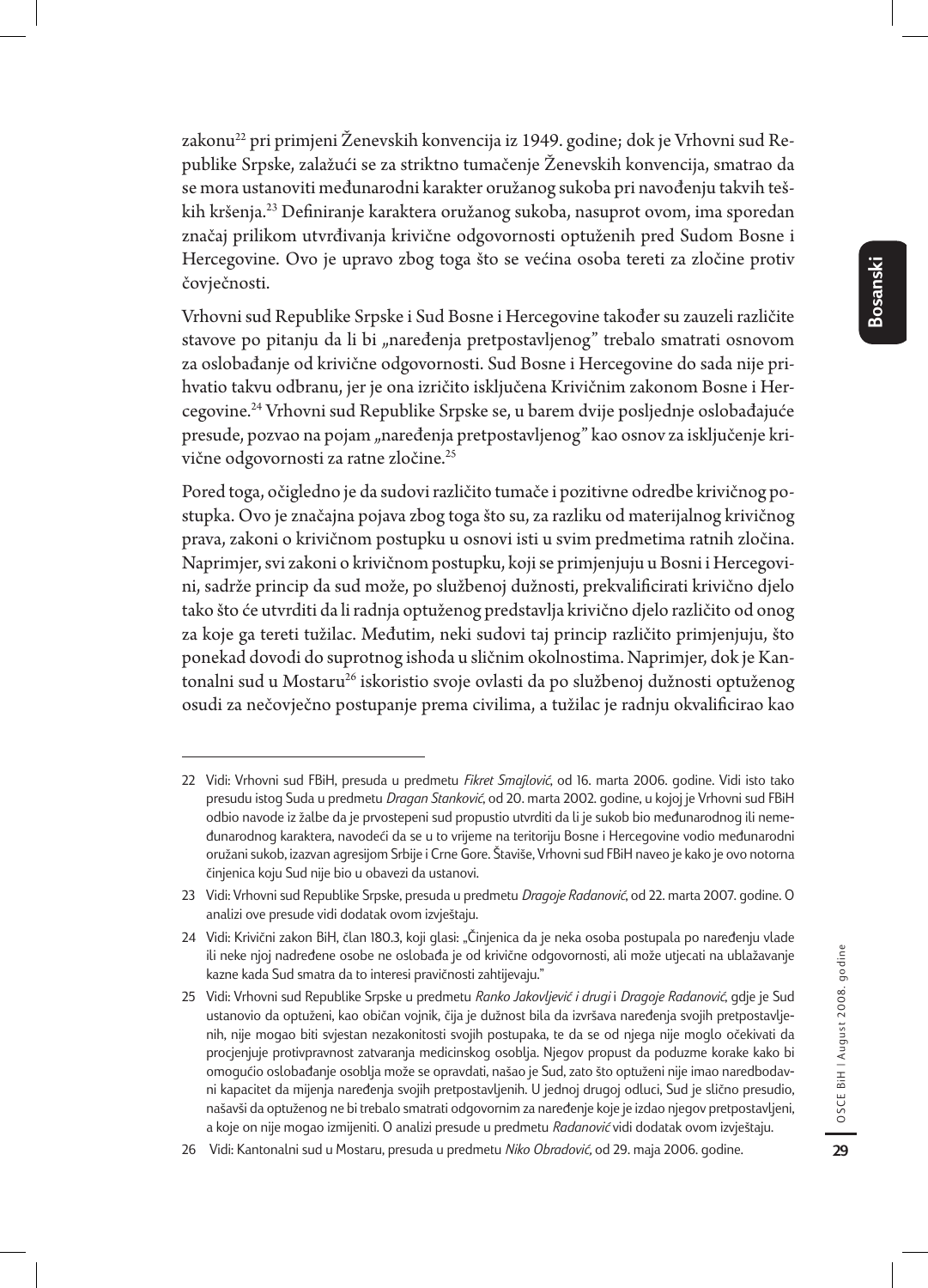zakonu[22] pri primjeni Ženevskih konvencija iz 1949. godine; dok je Vrhovni sud Republike Srpske, zalažući se za striktno tumačenje Ženevskih konvencija, smatrao da se mora ustanoviti međunarodni karakter oružanog sukoba pri navođenju takvih teških kršenja.[23] Definiranje karaktera oružanog sukoba, nasuprot ovom, ima sporedan značaj prilikom utvrđivanja krivične odgovornosti optuženih pred Sudom Bosne i Hercegovine. Ovo je upravo zbog toga što se većina osoba tereti za zločine protiv čovječnosti.

Vrhovni sud Republike Srpske i Sud Bosne i Hercegovine također su zauzeli različite stavove po pitanju da li bi „naređenja pretpostavljenog" trebalo smatrati osnovom za oslobađanje od krivične odgovornosti. Sud Bosne i Hercegovine do sada nije prihvatio takvu odbranu, jer je ona izričito isključena Krivičnim zakonom Bosne i Hercegovine.[24] Vrhovni sud Republike Srpske se, u barem dvije posljednje oslobađajuće presude, pozvao na pojam „naređenja pretpostavljenog" kao osnov za isključenje krivične odgovornosti za ratne zločine.[25]

Pored toga, očigledno je da sudovi različito tumače i pozitivne odredbe krivičnog postupka. Ovo je značajna pojava zbog toga što su, za razliku od materijalnog krivičnog prava, zakoni o krivičnom postupku u osnovi isti u svim predmetima ratnih zločina. Naprimjer, svi zakoni o krivičnom postupku, koji se primjenjuju u Bosni i Hercegovini, sadrže princip da sud može, po službenoj dužnosti, prekvalificirati krivično djelo tako što će utvrditi da li radnja optuženog predstavlja krivično djelo različito od onog za koje ga tereti tužilac. Međutim, neki sudovi taj princip različito primjenjuju, što ponekad dovodi do suprotnog ishoda u sličnim okolnostima. Naprimjer, dok je Kantonalni sud u Mostaru[26] iskoristio svoje ovlasti da po službenoj dužnosti optuženog osudi za nečovječno postupanje prema civilima, a tužilac je radnju okvalificirao kao

---

22 Vidi: Vrhovni sud FBiH, presuda u predmetu *Fikret Smajlović*, od 16. marta 2006. godine. Vidi isto tako presudu istog Suda u predmetu *Dragan Stanković*, od 20. marta 2002. godine, u kojoj je Vrhovni sud FBiH odbio navode iz žalbe da je prvostepeni sud propustio utvrditi da li je sukob bio međunarodnog ili nemeđunarodnog karaktera, navodeći da se u to vrijeme na teritoriju Bosne i Hercegovine vodio međunarodni oružani sukob, izazvan agresijom Srbije i Crne Gore. Štaviše, Vrhovni sud FBiH naveo je kako je ovo notorna činjenica koju Sud nije bio u obavezi da ustanovi.

23 Vidi: Vrhovni sud Republike Srpske, presuda u predmetu *Dragoje Radanović*, od 22. marta 2007. godine. O analizi ove presude vidi dodatak ovom izvještaju.

24 Vidi: Krivični zakon BiH, član 180.3, koji glasi: „Činjenica da je neka osoba postupala po naređenju vlade ili neke njoj nadređene osobe ne oslobađa je od krivične odgovornosti, ali može utjecati na ublažavanje kazne kada Sud smatra da to interesi pravičnosti zahtijevaju."

25 Vidi: Vrhovni sud Republike Srpske u predmetu *Ranko Jakovljević i drugi* i *Dragoje Radanović*, gdje je Sud ustanovio da optuženi, kao običan vojnik, čija je dužnost bila da izvršava naređenja svojih pretpostavljenih, nije mogao biti svjestan nezakonitosti svojih postupaka, te da se od njega nije moglo očekivati da procjenjuje protivpravnost zatvaranja medicinskog osoblja. Njegov propust da poduzme korake kako bi omogućio oslobađanje osoblja može se opravdati, našao je Sud, zato što optuženi nije imao naredbodavni kapacitet da mijenja naređenja svojih pretpostavljenih. U jednoj drugoj odluci, Sud je slično presudio, našavši da optuženog ne bi trebalo smatrati odgovornim za naređenje koje je izdao njegov pretpostavljeni, a koje on nije mogao izmijeniti. O analizi presude u predmetu *Radanović* vidi dodatak ovom izvještaju.

26 Vidi: Kantonalni sud u Mostaru, presuda u predmetu *Niko Obradović*, od 29. maja 2006. godine.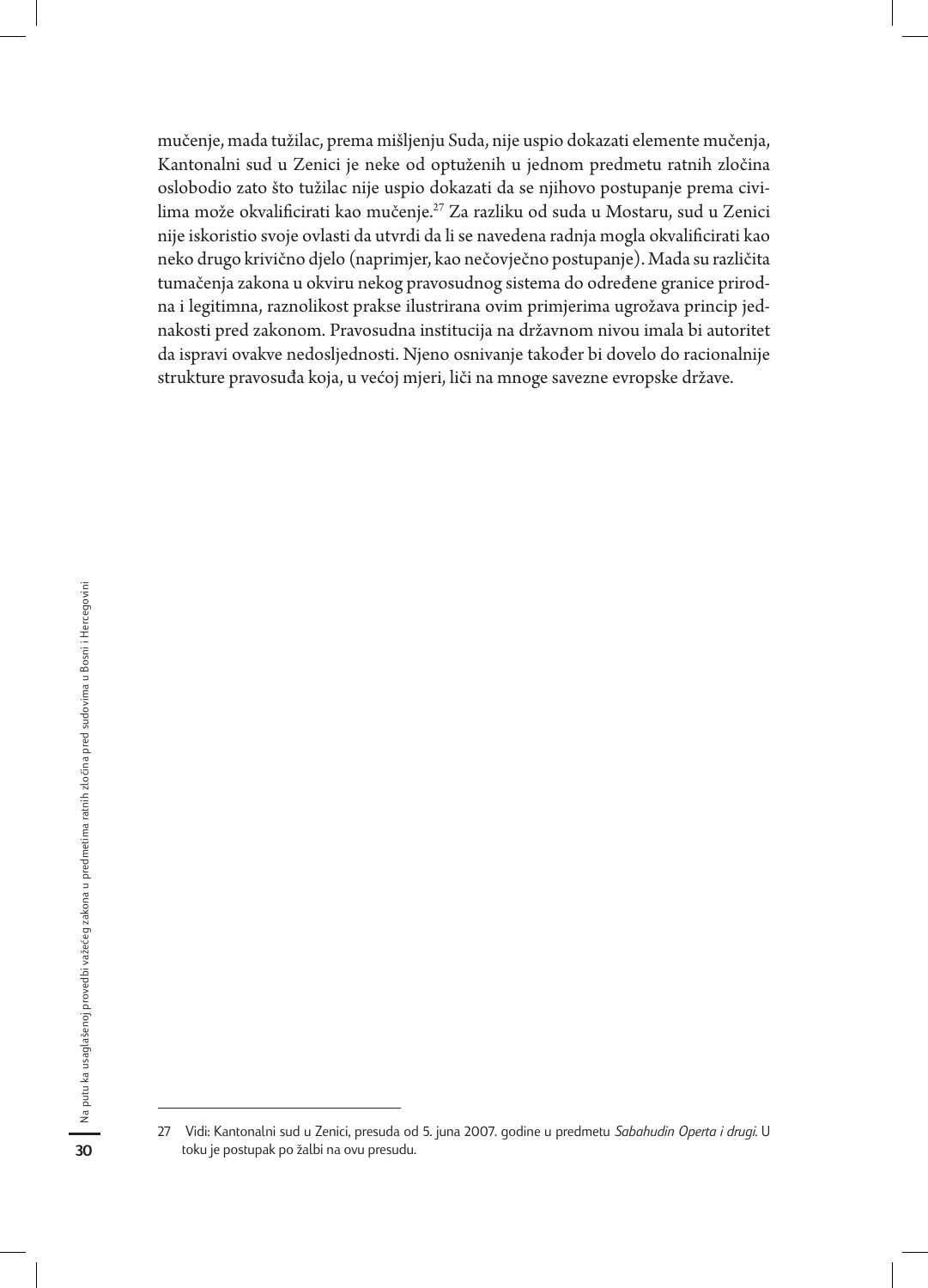mučenje, mada tužilac, prema mišljenju Suda, nije uspio dokazati elemente mučenja, Kantonalni sud u Zenici je neke od optuženih u jednom predmetu ratnih zločina oslobodio zato što tužilac nije uspio dokazati da se njihovo postupanje prema civilima može okvalificirati kao mučenje.[27] Za razliku od suda u Mostaru, sud u Zenici nije iskoristio svoje ovlasti da utvrdi da li se navedena radnja mogla okvalificirati kao neko drugo krivično djelo (naprimjer, kao nečovječno postupanje). Mada su različita tumačenja zakona u okviru nekog pravosudnog sistema do određene granice prirodna i legitimna, raznolikost prakse ilustrirana ovim primjerima ugrožava princip jednakosti pred zakonom. Pravosudna institucija na državnom nivou imala bi autoritet da ispravi ovakve nedosljednosti. Njeno osnivanje također bi dovelo do racionalnije strukture pravosuđa koja, u većoj mjeri, liči na mnoge savezne evropske države.

---

27 Vidi: Kantonalni sud u Zenici, presuda od 5. juna 2007. godine u predmetu *Sabahudin Operta i drugi*. U toku je postupak po žalbi na ovu presudu.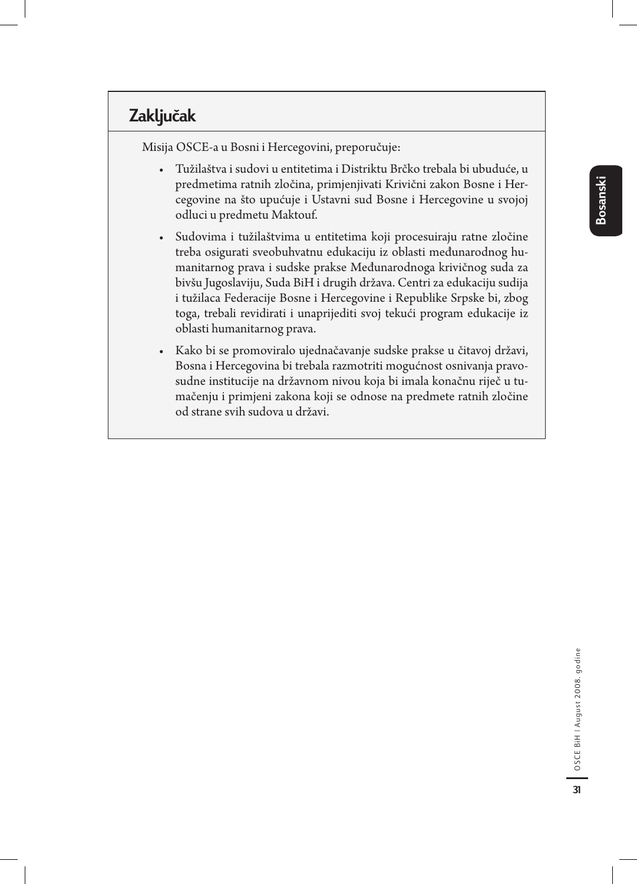## Zaključak

Misija OSCE-a u Bosni i Hercegovini, preporučuje:

- Tužilaštva i sudovi u entitetima i Distriktu Brčko trebala bi ubuduće, u predmetima ratnih zločina, primjenjivati Krivični zakon Bosne i Hercegovine na što upućuje i Ustavni sud Bosne i Hercegovine u svojoj odluci u predmetu Maktouf.

- Sudovima i tužilaštvima u entitetima koji procesuiraju ratne zločine treba osigurati sveobuhvatnu edukaciju iz oblasti međunarodnog humanitarnog prava i sudske prakse Međunarodnoga krivičnog suda za bivšu Jugoslaviju, Suda BiH i drugih država. Centri za edukaciju sudija i tužilaca Federacije Bosne i Hercegovine i Republike Srpske bi, zbog toga, trebali revidirati i unaprijediti svoj tekući program edukacije iz oblasti humanitarnog prava.

- Kako bi se promoviralo ujednačavanje sudske prakse u čitavoj državi, Bosna i Hercegovina bi trebala razmotriti mogućnost osnivanja pravosudne institucije na državnom nivou koja bi imala konačnu riječ u tumačenju i primjeni zakona koji se odnose na predmete ratnih zločine od strane svih sudova u državi.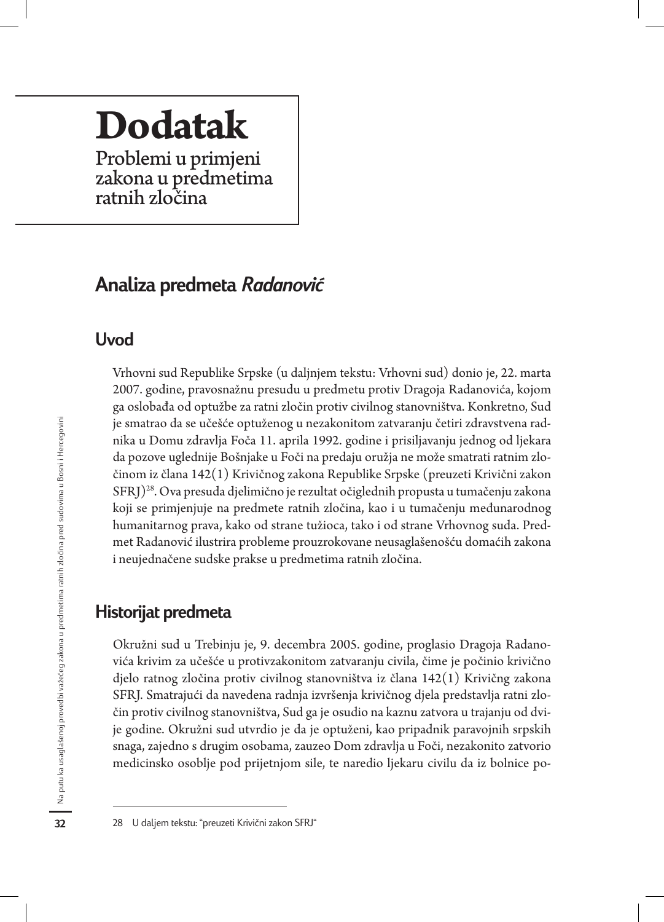# Dodatak

Problemi u primjeni zakona u predmetima ratnih zločina

## Analiza predmeta *Radanović*

### Uvod

Vrhovni sud Republike Srpske (u daljnjem tekstu: Vrhovni sud) donio je, 22. marta 2007. godine, pravosnažnu presudu u predmetu protiv Dragoja Radanovića, kojom ga oslobađa od optužbe za ratni zločin protiv civilnog stanovništva. Konkretno, Sud je smatrao da se učešće optuženog u nezakonitom zatvaranju četiri zdravstvena radnika u Domu zdravlja Foča 11. aprila 1992. godine i prisiljavanju jednog od ljekara da pozove uglednije Bošnjake u Foči na predaju oružja ne može smatrati ratnim zločinom iz člana 142(1) Krivičnog zakona Republike Srpske (preuzeti Krivični zakon SFRJ)[28]. Ova presuda djelimično je rezultat očiglednih propusta u tumačenju zakona koji se primjenjuje na predmete ratnih zločina, kao i u tumačenju međunarodnog humanitarnog prava, kako od strane tužioca, tako i od strane Vrhovnog suda. Predmet Radanović ilustrira probleme prouzrokovane neusaglašenošću domaćih zakona i neujednačene sudske prakse u predmetima ratnih zločina.

### Historijat predmeta

Okružni sud u Trebinju je, 9. decembra 2005. godine, proglasio Dragoja Radanovića krivim za učešće u protivzakonitom zatvaranju civila, čime je počinio krivično djelo ratnog zločina protiv civilnog stanovništva iz člana 142(1) Krivičng zakona SFRJ. Smatrajući da navedena radnja izvršenja krivičnog djela predstavlja ratni zločin protiv civilnog stanovništva, Sud ga je osudio na kaznu zatvora u trajanju od dvije godine. Okružni sud utvrdio je da je optuženi, kao pripadnik paravojnih srpskih snaga, zajedno s drugim osobama, zauzeo Dom zdravlja u Foči, nezakonito zatvorio medicinsko osoblje pod prijetnjom sile, te naredio ljekaru civilu da iz bolnice po-

28 U daljem tekstu: "preuzeti Krivični zakon SFRJ"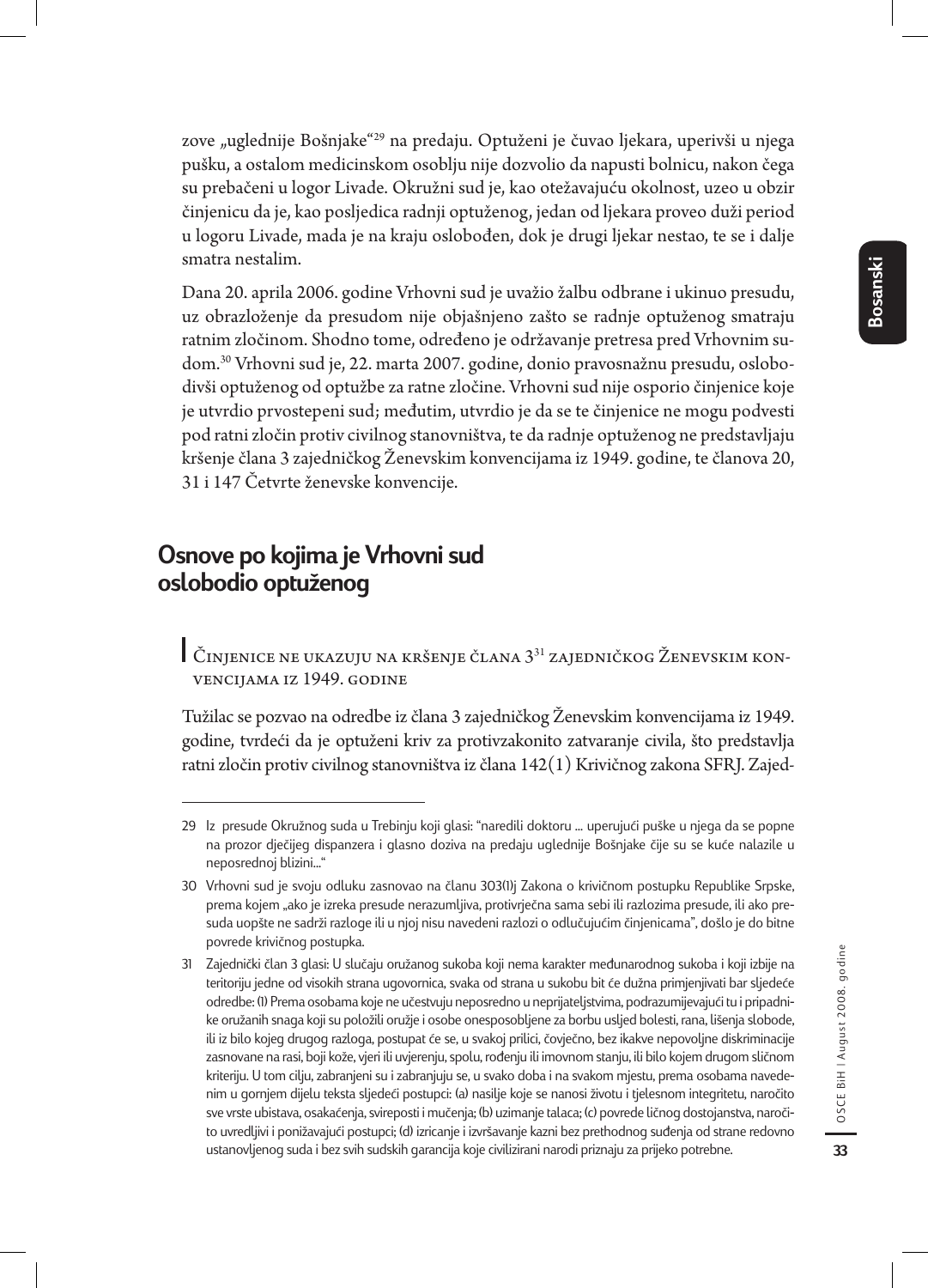zove „uglednije Bošnjake“[29] na predaju. Optuženi je čuvao ljekara, uperivši u njega pušku, a ostalom medicinskom osoblju nije dozvolio da napusti bolnicu, nakon čega su prebačeni u logor Livade. Okružni sud je, kao otežavajuću okolnost, uzeo u obzir činjenicu da je, kao posljedica radnji optuženog, jedan od ljekara proveo duži period u logoru Livade, mada je na kraju oslobođen, dok je drugi ljekar nestao, te se i dalje smatra nestalim.

Dana 20. aprila 2006. godine Vrhovni sud je uvažio žalbu odbrane i ukinuo presudu, uz obrazloženje da presudom nije objašnjeno zašto se radnje optuženog smatraju ratnim zločinom. Shodno tome, određeno je održavanje pretresa pred Vrhovnim sudom.[30] Vrhovni sud je, 22. marta 2007. godine, donio pravosnažnu presudu, oslobodivši optuženog od optužbe za ratne zločine. Vrhovni sud nije osporio činjenice koje je utvrdio prvostepeni sud; međutim, utvrdio je da se te činjenice ne mogu podvesti pod ratni zločin protiv civilnog stanovništva, te da radnje optuženog ne predstavljaju kršenje člana 3 zajedničkog Ženevskim konvencijama iz 1949. godine, te članova 20, 31 i 147 Četvrte ženevske konvencije.

## Osnove po kojima je Vrhovni sud oslobodio optuženog

### Činjenice ne ukazuju na kršenje člana 3[31] zajedničkog Ženevskim konvencijama iz 1949. godine

Tužilac se pozvao na odredbe iz člana 3 zajedničkog Ženevskim konvencijama iz 1949. godine, tvrdeći da je optuženi kriv za protivzakonito zatvaranje civila, što predstavlja ratni zločin protiv civilnog stanovništva iz člana 142(1) Krivičnog zakona SFRJ. Zajed-

---

29 Iz presude Okružnog suda u Trebinju koji glasi: "naredili doktoru ... uperujući puške u njega da se popne na prozor dječijeg dispanzera i glasno doziva na predaju uglednije Bošnjake čije su se kuće nalazile u neposrednoj blizini..."

30 Vrhovni sud je svoju odluku zasnovao na članu 303(1)j Zakona o krivičnom postupku Republike Srpske, prema kojem „ako je izreka presude nerazumljiva, protivrječna sama sebi ili razlozima presude, ili ako presuda uopšte ne sadrži razloge ili u njoj nisu navedeni razlozi o odlučujućim činjenicama", došlo je do bitne povrede krivičnog postupka.

31 Zajednički član 3 glasi: U slučaju oružanog sukoba koji nema karakter međunarodnog sukoba i koji izbije na teritoriju jedne od visokih strana ugovornica, svaka od strana u sukobu bit će dužna primjenjivati bar sljedeće odredbe: (1) Prema osobama koje ne učestvuju neposredno u neprijateljstvima, podrazumijevajući tu i pripadnike oružanih snaga koji su položili oružje i osobe onesposobljene za borbu usljed bolesti, rana, lišenja slobode, ili iz bilo kojeg drugog razloga, postupat će se, u svakoj prilici, čovječno, bez ikakve nepovoljne diskriminacije zasnovane na rasi, boji kože, vjeri ili uvjerenju, spolu, rođenju ili imovnom stanju, ili bilo kojem drugom sličnom kriteriju. U tom cilju, zabranjeni su i zabranjuju se, u svako doba i na svakom mjestu, prema osobama navedenim u gornjem dijelu teksta sljedeći postupci: (a) nasilje koje se nanosi životu i tjelesnom integritetu, naročito sve vrste ubistava, osakaćenja, svireposti i mučenja; (b) uzimanje talaca; (c) povrede ličnog dostojanstva, naročito uvredljivi i ponižavajući postupci; (d) izricanje i izvršavanje kazni bez prethodnog suđenja od strane redovno ustanovljenog suda i bez svih sudskih garancija koje civilizirani narodi priznaju za prijeko potrebne.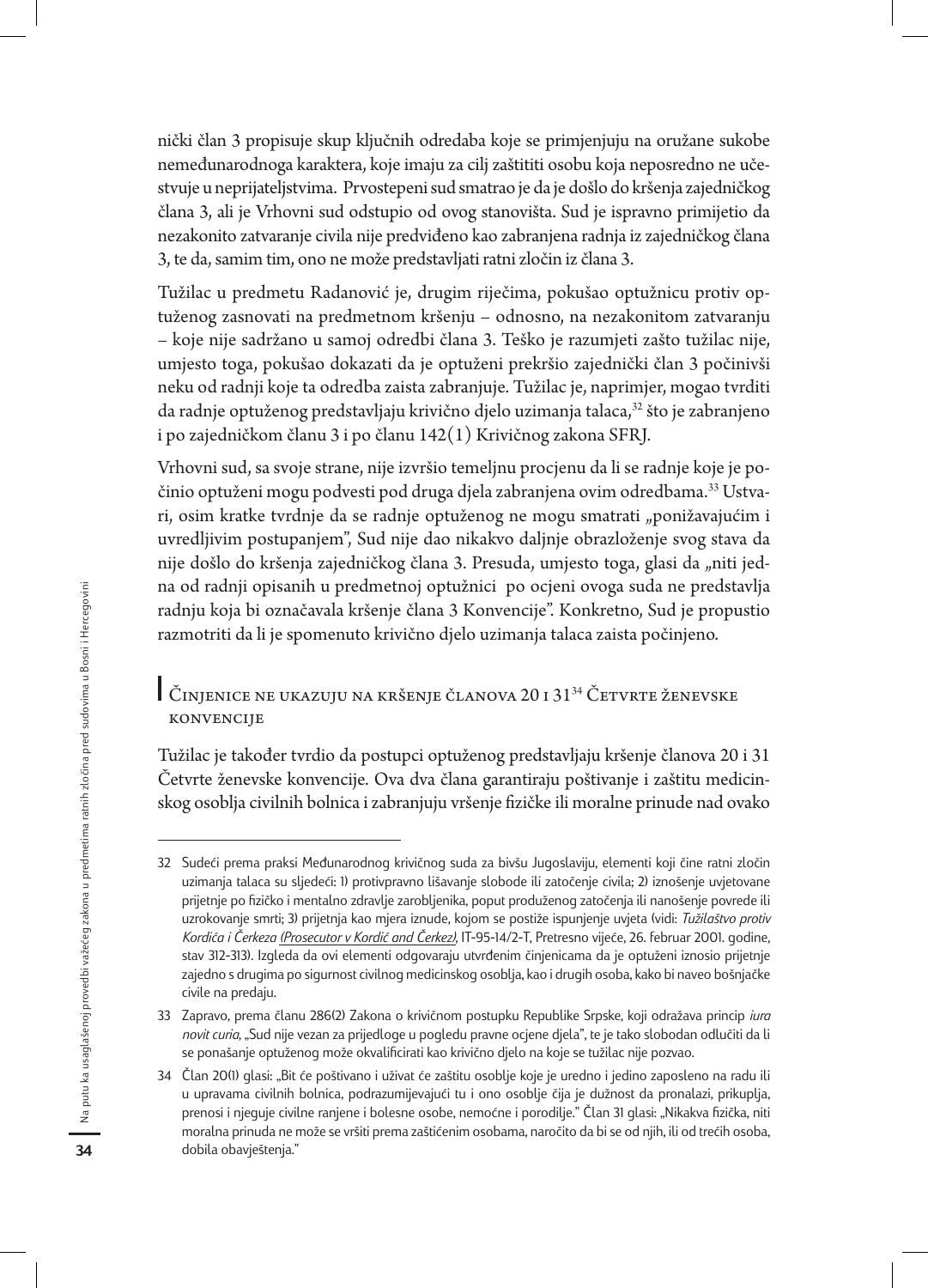nički član 3 propisuje skup ključnih odredaba koje se primjenjuju na oružane sukobe nemeđunarodnoga karaktera, koje imaju za cilj zaštititi osobu koja neposredno ne učestvuje u neprijateljstvima. Prvostepeni sud smatrao je da je došlo do kršenja zajedničkog člana 3, ali je Vrhovni sud odstupio od ovog stanovišta. Sud je ispravno primijetio da nezakonito zatvaranje civila nije predviđeno kao zabranjena radnja iz zajedničkog člana 3, te da, samim tim, ono ne može predstavljati ratni zločin iz člana 3.

Tužilac u predmetu Radanović je, drugim riječima, pokušao optužnicu protiv optuženog zasnovati na predmetnom kršenju – odnosno, na nezakonitom zatvaranju – koje nije sadržano u samoj odredbi člana 3. Teško je razumjeti zašto tužilac nije, umjesto toga, pokušao dokazati da je optuženi prekršio zajednički član 3 počinivši neku od radnji koje ta odredba zaista zabranjuje. Tužilac je, naprimjer, mogao tvrditi da radnje optuženog predstavljaju krivično djelo uzimanja talaca,[32] što je zabranjeno i po zajedničkom članu 3 i po članu 142(1) Krivičnog zakona SFRJ.

Vrhovni sud, sa svoje strane, nije izvršio temeljnu procjenu da li se radnje koje je počinio optuženi mogu podvesti pod druga djela zabranjena ovim odredbama.[33] Ustvari, osim kratke tvrdnje da se radnje optuženog ne mogu smatrati „ponižavajućim i uvredljivim postupanjem", Sud nije dao nikakvo daljnje obrazloženje svog stava da nije došlo do kršenja zajedničkog člana 3. Presuda, umjesto toga, glasi da „niti jedna od radnji opisanih u predmetnoj optužnici po ocjeni ovoga suda ne predstavlja radnju koja bi označavala kršenje člana 3 Konvencije". Konkretno, Sud je propustio razmotriti da li je spomenuto krivično djelo uzimanja talaca zaista počinjeno.

## Činjenice ne ukazuju na kršenje članova 20 i 31[34] Četvrte ženevske konvencije

Tužilac je također tvrdio da postupci optuženog predstavljaju kršenje članova 20 i 31 Četvrte ženevske konvencije. Ova dva člana garantiraju poštivanje i zaštitu medicinskog osoblja civilnih bolnica i zabranjuju vršenje fizičke ili moralne prinude nad ovako

---

32 Sudeći prema praksi Međunarodnog krivičnog suda za bivšu Jugoslaviju, elementi koji čine ratni zločin uzimanja talaca su sljedeći: 1) protivpravno lišavanje slobode ili zatočenje civila; 2) iznošenje uvjetovane prijetnje po fizičko i mentalno zdravlje zarobljenika, poput produženog zatočenja ili nanošenje povrede ili uzrokovanje smrti; 3) prijetnja kao mjera iznude, kojom se postiže ispunjenje uvjeta (vidi: *Tužilaštvo protiv Kordića i Čerkeza (Prosecutor v Kordić and Čerkez)*, IT-95-14/2-T, Pretresno vijeće, 26. februar 2001. godine, stav 312-313). Izgleda da ovi elementi odgovaraju utvrđenim činjenicama da je optuženi iznosio prijetnje zajedno s drugima po sigurnost civilnog medicinskog osoblja, kao i drugih osoba, kako bi naveo bošnjačke civile na predaju.

33 Zapravo, prema članu 286(2) Zakona o krivičnom postupku Republike Srpske, koji odražava princip *iura novit curia*, „Sud nije vezan za prijedloge u pogledu pravne ocjene djela", te je tako slobodan odlučiti da li se ponašanje optuženog može okvalificirati kao krivično djelo na koje se tužilac nije pozvao.

34 Član 20(1) glasi: „Bit će poštivano i uživat će zaštitu osoblje koje je uredno i jedino zaposleno na radu ili u upravama civilnih bolnica, podrazumijevajući tu i ono osoblje čija je dužnost da pronalazi, prikuplja, prenosi i njeguje civilne ranjene i bolesne osobe, nemoćne i porodilje." Član 31 glasi: „Nikakva fizička, niti moralna prinuda ne može se vršiti prema zaštićenim osobama, naročito da bi se od njih, ili od trećih osoba, dobila obavještenja."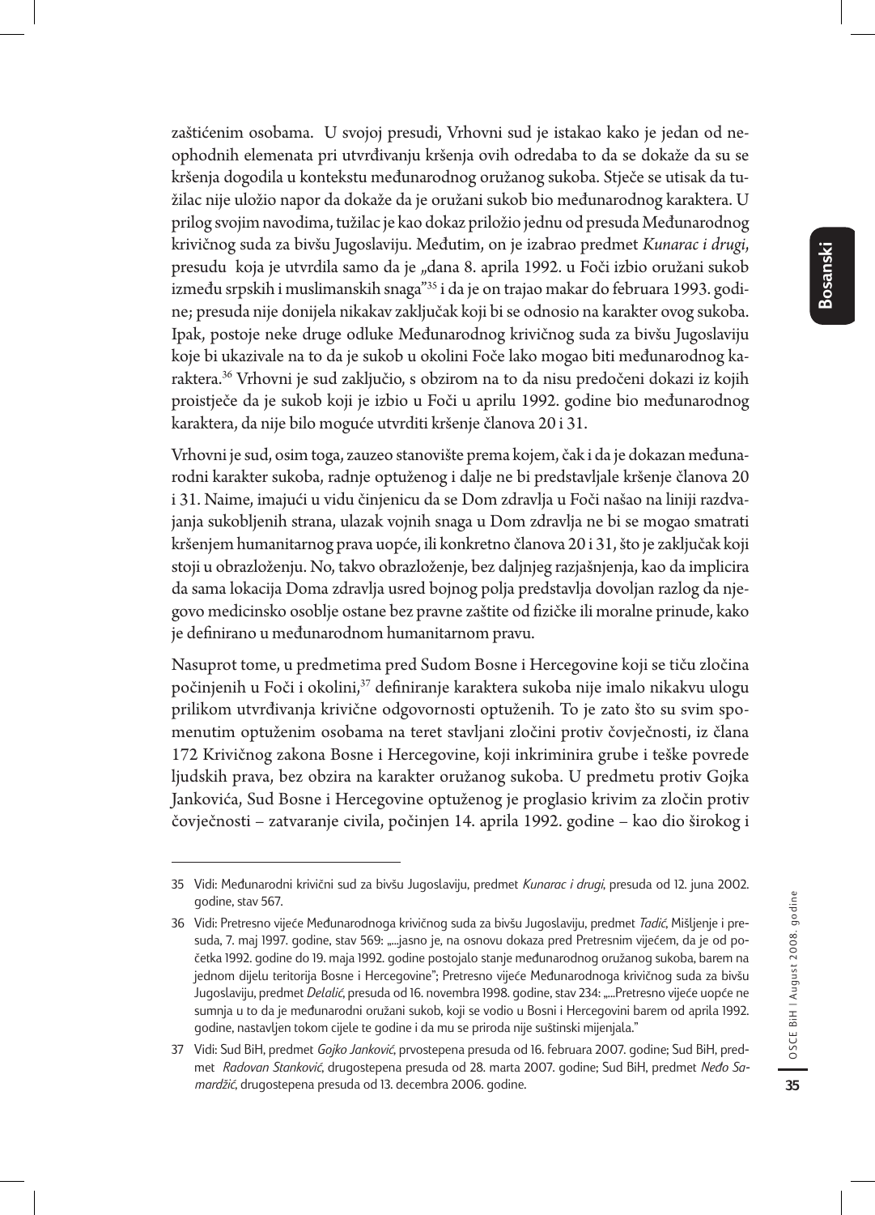zaštićenim osobama. U svojoj presudi, Vrhovni sud je istakao kako je jedan od neophodnih elemenata pri utvrđivanju kršenja ovih odredaba to da se dokaže da su se kršenja dogodila u kontekstu međunarodnog oružanog sukoba. Stječe se utisak da tužilac nije uložio napor da dokaže da je oružani sukob bio međunarodnog karaktera. U prilog svojim navodima, tužilac je kao dokaz priložio jednu od presuda Međunarodnog krivičnog suda za bivšu Jugoslaviju. Međutim, on je izabrao predmet *Kunarac i drugi*, presudu koja je utvrdila samo da je „dana 8. aprila 1992. u Foči izbio oružani sukob između srpskih i muslimanskih snaga"[35] i da je on trajao makar do februara 1993. godine; presuda nije donijela nikakav zaključak koji bi se odnosio na karakter ovog sukoba. Ipak, postoje neke druge odluke Međunarodnog krivičnog suda za bivšu Jugoslaviju koje bi ukazivale na to da je sukob u okolini Foče lako mogao biti međunarodnog karaktera.[36] Vrhovni je sud zaključio, s obzirom na to da nisu predočeni dokazi iz kojih proistječe da je sukob koji je izbio u Foči u aprilu 1992. godine bio međunarodnog karaktera, da nije bilo moguće utvrditi kršenje članova 20 i 31.

Vrhovni je sud, osim toga, zauzeo stanovište prema kojem, čak i da je dokazan međunarodni karakter sukoba, radnje optuženog i dalje ne bi predstavljale kršenje članova 20 i 31. Naime, imajući u vidu činjenicu da se Dom zdravlja u Foči našao na liniji razdvajanja sukobljenih strana, ulazak vojnih snaga u Dom zdravlja ne bi se mogao smatrati kršenjem humanitarnog prava uopće, ili konkretno članova 20 i 31, što je zaključak koji stoji u obrazloženju. No, takvo obrazloženje, bez daljnjeg razjašnjenja, kao da implicira da sama lokacija Doma zdravlja usred bojnog polja predstavlja dovoljan razlog da njegovo medicinsko osoblje ostane bez pravne zaštite od fizičke ili moralne prinude, kako je definirano u međunarodnom humanitarnom pravu.

Nasuprot tome, u predmetima pred Sudom Bosne i Hercegovine koji se tiču zločina počinjenih u Foči i okolini,[37] definiranje karaktera sukoba nije imalo nikakvu ulogu prilikom utvrđivanja krivične odgovornosti optuženih. To je zato što su svim spomenutim optuženim osobama na teret stavljani zločini protiv čovječnosti, iz člana 172 Krivičnog zakona Bosne i Hercegovine, koji inkriminira grube i teške povrede ljudskih prava, bez obzira na karakter oružanog sukoba. U predmetu protiv Gojka Jankovića, Sud Bosne i Hercegovine optuženog je proglasio krivim za zločin protiv čovječnosti – zatvaranje civila, počinjen 14. aprila 1992. godine – kao dio širokog i

---

35 Vidi: Međunarodni krivični sud za bivšu Jugoslaviju, predmet *Kunarac i drugi*, presuda od 12. juna 2002. godine, stav 567.

36 Vidi: Pretresno vijeće Međunarodnoga krivičnog suda za bivšu Jugoslaviju, predmet *Tadić*, Mišljenje i presuda, 7. maj 1997. godine, stav 569: „...jasno je, na osnovu dokaza pred Pretresnim vijećem, da je od početka 1992. godine do 19. maja 1992. godine postojalo stanje međunarodnog oružanog sukoba, barem na jednom dijelu teritorija Bosne i Hercegovine"; Pretresno vijeće Međunarodnoga krivičnog suda za bivšu Jugoslaviju, predmet *Delalić*, presuda od 16. novembra 1998. godine, stav 234: „...Pretresno vijeće uopće ne sumnja u to da je međunarodni oružani sukob, koji se vodio u Bosni i Hercegovini barem od aprila 1992. godine, nastavljen tokom cijele te godine i da mu se priroda nije suštinski mijenjala."

37 Vidi: Sud BiH, predmet *Gojko Janković*, prvostepena presuda od 16. februara 2007. godine; Sud BiH, predmet *Radovan Stanković*, drugostepena presuda od 28. marta 2007. godine; Sud BiH, predmet *Neđo Samardžić*, drugostepena presuda od 13. decembra 2006. godine.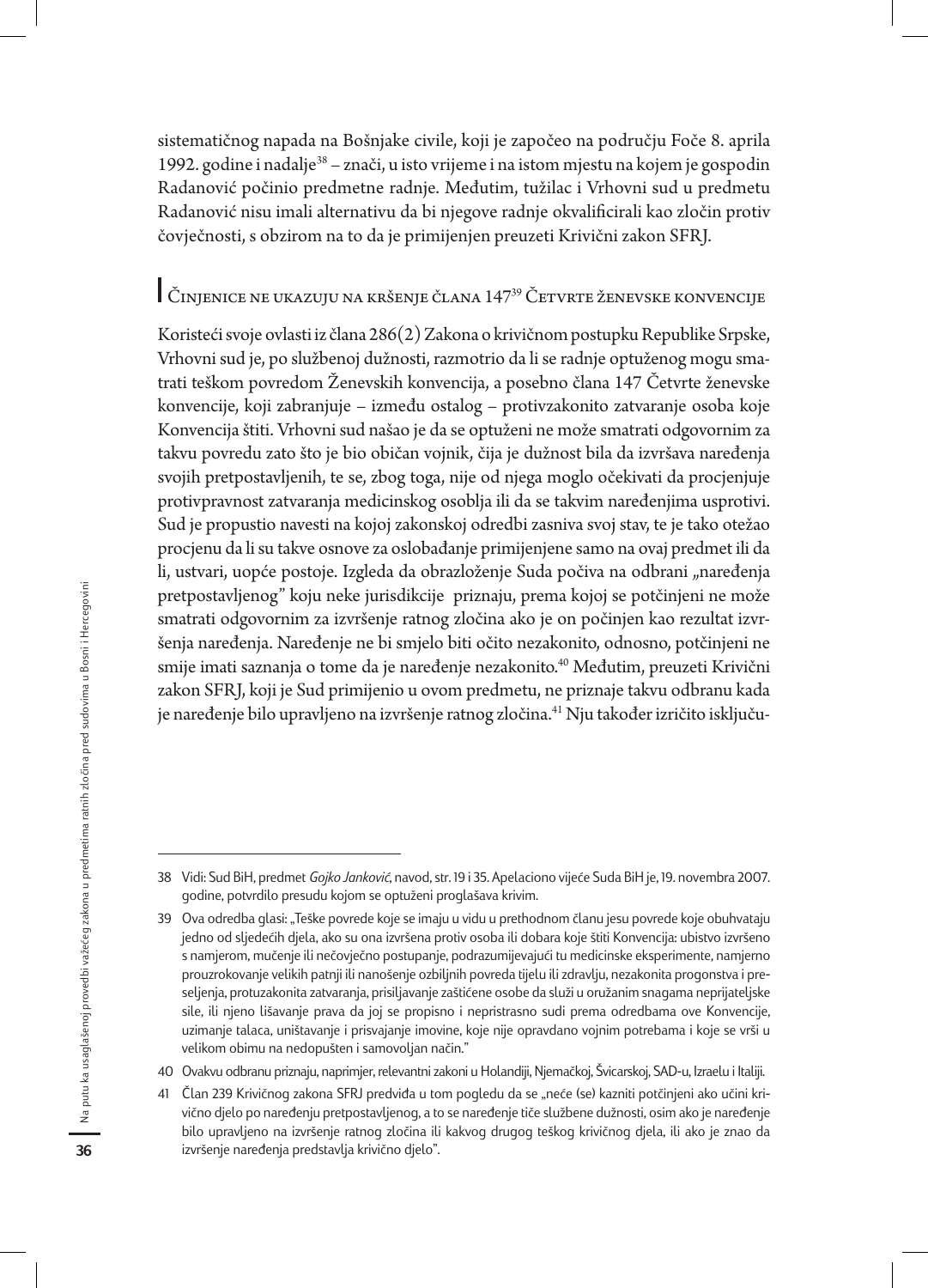sistematičnog napada na Bošnjake civile, koji je započeo na području Foče 8. aprila 1992. godine i nadalje[38] – znači, u isto vrijeme i na istom mjestu na kojem je gospodin Radanović počinio predmetne radnje. Međutim, tužilac i Vrhovni sud u predmetu Radanović nisu imali alternativu da bi njegove radnje okvalificirali kao zločin protiv čovječnosti, s obzirom na to da je primijenjen preuzeti Krivični zakon SFRJ.

## Činjenice ne ukazuju na kršenje člana 147[39] Četvrte ženevske konvencije

Koristeći svoje ovlasti iz člana 286(2) Zakona o krivičnom postupku Republike Srpske, Vrhovni sud je, po službenoj dužnosti, razmotrio da li se radnje optuženog mogu smatrati teškom povredom Ženevskih konvencija, a posebno člana 147 Četvrte ženevske konvencije, koji zabranjuje – između ostalog – protivzakonito zatvaranje osoba koje Konvencija štiti. Vrhovni sud našao je da se optuženi ne može smatrati odgovornim za takvu povredu zato što je bio običan vojnik, čija je dužnost bila da izvršava naređenja svojih pretpostavljenih, te se, zbog toga, nije od njega moglo očekivati da procjenjuje protivpravnost zatvaranja medicinskog osoblja ili da se takvim naređenjima usprotivi. Sud je propustio navesti na kojoj zakonskoj odredbi zasniva svoj stav, te je tako otežao procjenu da li su takve osnove za oslobađanje primijenjene samo na ovaj predmet ili da li, ustvari, uopće postoje. Izgleda da obrazloženje Suda počiva na odbrani „naređenja pretpostavljenog" koju neke jurisdikcije priznaju, prema kojoj se potčinjeni ne može smatrati odgovornim za izvršenje ratnog zločina ako je on počinjen kao rezultat izvršenja naređenja. Naređenje ne bi smjelo biti očito nezakonito, odnosno, potčinjeni ne smije imati saznanja o tome da je naređenje nezakonito.[40] Međutim, preuzeti Krivični zakon SFRJ, koji je Sud primijenio u ovom predmetu, ne priznaje takvu odbranu kada je naređenje bilo upravljeno na izvršenje ratnog zločina.[41] Nju također izričito isključu-

---

38 Vidi: Sud BiH, predmet *Gojko Janković*, navod, str. 19 i 35. Apelaciono vijeće Suda BiH je, 19. novembra 2007. godine, potvrdilo presudu kojom se optuženi proglašava krivim.

39 Ova odredba glasi: „Teške povrede koje se imaju u vidu u prethodnom članu jesu povrede koje obuhvataju jedno od sljedećih djela, ako su ona izvršena protiv osoba ili dobara koje štiti Konvencija: ubistvo izvršeno s namjerom, mučenje ili nečovječno postupanje, podrazumijevajući tu medicinske eksperimente, namjerno prouzrokovanje velikih patnji ili nanošenje ozbiljnih povreda tijelu ili zdravlju, nezakonita progonstva i preseljenja, protuzakonita zatvaranja, prisiljavanje zaštićene osobe da služi u oružanim snagama neprijateljske sile, ili njeno lišavanje prava da joj se propisno i nepristrasno sudi prema odredbama ove Konvencije, uzimanje talaca, uništavanje i prisvajanje imovine, koje nije opravdano vojnim potrebama i koje se vrši u velikom obimu na nedopušten i samovoljan način."

40 Ovakvu odbranu priznaju, naprimjer, relevantni zakoni u Holandiji, Njemačkoj, Švicarskoj, SAD-u, Izraelu i Italiji.

41 Član 239 Krivičnog zakona SFRJ predviđa u tom pogledu da se „neće (se) kazniti potčinjeni ako učini krivično djelo po naređenju pretpostavljenog, a to se naređenje tiče službene dužnosti, osim ako je naređenje bilo upravljeno na izvršenje ratnog zločina ili kakvog drugog teškog krivičnog djela, ili ako je znao da izvršenje naređenja predstavlja krivično djelo".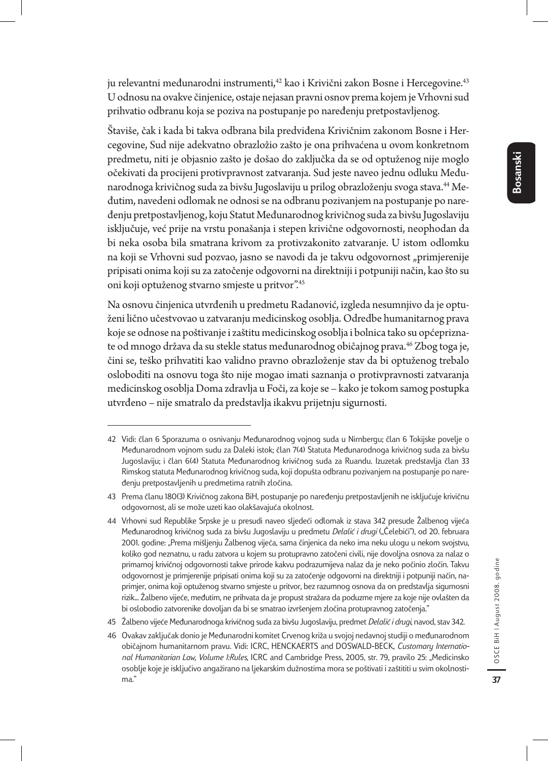ju relevantni međunarodni instrumenti,[42] kao i Krivični zakon Bosne i Hercegovine.[43] U odnosu na ovakve činjenice, ostaje nejasan pravni osnov prema kojem je Vrhovni sud prihvatio odbranu koja se poziva na postupanje po naređenju pretpostavljenog.

Štaviše, čak i kada bi takva odbrana bila predviđena Krivičnim zakonom Bosne i Hercegovine, Sud nije adekvatno obrazložio zašto je ona prihvaćena u ovom konkretnom predmetu, niti je objasnio zašto je došao do zaključka da se od optuženog nije moglo očekivati da procijeni protivpravnost zatvaranja. Sud jeste naveo jednu odluku Međunarodnoga krivičnog suda za bivšu Jugoslaviju u prilog obrazloženju svoga stava.[44] Međutim, navedeni odlomak ne odnosi se na odbranu pozivanjem na postupanje po naređenju pretpostavljenog, koju Statut Međunarodnog krivičnog suda za bivšu Jugoslaviju isključuje, već prije na vrstu ponašanja i stepen krivične odgovornosti, neophodan da bi neka osoba bila smatrana krivom za protivzakonito zatvaranje. U istom odlomku na koji se Vrhovni sud pozvao, jasno se navodi da je takvu odgovornost „primjerenije pripisati onima koji su za zatočenje odgovorni na direktniji i potpuniji način, kao što su oni koji optuženog stvarno smjeste u pritvor".[45]

Na osnovu činjenica utvrđenih u predmetu Radanović, izgleda nesumnjivo da je optuženi lično učestvovao u zatvaranju medicinskog osoblja. Odredbe humanitarnog prava koje se odnose na poštivanje i zaštitu medicinskog osoblja i bolnica tako su općepriznate od mnogo država da su stekle status međunarodnog običajnog prava.[46] Zbog toga je, čini se, teško prihvatiti kao validno pravno obrazloženje stav da bi optuženog trebalo osloboditi na osnovu toga što nije mogao imati saznanja o protivpravnosti zatvaranja medicinskog osoblja Doma zdravlja u Foči, za koje se – kako je tokom samog postupka utvrđeno – nije smatralo da predstavlja ikakvu prijetnju sigurnosti.

---

42 Vidi: član 6 Sporazuma o osnivanju Međunarodnog vojnog suda u Nirnbergu; član 6 Tokijske povelje o Međunarodnom vojnom sudu za Daleki istok; član 7(4) Statuta Međunarodnoga krivičnog suda za bivšu Jugoslaviju; i član 6(4) Statuta Međunarodnog krivičnog suda za Ruandu. Izuzetak predstavlja član 33 Rimskog statuta Međunarodnog krivičnog suda, koji dopušta odbranu pozivanjem na postupanje po naređenju pretpostavljenih u predmetima ratnih zločina.

43 Prema članu 180(3) Krivičnog zakona BiH, postupanje po naređenju pretpostavljenih ne isključuje krivičnu odgovornost, ali se može uzeti kao olakšavajuća okolnost.

44 Vrhovni sud Republike Srpske je u presudi naveo sljedeći odlomak iz stava 342 presude Žalbenog vijeća Međunarodnog krivičnog suda za bivšu Jugoslaviju u predmetu *Delalić i drugi* („Čelebići"), od 20. februara 2001. godine: „Prema mišljenju Žalbenog vijeća, sama činjenica da neko ima neku ulogu u nekom svojstvu, koliko god neznatnu, u radu zatvora u kojem su protupravno zatočeni civili, nije dovoljna osnova za nalaz o primarnoj krivičnoj odgovornosti takve prirode kakvu podrazumijeva nalaz da je neko počinio zločin. Takvu odgovornost je primjerenije pripisati onima koji su za zatočenje odgovorni na direktniji i potpuniji način, naprimjer, onima koji optuženog stvarno smjeste u pritvor, bez razumnog osnova da on predstavlja sigurnosni rizik… Žalbeno vijeće, međutim, ne prihvata da je propust stražara da poduzme mjere za koje nije ovlašten da bi oslobodio zatvorenike dovoljan da bi se smatrao izvršenjem zločina protupravnog zatočenja."

45 Žalbeno vijeće Međunarodnoga krivičnog suda za bivšu Jugoslaviju, predmet *Delalić i drugi*, navod, stav 342.

46 Ovakav zaključak donio je Međunarodni komitet Crvenog križa u svojoj nedavnoj studiji o međunarodnom običajnom humanitarnom pravu. Vidi: ICRC, HENCKAERTS and DOSWALD-BECK, *Customary International Humanitarian Law, Volume 1:Rules*, ICRC and Cambridge Press, 2005, str. 79, pravilo 25: „Medicinsko osoblje koje je isključivo angažirano na ljekarskim dužnostima mora se poštivati i zaštititi u svim okolnostima."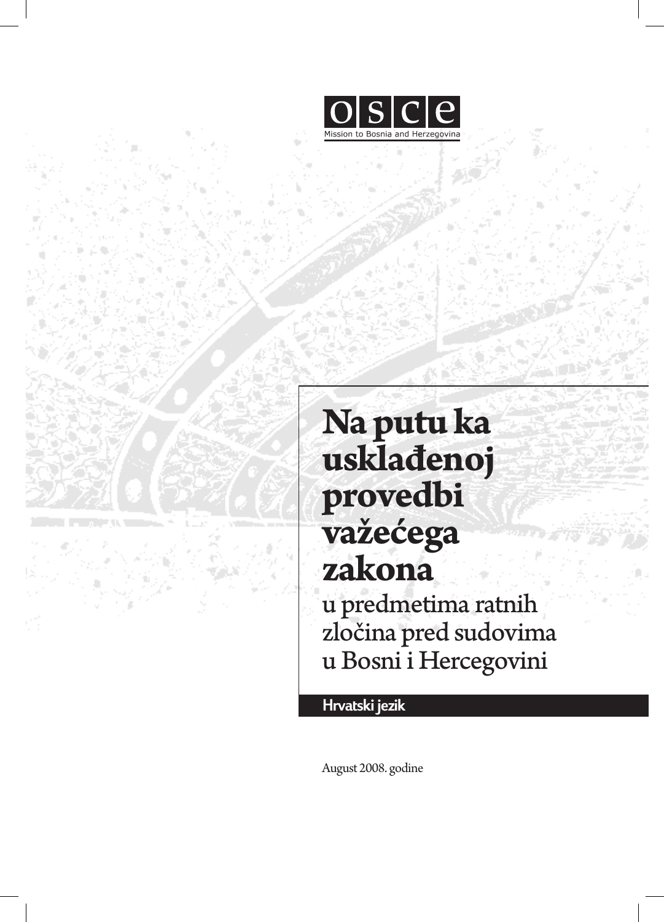OSCE

Mission to Bosnia and Herzegovina

# Na putu ka usklađenoj provedbi važećega zakona

## u predmetima ratnih zločina pred sudovima u Bosni i Hercegovini

**Hrvatski jezik**

August 2008. godine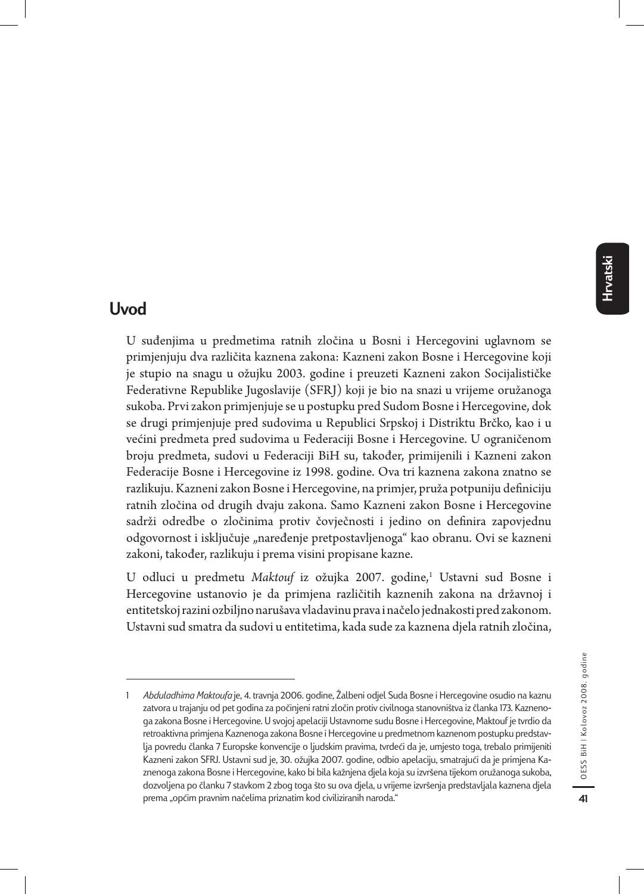## Uvod

U suđenjima u predmetima ratnih zločina u Bosni i Hercegovini uglavnom se primjenjuju dva različita kaznena zakona: Kazneni zakon Bosne i Hercegovine koji je stupio na snagu u ožujku 2003. godine i preuzeti Kazneni zakon Socijalističke Federativne Republike Jugoslavije (SFRJ) koji je bio na snazi u vrijeme oružanoga sukoba. Prvi zakon primjenjuje se u postupku pred Sudom Bosne i Hercegovine, dok se drugi primjenjuje pred sudovima u Republici Srpskoj i Distriktu Brčko, kao i u većini predmeta pred sudovima u Federaciji Bosne i Hercegovine. U ograničenom broju predmeta, sudovi u Federaciji BiH su, također, primijenili i Kazneni zakon Federacije Bosne i Hercegovine iz 1998. godine. Ova tri kaznena zakona znatno se razlikuju. Kazneni zakon Bosne i Hercegovine, na primjer, pruža potpuniju definiciju ratnih zločina od drugih dvaju zakona. Samo Kazneni zakon Bosne i Hercegovine sadrži odredbe o zločinima protiv čovječnosti i jedino on definira zapovjednu odgovornost i isključuje „naređenje pretpostavljenoga“ kao obranu. Ovi se kazneni zakoni, također, razlikuju i prema visini propisane kazne.

U odluci u predmetu *Maktouf* iz ožujka 2007. godine,[1] Ustavni sud Bosne i Hercegovine ustanovio je da primjena različitih kaznenih zakona na državnoj i entitetskoj razini ozbiljno narušava vladavinu prava i načelo jednakosti pred zakonom. Ustavni sud smatra da sudovi u entitetima, kada sude za kaznena djela ratnih zločina,

---

1 *Abduladhima Maktoufa* je, 4. travnja 2006. godine, Žalbeni odjel Suda Bosne i Hercegovine osudio na kaznu zatvora u trajanju od pet godina za počinjeni ratni zločin protiv civilnoga stanovništva iz članka 173. Kaznenoga zakona Bosne i Hercegovine. U svojoj apelaciji Ustavnome sudu Bosne i Hercegovine, Maktouf je tvrdio da retroaktivna primjena Kaznenoga zakona Bosne i Hercegovine u predmetnom kaznenom postupku predstavlja povredu članka 7 Europske konvencije o ljudskim pravima, tvrdeći da je, umjesto toga, trebalo primijeniti Kazneni zakon SFRJ. Ustavni sud je, 30. ožujka 2007. godine, odbio apelaciju, smatrajući da je primjena Kaznenoga zakona Bosne i Hercegovine, kako bi bila kažnjena djela koja su izvršena tijekom oružanoga sukoba, dozvoljena po članku 7 stavkom 2 zbog toga što su ova djela, u vrijeme izvršenja predstavljala kaznena djela prema „općim pravnim načelima priznatim kod civiliziranih naroda.“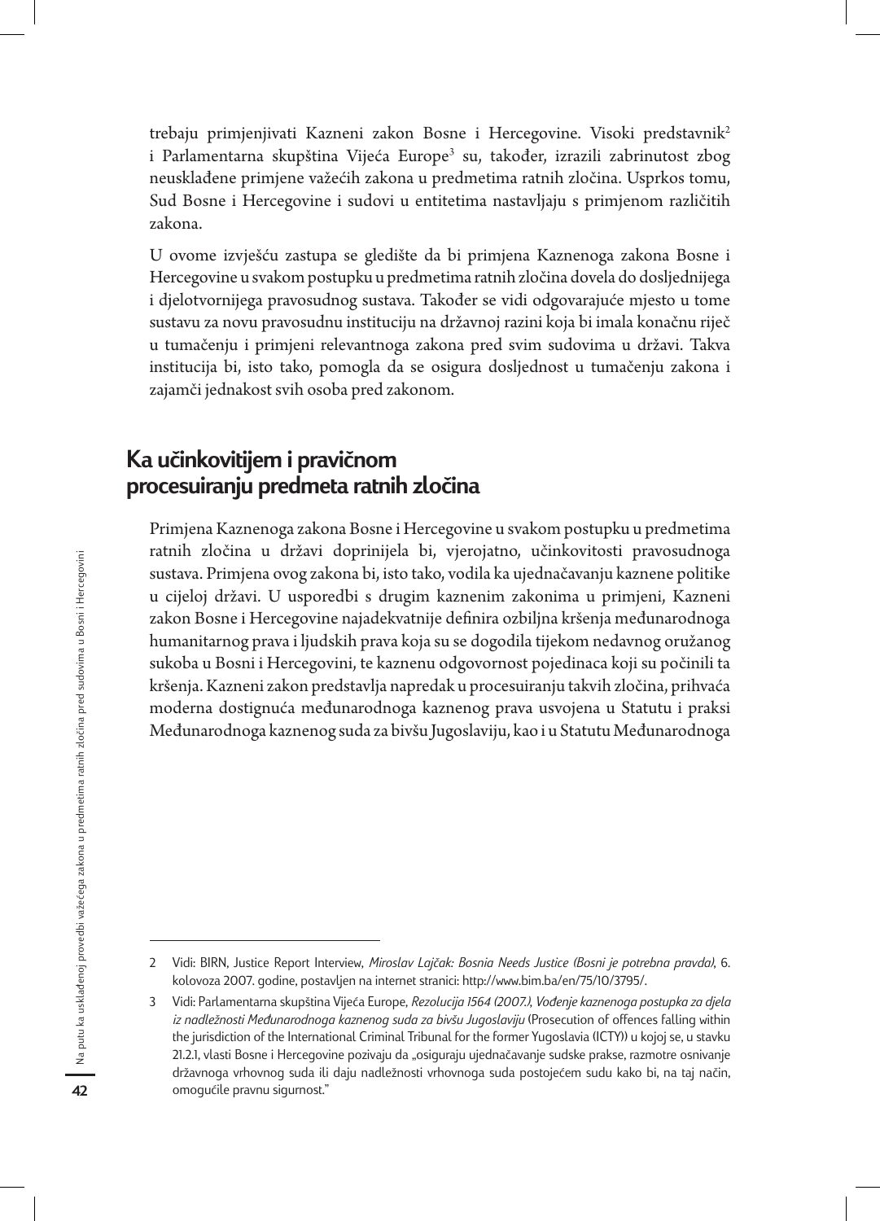trebaju primjenjivati Kazneni zakon Bosne i Hercegovine. Visoki predstavnik[2] i Parlamentarna skupština Vijeća Europe[3] su, također, izrazili zabrinutost zbog neusklađene primjene važećih zakona u predmetima ratnih zločina. Usprkos tomu, Sud Bosne i Hercegovine i sudovi u entitetima nastavljaju s primjenom različitih zakona.

U ovome izvješću zastupa se gledište da bi primjena Kaznenoga zakona Bosne i Hercegovine u svakom postupku u predmetima ratnih zločina dovela do dosljednijega i djelotvornijega pravosudnog sustava. Također se vidi odgovarajuće mjesto u tome sustavu za novu pravosudnu instituciju na državnoj razini koja bi imala konačnu riječ u tumačenju i primjeni relevantnoga zakona pred svim sudovima u državi. Takva institucija bi, isto tako, pomogla da se osigura dosljednost u tumačenju zakona i zajamči jednakost svih osoba pred zakonom.

## Ka učinkovitijem i pravičnom procesuiranju predmeta ratnih zločina

Primjena Kaznenoga zakona Bosne i Hercegovine u svakom postupku u predmetima ratnih zločina u državi doprinijela bi, vjerojatno, učinkovitosti pravosudnoga sustava. Primjena ovog zakona bi, isto tako, vodila ka ujednačavanju kaznene politike u cijeloj državi. U usporedbi s drugim kaznenim zakonima u primjeni, Kazneni zakon Bosne i Hercegovine najadekvatnije definira ozbiljna kršenja međunarodnoga humanitarnog prava i ljudskih prava koja su se dogodila tijekom nedavnog oružanog sukoba u Bosni i Hercegovini, te kaznenu odgovornost pojedinaca koji su počinili ta kršenja. Kazneni zakon predstavlja napredak u procesuiranju takvih zločina, prihvaća moderna dostignuća međunarodnoga kaznenog prava usvojena u Statutu i praksi Međunarodnoga kaznenog suda za bivšu Jugoslaviju, kao i u Statutu Međunarodnoga

---

2 Vidi: BIRN, Justice Report Interview, *Miroslav Lajčak: Bosnia Needs Justice (Bosni je potrebna pravda)*, 6. kolovoza 2007. godine, postavljen na internet stranici: http://www.bim.ba/en/75/10/3795/.

3 Vidi: Parlamentarna skupština Vijeća Europe, *Rezolucija 1564 (2007.)*, *Vođenje kaznenoga postupka za djela iz nadležnosti Međunarodnog kaznenog suda za bivšu Jugoslaviju* (Prosecution of offences falling within the jurisdiction of the International Criminal Tribunal for the former Yugoslavia (ICTY)) u kojoj se, u stavku 21.2.1, vlasti Bosne i Hercegovine pozivaju da „osiguraju ujednačavanje sudske prakse, razmotre osnivanje državnoga vrhovnog suda ili daju nadležnosti vrhovnoga suda postojećem sudu kako bi, na taj način, omogućile pravnu sigurnost."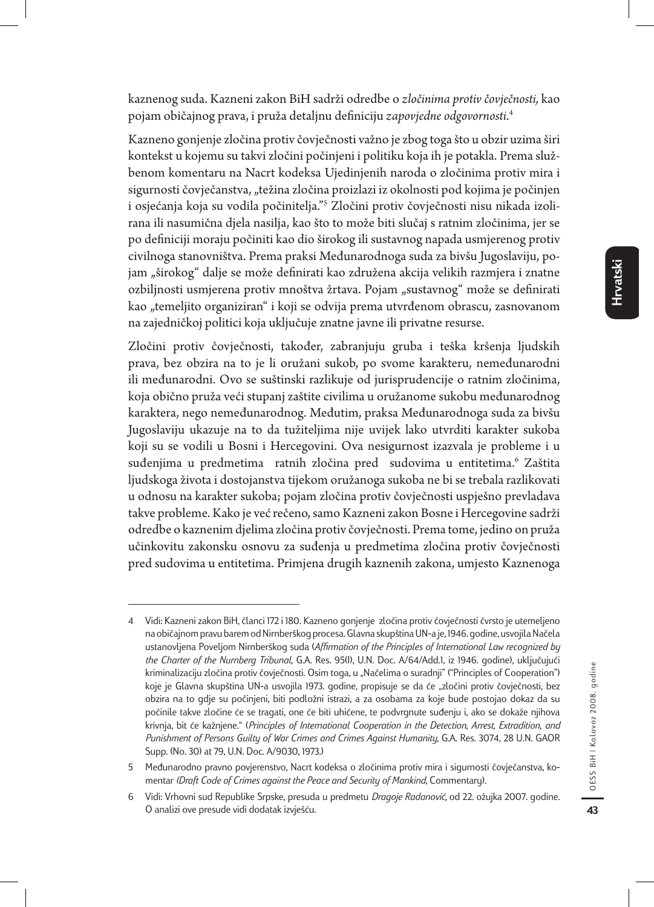kaznenog suda. Kazneni zakon BiH sadrži odredbe o *zločinima protiv čovječnosti,* kao pojam običajnog prava, i pruža detaljnu definiciju *zapovjedne odgovornosti*.[4]

Kazneno gonjenje zločina protiv čovječnosti važno je zbog toga što u obzir uzima širi kontekst u kojemu su takvi zločini počinjeni i politiku koja ih je potakla. Prema službenom komentaru na Nacrt kodeksa Ujedinjenih naroda o zločinima protiv mira i sigurnosti čovječanstva, „težina zločina proizlazi iz okolnosti pod kojima je počinjen i osjećanja koja su vodila počinitelja."[5] Zločini protiv čovječnosti nisu nikada izolirana ili nasumična djela nasilja, kao što to može biti slučaj s ratnim zločinima, jer se po definiciji moraju počiniti kao dio širokog ili sustavnog napada usmjerenog protiv civilnoga stanovništva. Prema praksi Međunarodnoga suda za bivšu Jugoslaviju, pojam „širokog" dalje se može definirati kao združena akcija velikih razmjera i znatne ozbiljnosti usmjerena protiv mnoštva žrtava. Pojam „sustavnog" može se definirati kao „temeljito organiziran" i koji se odvija prema utvrđenom obrascu, zasnovanom na zajedničkoj politici koja uključuje znatne javne ili privatne resurse.

Zločini protiv čovječnosti, također, zabranjuju gruba i teška kršenja ljudskih prava, bez obzira na to je li oružani sukob, po svome karakteru, nemeđunarodni ili međunarodni. Ovo se suštinski razlikuje od jurisprudencije o ratnim zločinima, koja obično pruža veći stupanj zaštite civilima u oružanome sukobu međunarodnog karaktera, nego nemeđunarodnog. Međutim, praksa Međunarodnoga suda za bivšu Jugoslaviju ukazuje na to da tužiteljima nije uvijek lako utvrditi karakter sukoba koji su se vodili u Bosni i Hercegovini. Ova nesigurnost izazvala je probleme i u suđenjima u predmetima ratnih zločina pred sudovima u entitetima.[6] Zaštita ljudskoga života i dostojanstva tijekom oružanoga sukoba ne bi se trebala razlikovati u odnosu na karakter sukoba; pojam zločina protiv čovječnosti uspješno prevladava takve probleme. Kako je već rečeno, samo Kazneni zakon Bosne i Hercegovine sadrži odredbe o kaznenim djelima zločina protiv čovječnosti. Prema tome, jedino on pruža učinkovitu zakonsku osnovu za suđenja u predmetima zločina protiv čovječnosti pred sudovima u entitetima. Primjena drugih kaznenih zakona, umjesto Kaznenoga

---

4 Vidi: Kazneni zakon BiH, članci 172 i 180. Kazneno gonjenje zločina protiv čovječnosti čvrsto je utemeljeno na običajnom pravu barem od Nirnberškog procesa. Glavna skupština UN-a je, 1946. godine, usvojila Načela ustanovljena Poveljom Nirnberškog suda (*Affirmation of the Principles of International Law recognized by the Charter of the Nurnberg Tribunal,* G.A. Res. 95(I), U.N. Doc. A/64/Add.1, iz 1946. godine), uključujući kriminalizaciju zločina protiv čovječnosti. Osim toga, u „Načelima o suradnji" ("Principles of Cooperation") koje je Glavna skupština UN-a usvojila 1973. godine, propisuje se da će „zločini protiv čovječnosti, bez obzira na to gdje su počinjeni, biti podložni istrazi, a za osobama za koje bude postojao dokaz da su počinile takve zločine će se tragati, one će biti uhićene, te podvrgnute suđenju i, ako se dokaže njihova krivnja, bit će kažnjene." (*Principles of International Cooperation in the Detection, Arrest, Extradition, and Punishment of Persons Guilty of War Crimes and Crimes Against Humanity,* G.A. Res. 3074, 28 U.N. GAOR Supp. (No. 30) at 79, U.N. Doc. A/9030, 1973.)

5 Međunarodno pravno povjerenstvo, Nacrt kodeksa o zločinima protiv mira i sigurnosti čovječanstva, komentar *(Draft Code of Crimes against the Peace and Security of Mankind*, Commentary).

6 Vidi: Vrhovni sud Republike Srpske, presuda u predmetu *Dragoje Radanović,* od 22. ožujka 2007. godine. O analizi ove presude vidi dodatak izvješću.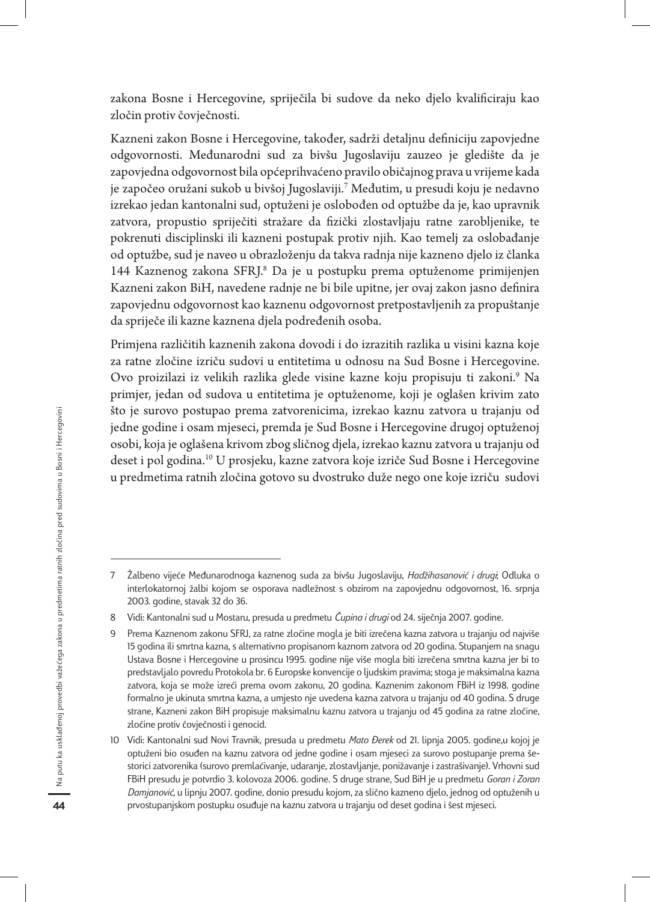zakona Bosne i Hercegovine, spriječila bi sudove da neko djelo kvalificiraju kao zločin protiv čovječnosti.

Kazneni zakon Bosne i Hercegovine, također, sadrži detaljnu definiciju zapovjedne odgovornosti. Međunarodni sud za bivšu Jugoslaviju zauzeo je gledište da je zapovjedna odgovornost bila općeprihvaćeno pravilo običajnog prava u vrijeme kada je započeo oružani sukob u bivšoj Jugoslaviji.[7] Međutim, u presudi koju je nedavno izrekao jedan kantonalni sud, optuženi je oslobođen od optužbe da je, kao upravnik zatvora, propustio spriječiti stražare da fizički zlostavljaju ratne zarobljenike, te pokrenuti disciplinski ili kazneni postupak protiv njih. Kao temelj za oslobađanje od optužbe, sud je naveo u obrazloženju da takva radnja nije kazneno djelo iz članka 144 Kaznenog zakona SFRJ.[8] Da je u postupku prema optuženome primijenjen Kazneni zakon BiH, navedene radnje ne bi bile upitne, jer ovaj zakon jasno definira zapovjednu odgovornost kao kaznenu odgovornost pretpostavljenih za propuštanje da spriječe ili kazne kaznena djela podređenih osoba.

Primjena različitih kaznenih zakona dovodi i do izrazitih razlika u visini kazna koje za ratne zločine izriču sudovi u entitetima u odnosu na Sud Bosne i Hercegovine. Ovo proizilazi iz velikih razlika glede visine kazne koju propisuju ti zakoni.[9] Na primjer, jedan od sudova u entitetima je optuženome, koji je oglašen krivim zato što je surovo postupao prema zatvorenicima, izrekao kaznu zatvora u trajanju od jedne godine i osam mjeseci, premda je Sud Bosne i Hercegovine drugoj optuženoj osobi, koja je oglašena krivom zbog sličnog djela, izrekao kaznu zatvora u trajanju od deset i pol godina.[10] U prosjeku, kazne zatvora koje izriče Sud Bosne i Hercegovine u predmetima ratnih zločina gotovo su dvostruko duže nego one koje izriču sudovi

---

7 Žalbeno vijeće Međunarodnoga kaznenog suda za bivšu Jugoslaviju, *Hadžihasanović i drugi*; Odluka o interlokatornoj žalbi kojom se osporava nadležnost s obzirom na zapovjednu odgovornost, 16. srpnja 2003. godine, stavak 32 do 36.

8 Vidi: Kantonalni sud u Mostaru, presuda u predmetu *Čupina i drugi* od 24. siječnja 2007. godine.

9 Prema Kaznenom zakonu SFRJ, za ratne zločine mogla je biti izrečena kazna zatvora u trajanju od najviše 15 godina ili smrtna kazna, s alternativno propisanom kaznom zatvora od 20 godina. Stupanjem na snagu Ustava Bosne i Hercegovine u prosincu 1995. godine nije više mogla biti izrečena smrtna kazna jer bi to predstavljalo povredu Protokola br. 6 Europske konvencije o ljudskim pravima; stoga je maksimalna kazna zatvora, koja se može izreći prema ovom zakonu, 20 godina. Kaznenim zakonom FBiH iz 1998. godine formalno je ukinuta smrtna kazna, a umjesto nje uvedena kazna zatvora u trajanju od 40 godina. S druge strane, Kazneni zakon BiH propisuje maksimalnu kaznu zatvora u trajanju od 45 godina za ratne zločine, zločine protiv čovječnosti i genocid.

10 Vidi: Kantonalni sud Novi Travnik, presuda u predmetu *Mato Đerek* od 21. lipnja 2005. godine,u kojoj je optuženi bio osuđen na kaznu zatvora od jedne godine i osam mjeseci za surovo postupanje prema šestorici zatvorenika (surovo premlaćivanje, udaranje, zlostavljanje, ponižavanje i zastrašivanje). Vrhovni sud FBiH presudu je potvrdio 3. kolovoza 2006. godine. S druge strane, Sud BiH je u predmetu *Goran i Zoran Damjanović*, u lipnju 2007. godine, donio presudu kojom, za slično kazneno djelo, jednog od optuženih u prvostupanjskom postupku osuđuje na kaznu zatvora u trajanju od deset godina i šest mjeseci.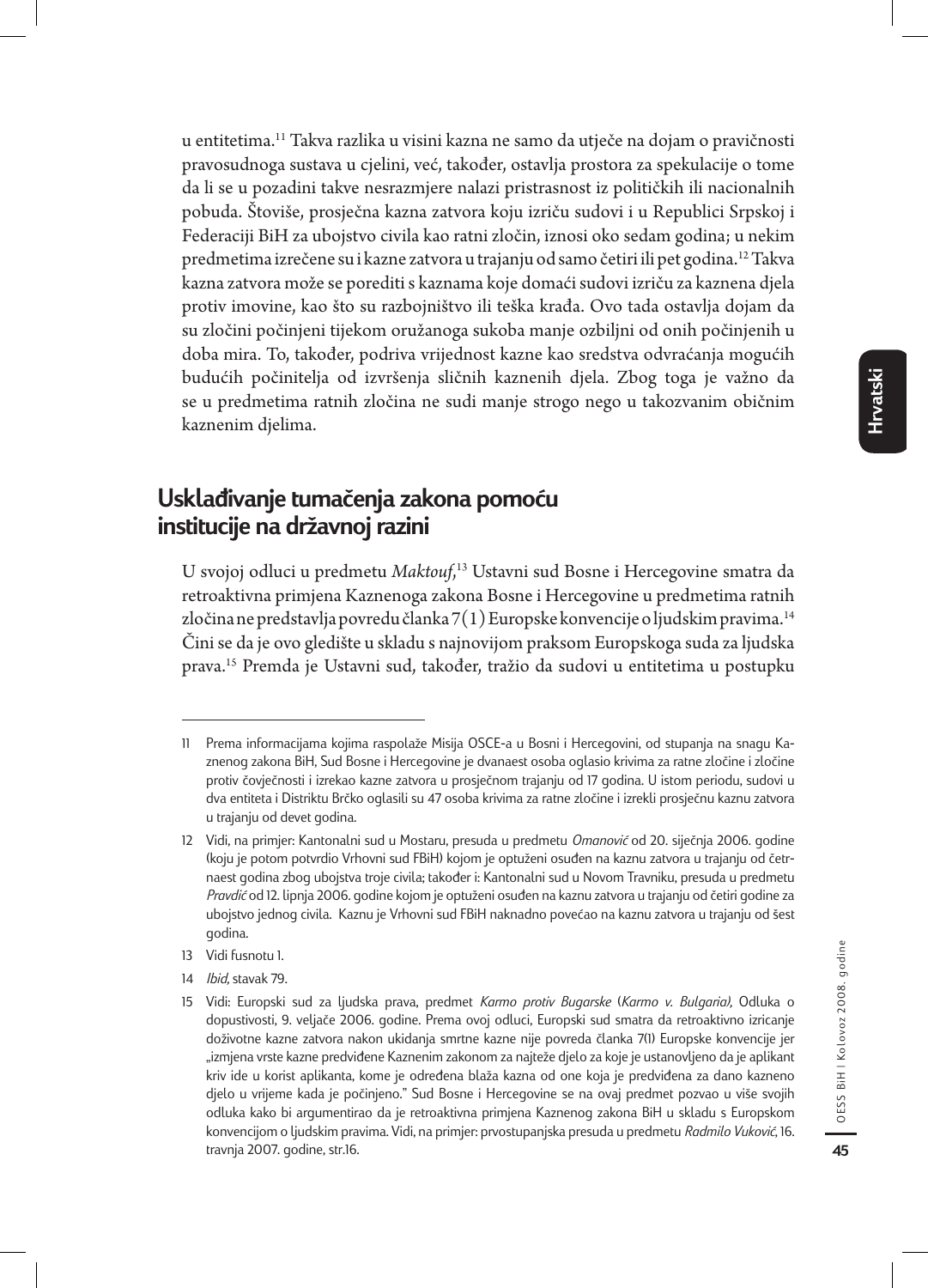u entitetima.[11] Takva razlika u visini kazna ne samo da utječe na dojam o pravičnosti pravosudnoga sustava u cjelini, već, također, ostavlja prostora za spekulacije o tome da li se u pozadini takve nesrazmjere nalazi pristrasnost iz političkih ili nacionalnih pobuda. Štoviše, prosječna kazna zatvora koju izriču sudovi i u Republici Srpskoj i Federaciji BiH za ubojstvo civila kao ratni zločin, iznosi oko sedam godina; u nekim predmetima izrečene su i kazne zatvora u trajanju od samo četiri ili pet godina.[12] Takva kazna zatvora može se porediti s kaznama koje domaći sudovi izriču za kaznena djela protiv imovine, kao što su razbojništvo ili teška krađa. Ovo tada ostavlja dojam da su zločini počinjeni tijekom oružanoga sukoba manje ozbiljni od onih počinjenih u doba mira. To, također, podriva vrijednost kazne kao sredstva odvraćanja mogućih budućih počinitelja od izvršenja sličnih kaznenih djela. Zbog toga je važno da se u predmetima ratnih zločina ne sudi manje strogo nego u takozvanim običnim kaznenim djelima.

## Usklađivanje tumačenja zakona pomoću institucije na državnoj razini

U svojoj odluci u predmetu *Maktouf*,[13] Ustavni sud Bosne i Hercegovine smatra da retroaktivna primjena Kaznenoga zakona Bosne i Hercegovine u predmetima ratnih zločina ne predstavlja povredu članka 7(1) Europske konvencije o ljudskim pravima.[14] Čini se da je ovo gledište u skladu s najnovijom praksom Europskoga suda za ljudska prava.[15] Premda je Ustavni sud, također, tražio da sudovi u entitetima u postupku

---

11 Prema informacijama kojima raspolaže Misija OSCE-a u Bosni i Hercegovini, od stupanja na snagu Kaznenog zakona BiH, Sud Bosne i Hercegovine je dvanaest osoba oglasio krivima za ratne zločine i zločine protiv čovječnosti i izrekao kazne zatvora u prosječnom trajanju od 17 godina. U istom periodu, sudovi u dva entiteta i Distriktu Brčko oglasili su 47 osoba krivima za ratne zločine i izrekli prosječnu kaznu zatvora u trajanju od devet godina.

12 Vidi, na primjer: Kantonalni sud u Mostaru, presuda u predmetu *Omanović* od 20. siječnja 2006. godine (koju je potom potvrdio Vrhovni sud FBiH) kojom je optuženi osuđen na kaznu zatvora u trajanju od četrnaest godina zbog ubojstva troje civila; također i: Kantonalni sud u Novom Travniku, presuda u predmetu *Pravdić* od 12. lipnja 2006. godine kojom je optuženi osuđen na kaznu zatvora u trajanju od četiri godine za ubojstvo jednog civila. Kaznu je Vrhovni sud FBiH naknadno povećao na kaznu zatvora u trajanju od šest godina.

13 Vidi fusnotu 1.

14 *Ibid*, stavak 79.

15 Vidi: Europski sud za ljudska prava, predmet *Karmo protiv Bugarske* (*Karmo v. Bulgaria),* Odluka o dopustivosti, 9. veljače 2006. godine. Prema ovoj odluci, Europski sud smatra da retroaktivno izricanje doživotne kazne zatvora nakon ukidanja smrtne kazne nije povreda članka 7(1) Europske konvencije jer „izmjena vrste kazne predviđene Kaznenim zakonom za najteže djelo za koje je ustanovljeno da je aplikant kriv ide u korist aplikanta, kome je određena blaža kazna od one koja je predviđena za dano kazneno djelo u vrijeme kada je počinjeno." Sud Bosne i Hercegovine se na ovaj predmet pozvao u više svojih odluka kako bi argumentirao da je retroaktivna primjena Kaznenog zakona BiH u skladu s Europskom konvencijom o ljudskim pravima. Vidi, na primjer: prvostupanjska presuda u predmetu *Radmilo Vuković*, 16. travnja 2007. godine, str.16.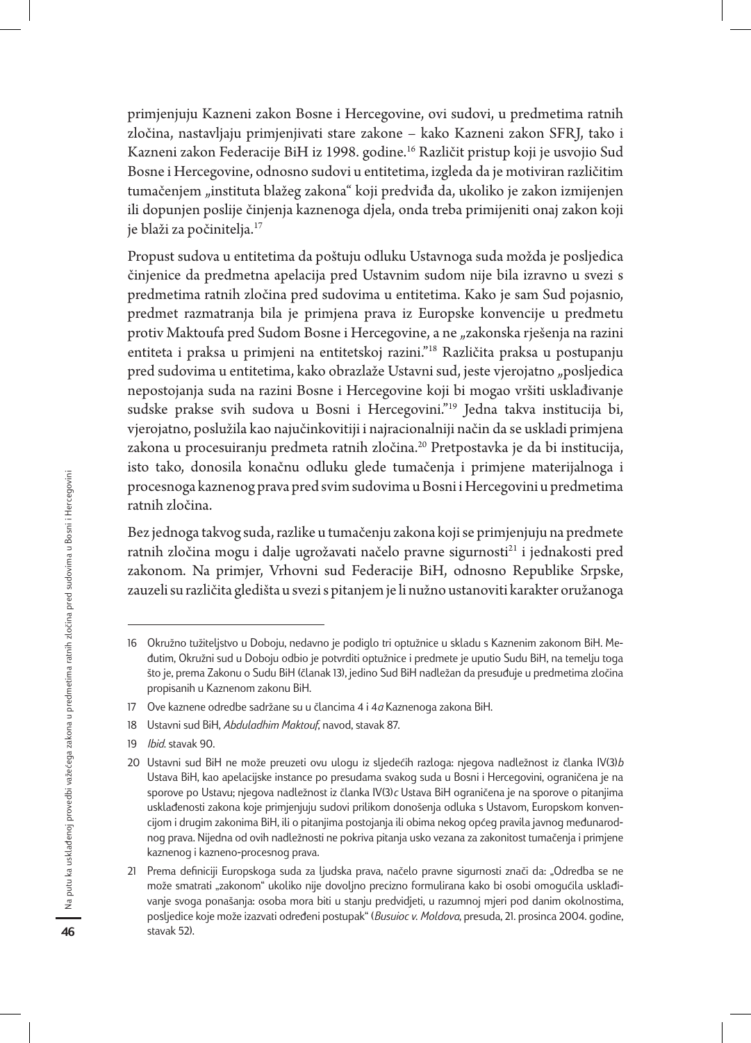primjenjuju Kazneni zakon Bosne i Hercegovine, ovi sudovi, u predmetima ratnih zločina, nastavljaju primjenjivati stare zakone – kako Kazneni zakon SFRJ, tako i Kazneni zakon Federacije BiH iz 1998. godine.[16] Različit pristup koji je usvojio Sud Bosne i Hercegovine, odnosno sudovi u entitetima, izgleda da je motiviran različitim tumačenjem „instituta blažeg zakona" koji predviđa da, ukoliko je zakon izmijenjen ili dopunjen poslije činjenja kaznenoga djela, onda treba primijeniti onaj zakon koji je blaži za počinitelja.[17]

Propust sudova u entitetima da poštuju odluku Ustavnoga suda možda je posljedica činjenice da predmetna apelacija pred Ustavnim sudom nije bila izravno u svezi s predmetima ratnih zločina pred sudovima u entitetima. Kako je sam Sud pojasnio, predmet razmatranja bila je primjena prava iz Europske konvencije u predmetu protiv Maktoufa pred Sudom Bosne i Hercegovine, a ne „zakonska rješenja na razini entiteta i praksa u primjeni na entitetskoj razini."[18] Različita praksa u postupanju pred sudovima u entitetima, kako obrazlaže Ustavni sud, jeste vjerojatno „posljedica nepostojanja suda na razini Bosne i Hercegovine koji bi mogao vršiti usklađivanje sudske prakse svih sudova u Bosni i Hercegovini."[19] Jedna takva institucija bi, vjerojatno, poslužila kao najučinkovitiji i najracionalniji način da se uskladi primjena zakona u procesuiranju predmeta ratnih zločina.[20] Pretpostavka je da bi institucija, isto tako, donosila konačnu odluku glede tumačenja i primjene materijalnoga i procesnoga kaznenog prava pred svim sudovima u Bosni i Hercegovini u predmetima ratnih zločina.

Bez jednoga takvog suda, razlike u tumačenju zakona koji se primjenjuju na predmete ratnih zločina mogu i dalje ugrožavati načelo pravne sigurnosti[21] i jednakosti pred zakonom. Na primjer, Vrhovni sud Federacije BiH, odnosno Republike Srpske, zauzeli su različita gledišta u svezi s pitanjem je li nužno ustanoviti karakter oružanoga

---

16 Okružno tužiteljstvo u Doboju, nedavno je podiglo tri optužnice u skladu s Kaznenim zakonom BiH. Međutim, Okružni sud u Doboju odbio je potvrditi optužnice i predmete je uputio Sudu BiH, na temelju toga što je, prema Zakonu o Sudu BiH (članak 13), jedino Sud BiH nadležan da presuđuje u predmetima zločina propisanih u Kaznenom zakonu BiH.

17 Ove kaznene odredbe sadržane su u člancima 4 i 4*a* Kaznenoga zakona BiH.

18 Ustavni sud BiH, *Abduladhim Maktouf*, navod, stavak 87.

19 *Ibid.* stavak 90.

20 Ustavni sud BiH ne može preuzeti ovu ulogu iz sljedećih razloga: njegova nadležnost iz članka IV(3)*b* Ustava BiH, kao apelacijske instance po presudama svakog suda u Bosni i Hercegovini, ograničena je na sporove po Ustavu; njegova nadležnost iz članka IV(3)*c* Ustava BiH ograničena je na sporove o pitanjima usklađenosti zakona koje primjenjuju sudovi prilikom donošenja odluka s Ustavom, Europskom konvencijom i drugim zakonima BiH, ili o pitanjima postojanja ili obima nekog općeg pravila javnog međunarodnog prava. Nijedna od ovih nadležnosti ne pokriva pitanja usko vezana za zakonitost tumačenja i primjene kaznenog i kazneno-procesnog prava.

21 Prema definiciji Europskoga suda za ljudska prava, načelo pravne sigurnosti znači da: „Odredba se ne može smatrati „zakonom" ukoliko nije dovoljno precizno formulirana kako bi osobi omogućila usklađivanje svoga ponašanja: osoba mora biti u stanju predvidjeti, u razumnoj mjeri pod danim okolnostima, posljedice koje može izazvati određeni postupak" (*Busuioc v. Moldova*, presuda, 21. prosinca 2004. godine, stavak 52).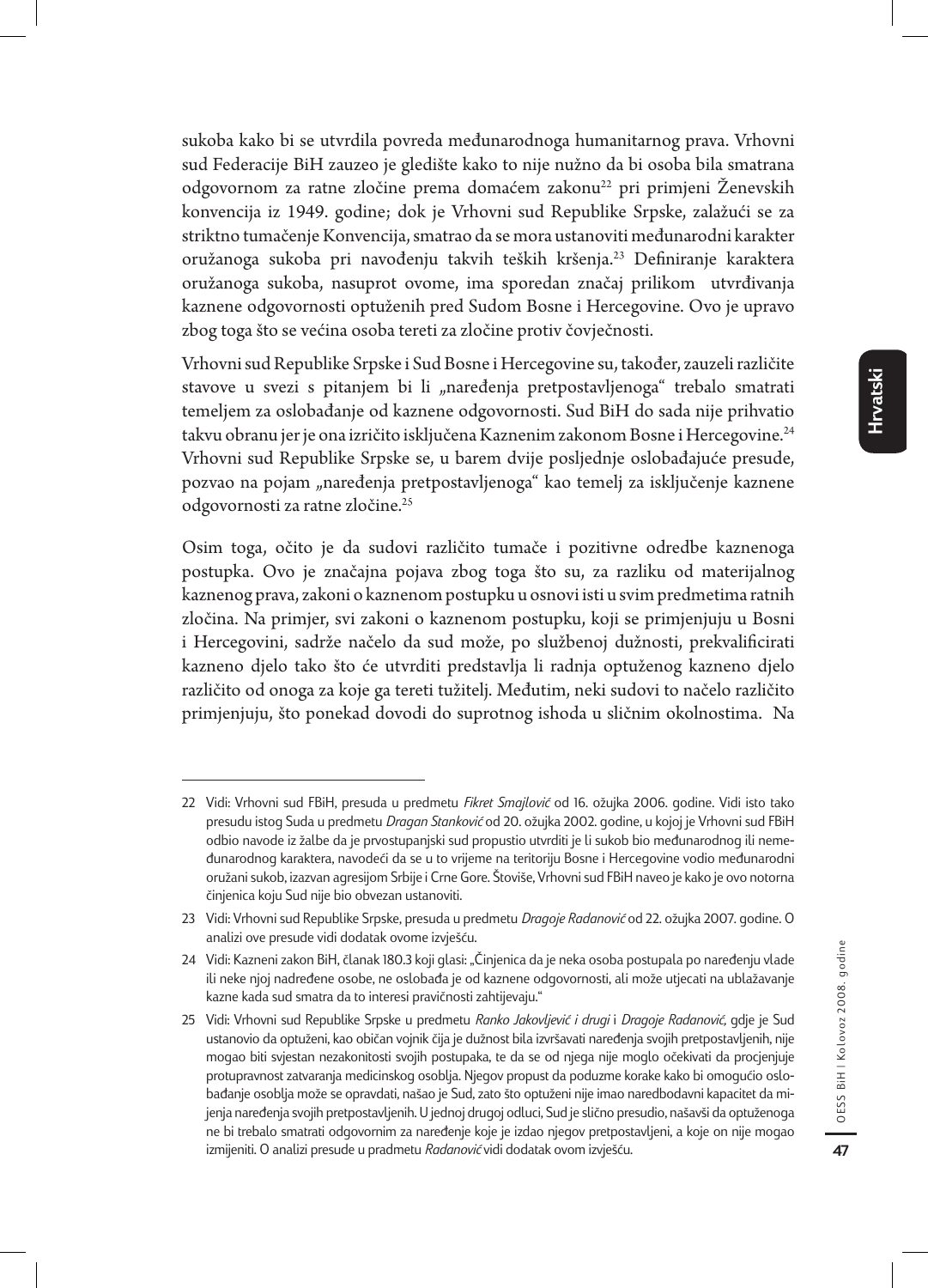sukoba kako bi se utvrdila povreda međunarodnoga humanitarnog prava. Vrhovni sud Federacije BiH zauzeo je gledište kako to nije nužno da bi osoba bila smatrana odgovornom za ratne zločine prema domaćem zakonu[22] pri primjeni Ženevskih konvencija iz 1949. godine; dok je Vrhovni sud Republike Srpske, zalažući se za striktno tumačenje Konvencija, smatrao da se mora ustanoviti međunarodni karakter oružanoga sukoba pri navođenju takvih teških kršenja.[23] Definiranje karaktera oružanoga sukoba, nasuprot ovome, ima sporedan značaj prilikom utvrđivanja kaznene odgovornosti optuženih pred Sudom Bosne i Hercegovine. Ovo je upravo zbog toga što se većina osoba tereti za zločine protiv čovječnosti.

Vrhovni sud Republike Srpske i Sud Bosne i Hercegovine su, također, zauzeli različite stavove u svezi s pitanjem bi li „naređenja pretpostavljenoga" trebalo smatrati temeljem za oslobađanje od kaznene odgovornosti. Sud BiH do sada nije prihvatio takvu obranu jer je ona izričito isključena Kaznenim zakonom Bosne i Hercegovine.[24] Vrhovni sud Republike Srpske se, u barem dvije posljednje oslobađajuće presude, pozvao na pojam „naređenja pretpostavljenoga" kao temelj za isključenje kaznene odgovornosti za ratne zločine.[25]

Osim toga, očito je da sudovi različito tumače i pozitivne odredbe kaznenoga postupka. Ovo je značajna pojava zbog toga što su, za razliku od materijalnog kaznenog prava, zakoni o kaznenom postupku u osnovi isti u svim predmetima ratnih zločina. Na primjer, svi zakoni o kaznenom postupku, koji se primjenjuju u Bosni i Hercegovini, sadrže načelo da sud može, po službenoj dužnosti, prekvalificirati kazneno djelo tako što će utvrditi predstavlja li radnja optuženog kazneno djelo različito od onoga za koje ga tereti tužitelj. Međutim, neki sudovi to načelo različito primjenjuju, što ponekad dovodi do suprotnog ishoda u sličnim okolnostima. Na

---

22 Vidi: Vrhovni sud FBiH, presuda u predmetu *Fikret Smajlović* od 16. ožujka 2006. godine. Vidi isto tako presudu istog Suda u predmetu *Dragan Stanković* od 20. ožujka 2002. godine, u kojoj je Vrhovni sud FBiH odbio navode iz žalbe da je prvostupanjski sud propustio utvrditi je li sukob bio međunarodnog ili nemeđunarodnog karaktera, navodeći da se u to vrijeme na teritoriju Bosne i Hercegovine vodio međunarodni oružani sukob, izazvan agresijom Srbije i Crne Gore. Štoviše, Vrhovni sud FBiH naveo je kako je ovo notorna činjenica koju Sud nije bio obvezan ustanoviti.

23 Vidi: Vrhovni sud Republike Srpske, presuda u predmetu *Dragoje Radanović* od 22. ožujka 2007. godine. O analizi ove presude vidi dodatak ovome izvješću.

24 Vidi: Kazneni zakon BiH, članak 180.3 koji glasi: „Činjenica da je neka osoba postupala po naređenju vlade ili neke njoj nadređene osobe, ne oslobađa je od kaznene odgovornosti, ali može utjecati na ublažavanje kazne kada sud smatra da to interesi pravičnosti zahtijevaju."

25 Vidi: Vrhovni sud Republike Srpske u predmetu *Ranko Jakovljević i drugi* i *Dragoje Radanović*, gdje je Sud ustanovio da optuženi, kao običan vojnik čija je dužnost bila izvršavati naređenja svojih pretpostavljenih, nije mogao biti svjestan nezakonitosti svojih postupaka, te da se od njega nije moglo očekivati da procjenjuje protupravnost zatvaranja medicinskog osoblja. Njegov propust da poduzme korake kako bi omogućio oslobađanje osoblja može se opravdati, našao je Sud, zato što optuženi nije imao naredbodavni kapacitet da mijenja naređenja svojih pretpostavljenih. U jednoj drugoj odluci, Sud je slično presudio, našavši da optuženoga ne bi trebalo smatrati odgovornim za naređenje koje je izdao njegov pretpostavljeni, a koje on nije mogao izmijeniti. O analizi presude u pradmetu *Radanović* vidi dodatak ovom izvješću.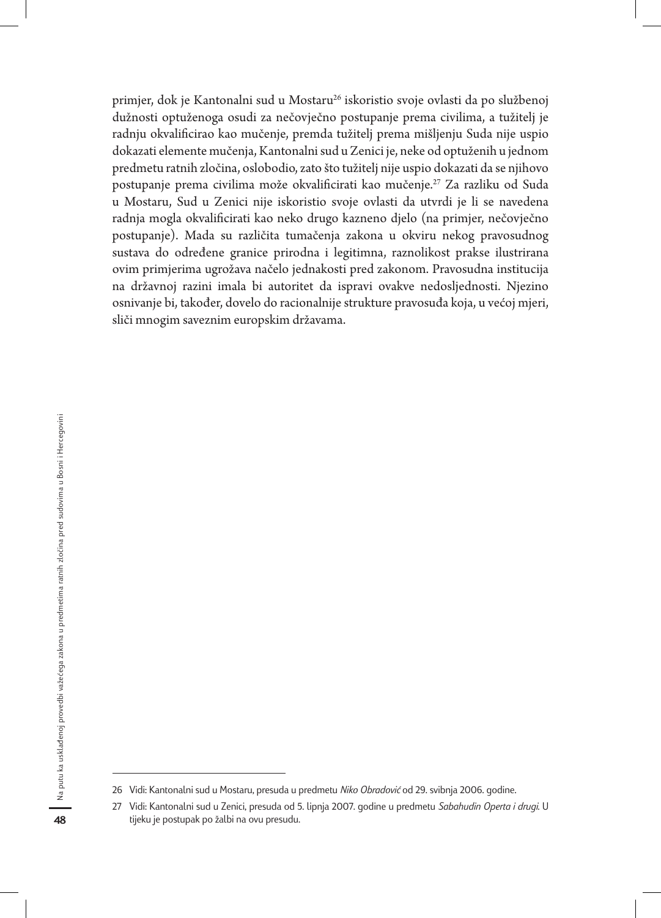primjer, dok je Kantonalni sud u Mostaru[26] iskoristio svoje ovlasti da po službenoj dužnosti optuženoga osudi za nečovječno postupanje prema civilima, a tužitelj je radnju okvalificirao kao mučenje, premda tužitelj prema mišljenju Suda nije uspio dokazati elemente mučenja, Kantonalni sud u Zenici je, neke od optuženih u jednom predmetu ratnih zločina, oslobodio, zato što tužitelj nije uspio dokazati da se njihovo postupanje prema civilima može okvalificirati kao mučenje.[27] Za razliku od Suda u Mostaru, Sud u Zenici nije iskoristio svoje ovlasti da utvrdi je li se navedena radnja mogla okvalificirati kao neko drugo kazneno djelo (na primjer, nečovječno postupanje). Mada su različita tumačenja zakona u okviru nekog pravosudnog sustava do određene granice prirodna i legitimna, raznolikost prakse ilustrirana ovim primjerima ugrožava načelo jednakosti pred zakonom. Pravosudna institucija na državnoj razini imala bi autoritet da ispravi ovakve nedosljednosti. Njezino osnivanje bi, također, dovelo do racionalnije strukture pravosuđa koja, u većoj mjeri, sliči mnogim saveznim europskim državama.

---

26 Vidi: Kantonalni sud u Mostaru, presuda u predmetu *Niko Obradović* od 29. svibnja 2006. godine.

27 Vidi: Kantonalni sud u Zenici, presuda od 5. lipnja 2007. godine u predmetu *Sabahudin Operta i drugi*. U tijeku je postupak po žalbi na ovu presudu.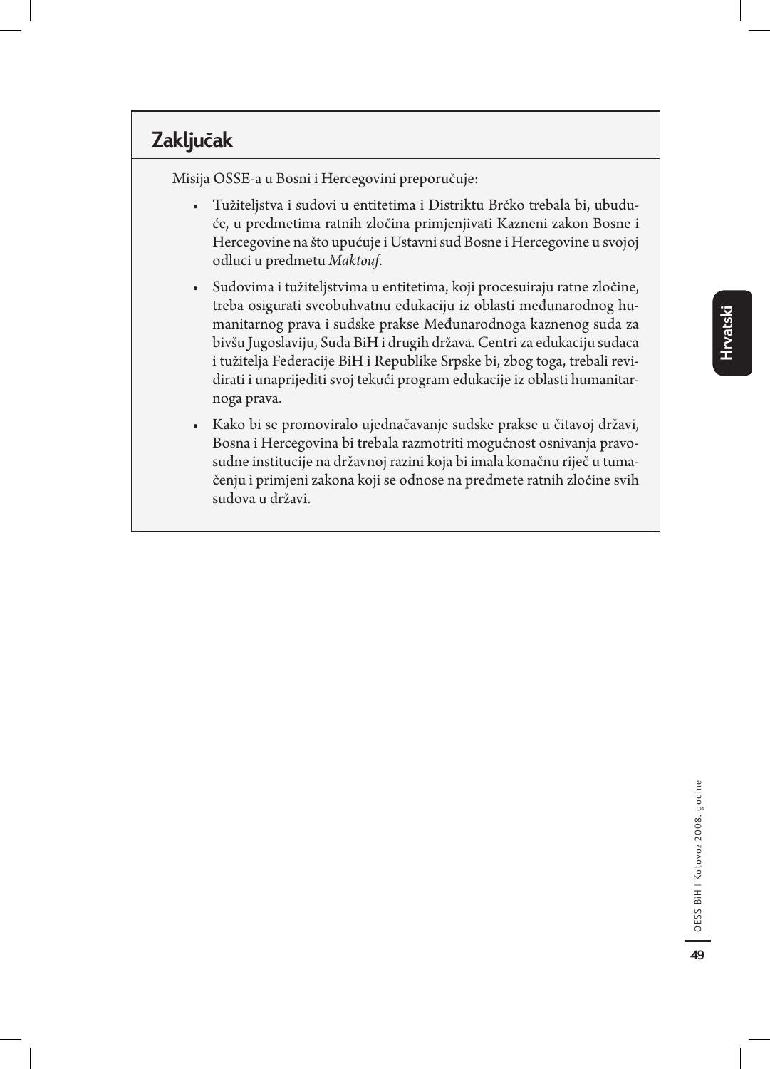## Zaključak

Misija OSSE-a u Bosni i Hercegovini preporučuje:

- Tužiteljstva i sudovi u entitetima i Distriktu Brčko trebala bi, ubuduće, u predmetima ratnih zločina primjenjivati Kazneni zakon Bosne i Hercegovine na što upućuje i Ustavni sud Bosne i Hercegovine u svojoj odluci u predmetu *Maktouf*.

- Sudovima i tužiteljstvima u entitetima, koji procesuiraju ratne zločine, treba osigurati sveobuhvatnu edukaciju iz oblasti međunarodnog humanitarnog prava i sudske prakse Međunarodnoga kaznenog suda za bivšu Jugoslaviju, Suda BiH i drugih država. Centri za edukaciju sudaca i tužitelja Federacije BiH i Republike Srpske bi, zbog toga, trebali revidirati i unaprijediti svoj tekući program edukacije iz oblasti humanitarnoga prava.

- Kako bi se promoviralo ujednačavanje sudske prakse u čitavoj državi, Bosna i Hercegovina bi trebala razmotriti mogućnost osnivanja pravosudne institucije na državnoj razini koja bi imala konačnu riječ u tumačenju i primjeni zakona koji se odnose na predmete ratnih zločine svih sudova u državi.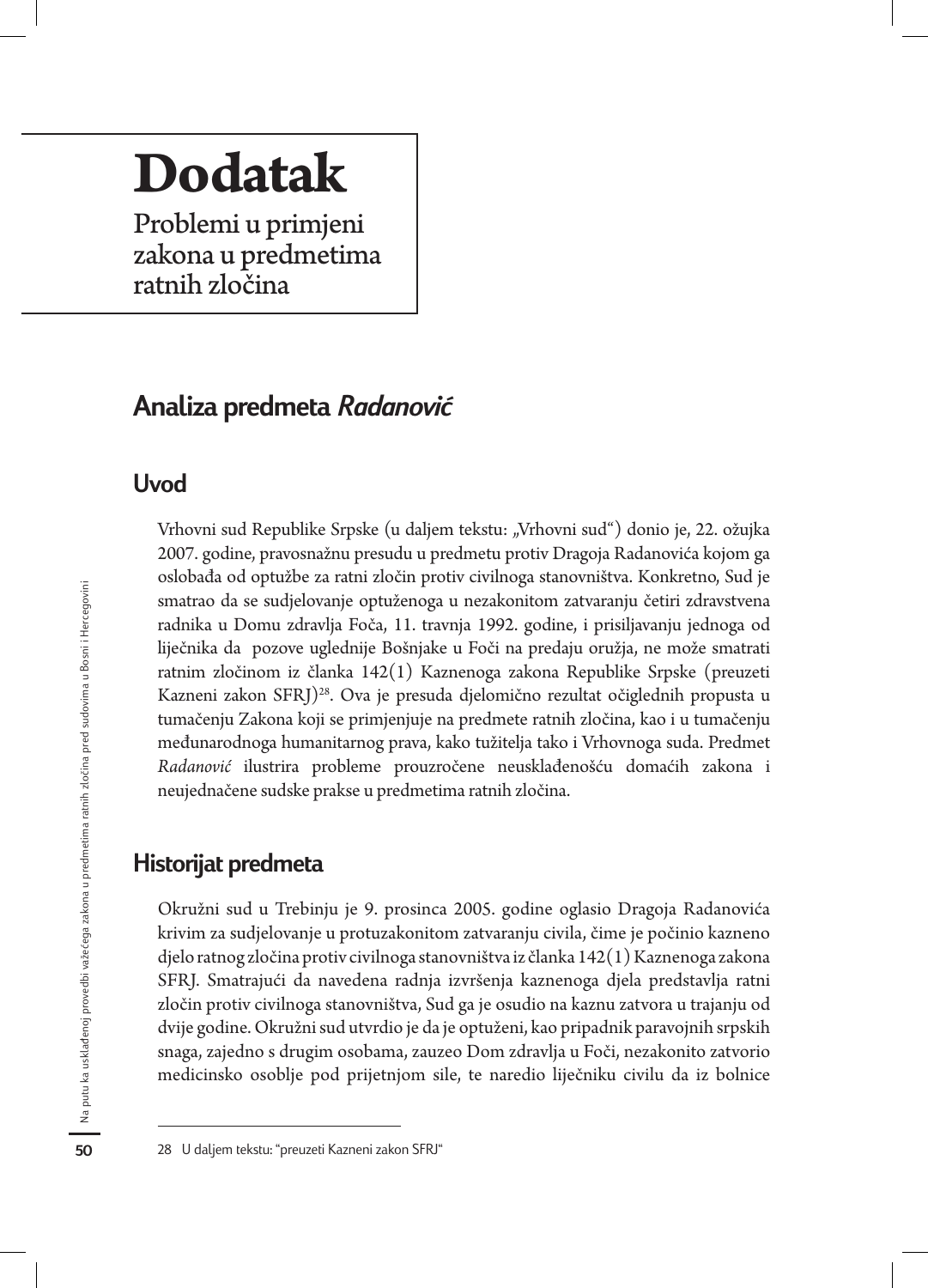# Dodatak

Problemi u primjeni zakona u predmetima ratnih zločina

## Analiza predmeta *Radanović*

### Uvod

Vrhovni sud Republike Srpske (u daljem tekstu: „Vrhovni sud“) donio je, 22. ožujka 2007. godine, pravosnažnu presudu u predmetu protiv Dragoja Radanovića kojom ga oslobađa od optužbe za ratni zločin protiv civilnoga stanovništva. Konkretno, Sud je smatrao da se sudjelovanje optuženoga u nezakonitom zatvaranju četiri zdravstvena radnika u Domu zdravlja Foča, 11. travnja 1992. godine, i prisiljavanju jednoga od liječnika da pozove uglednije Bošnjake u Foči na predaju oružja, ne može smatrati ratnim zločinom iz članka 142(1) Kaznenoga zakona Republike Srpske (preuzeti Kazneni zakon SFRJ)[28]. Ova je presuda djelomično rezultat očiglednih propusta u tumačenju Zakona koji se primjenjuje na predmete ratnih zločina, kao i u tumačenju međunarodnoga humanitarnog prava, kako tužitelja tako i Vrhovnoga suda. Predmet *Radanović* ilustrira probleme prouzročene neusklađenošću domaćih zakona i neujednačene sudske prakse u predmetima ratnih zločina.

### Historijat predmeta

Okružni sud u Trebinju je 9. prosinca 2005. godine oglasio Dragoja Radanovića krivim za sudjelovanje u protuzakonitom zatvaranju civila, čime je počinio kazneno djelo ratnog zločina protiv civilnoga stanovništva iz članka 142(1) Kaznenoga zakona SFRJ. Smatrajući da navedena radnja izvršenja kaznenoga djela predstavlja ratni zločin protiv civilnoga stanovništva, Sud ga je osudio na kaznu zatvora u trajanju od dvije godine. Okružni sud utvrdio je da je optuženi, kao pripadnik paravojnih srpskih snaga, zajedno s drugim osobama, zauzeo Dom zdravlja u Foči, nezakonito zatvorio medicinsko osoblje pod prijetnjom sile, te naredio liječniku civilu da iz bolnice

---

28 U daljem tekstu: "preuzeti Kazneni zakon SFRJ"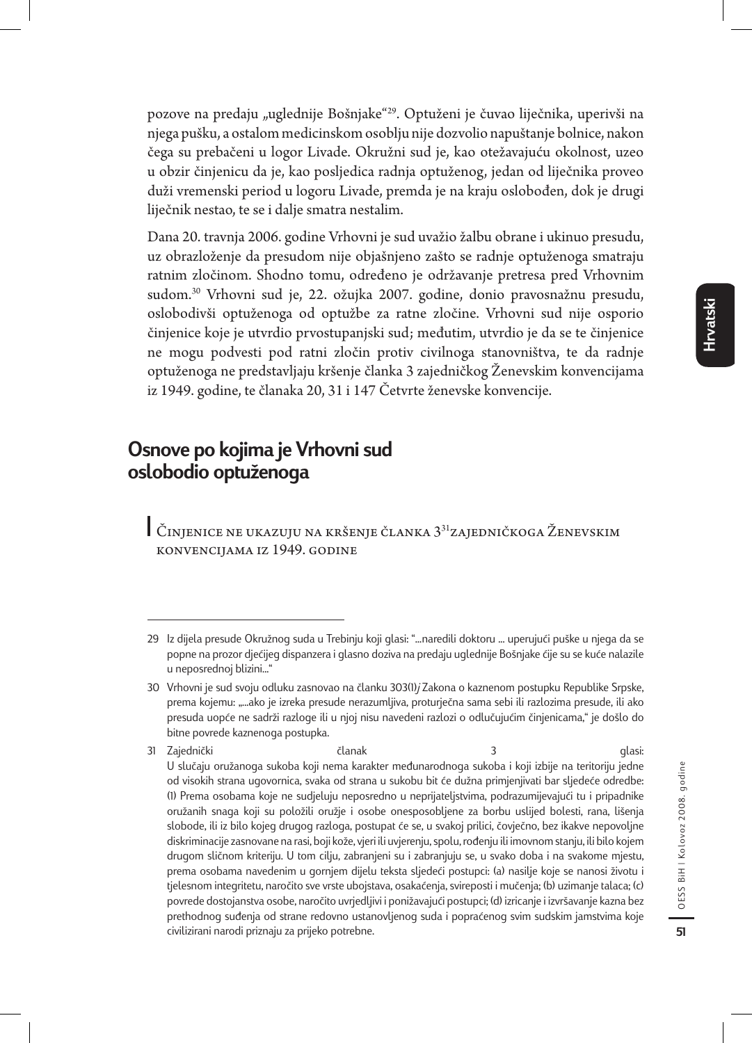pozove na predaju „uglednije Bošnjake“[29]. Optuženi je čuvao liječnika, uperivši na njega pušku, a ostalom medicinskom osoblju nije dozvolio napuštanje bolnice, nakon čega su prebačeni u logor Livade. Okružni sud je, kao otežavajuću okolnost, uzeo u obzir činjenicu da je, kao posljedica radnja optuženog, jedan od liječnika proveo duži vremenski period u logoru Livade, premda je na kraju oslobođen, dok je drugi liječnik nestao, te se i dalje smatra nestalim.

Dana 20. travnja 2006. godine Vrhovni je sud uvažio žalbu obrane i ukinuo presudu, uz obrazloženje da presudom nije objašnjeno zašto se radnje optuženoga smatraju ratnim zločinom. Shodno tomu, određeno je održavanje pretresa pred Vrhovnim sudom.[30] Vrhovni sud je, 22. ožujka 2007. godine, donio pravosnažnu presudu, oslobodivši optuženoga od optužbe za ratne zločine. Vrhovni sud nije osporio činjenice koje je utvrdio prvostupanjski sud; međutim, utvrdio je da se te činjenice ne mogu podvesti pod ratni zločin protiv civilnoga stanovništva, te da radnje optuženoga ne predstavljaju kršenje članka 3 zajedničkog Ženevskim konvencijama iz 1949. godine, te članaka 20, 31 i 147 Četvrte ženevske konvencije.

## Osnove po kojima je Vrhovni sud oslobodio optuženoga

### Činjenice ne ukazuju na kršenje članka 3[31] zajedničkoga Ženevskim konvencijama iz 1949. godine

---

29 Iz dijela presude Okružnog suda u Trebinju koji glasi: "...naredili doktoru ... uperujući puške u njega da se popne na prozor dječijeg dispanzera i glasno doziva na predaju uglednije Bošnjake čije su se kuće nalazile u neposrednoj blizini..."

30 Vrhovni je sud svoju odluku zasnovao na članku 303(1)*j* Zakona o kaznenom postupku Republike Srpske, prema kojemu: „...ako je izreka presude nerazumljiva, proturječna sama sebi ili razlozima presude, ili ako presuda uopće ne sadrži razloge ili u njoj nisu navedeni razlozi o odlučujućim činjenicama," je došlo do bitne povrede kaznenoga postupka.

31 Zajednički članak 3 glasi:
U slučaju oružanoga sukoba koji nema karakter međunarodnoga sukoba i koji izbije na teritoriju jedne od visokih strana ugovornica, svaka od strana u sukobu bit će dužna primjenjivati bar sljedeće odredbe: (1) Prema osobama koje ne sudjeluju neposredno u neprijateljstvima, podrazumijevajući tu i pripadnike oružanih snaga koji su položili oružje i osobe onesposobljene za borbu uslijed bolesti, rana, lišenja slobode, ili iz bilo kojeg drugog razloga, postupat će se, u svakoj prilici, čovječno, bez ikakve nepovoljne diskriminacije zasnovane na rasi, boji kože, vjeri ili uvjerenju, spolu, rođenju ili imovnom stanju, ili bilo kojem drugom sličnom kriteriju. U tom cilju, zabranjeni su i zabranjuju se, u svako doba i na svakome mjestu, prema osobama navedenim u gornjem dijelu teksta sljedeći postupci: (a) nasilje koje se nanosi životu i tjelesnom integritetu, naročito sve vrste ubojstava, osakaćenja, svireposti i mučenja; (b) uzimanje talaca; (c) povrede dostojanstva osobe, naročito uvrjedljivi i ponižavajući postupci; (d) izricanje i izvršavanje kazna bez prethodnog suđenja od strane redovno ustanovljenog suda i popraćenog svim sudskim jamstvima koje civilizirani narodi priznaju za prijeko potrebne.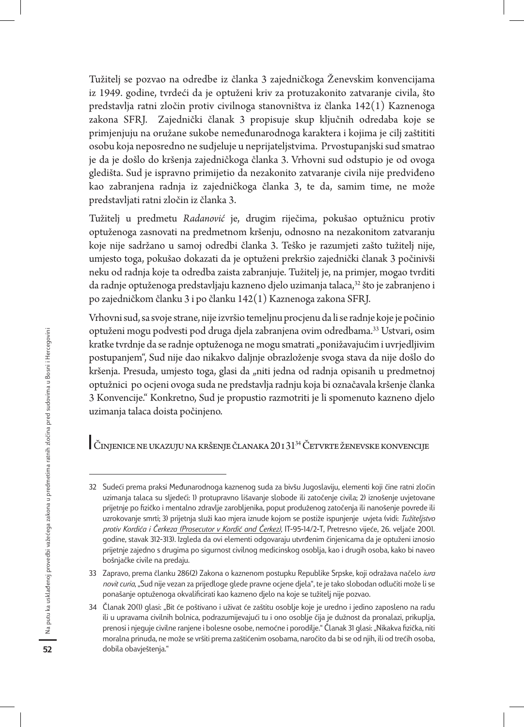Tužitelj se pozvao na odredbe iz članka 3 zajedničkoga Ženevskim konvencijama iz 1949. godine, tvrdeći da je optuženi kriv za protuzakonito zatvaranje civila, što predstavlja ratni zločin protiv civilnoga stanovništva iz članka 142(1) Kaznenoga zakona SFRJ. Zajednički članak 3 propisuje skup ključnih odredaba koje se primjenjuju na oružane sukobe nemeđunarodnoga karaktera i kojima je cilj zaštititi osobu koja neposredno ne sudjeluje u neprijateljstvima. Prvostupanjski sud smatrao je da je došlo do kršenja zajedničkoga članka 3. Vrhovni sud odstupio je od ovoga gledišta. Sud je ispravno primijetio da nezakonito zatvaranje civila nije predviđeno kao zabranjena radnja iz zajedničkoga članka 3, te da, samim time, ne može predstavljati ratni zločin iz članka 3.

Tužitelj u predmetu *Radanović* je, drugim riječima, pokušao optužnicu protiv optuženoga zasnovati na predmetnom kršenju, odnosno na nezakonitom zatvaranju koje nije sadržano u samoj odredbi članka 3. Teško je razumjeti zašto tužitelj nije, umjesto toga, pokušao dokazati da je optuženi prekršio zajednički članak 3 počinivši neku od radnja koje ta odredba zaista zabranjuje. Tužitelj je, na primjer, mogao tvrditi da radnje optuženoga predstavljaju kazneno djelo uzimanja talaca,[32] što je zabranjeno i po zajedničkom članku 3 i po članku 142(1) Kaznenoga zakona SFRJ.

Vrhovni sud, sa svoje strane, nije izvršio temeljnu procjenu da li se radnje koje je počinio optuženi mogu podvesti pod druga djela zabranjena ovim odredbama.[33] Ustvari, osim kratke tvrdnje da se radnje optuženoga ne mogu smatrati „ponižavajućim i uvrjedljivim postupanjem", Sud nije dao nikakvo daljnje obrazloženje svoga stava da nije došlo do kršenja. Presuda, umjesto toga, glasi da „niti jedna od radnja opisanih u predmetnoj optužnici po ocjeni ovoga suda ne predstavlja radnju koja bi označavala kršenje članka 3 Konvencije." Konkretno, Sud je propustio razmotriti je li spomenuto kazneno djelo uzimanja talaca doista počinjeno.

### Činjenice ne ukazuju na kršenje članaka 20 i 31[34] Četvrte ženevske konvencije

---

32 Sudeći prema praksi Međunarodnoga kaznenog suda za bivšu Jugoslaviju, elementi koji čine ratni zločin uzimanja talaca su sljedeći: 1) protupravno lišavanje slobode ili zatočenje civila; 2) iznošenje uvjetovane prijetnje po fizičko i mentalno zdravlje zarobljenika, poput produženog zatočenja ili nanošenje povrede ili uzrokovanje smrti; 3) prijetnja služi kao mjera iznude kojom se postiže ispunjenje uvjeta (vidi: *Tužiteljstvo protiv Kordića i Čerkeza (Prosecutor v Kordić and Čerkez)*, IT-95-14/2-T, Pretresno vijeće, 26. veljače 2001. godine, stavak 312-313). Izgleda da ovi elementi odgovaraju utvrđenim činjenicama da je optuženi iznosio prijetnje zajedno s drugima po sigurnost civilnog medicinskog osoblja, kao i drugih osoba, kako bi naveo bošnjačke civile na predaju.

33 Zapravo, prema članku 286(2) Zakona o kaznenom postupku Republike Srpske, koji odražava načelo *iura novit curia*, „Sud nije vezan za prijedloge glede pravne ocjene djela", te je tako slobodan odlučiti može li se ponašanje optuženoga okvalificirati kao kazneno djelo na koje se tužitelj nije pozvao.

34 Članak 20(1) glasi: „Bit će poštivano i uživat će zaštitu osoblje koje je uredno i jedino zaposleno na radu ili u upravama civilnih bolnica, podrazumijevajući tu i ono osoblje čija je dužnost da pronalazi, prikuplja, prenosi i njeguje civilne ranjene i bolesne osobe, nemoćne i porodilje." Članak 31 glasi: „Nikakva fizička, niti moralna prinuda, ne može se vršiti prema zaštićenim osobama, naročito da bi se od njih, ili od trećih osoba, dobila obavještenja."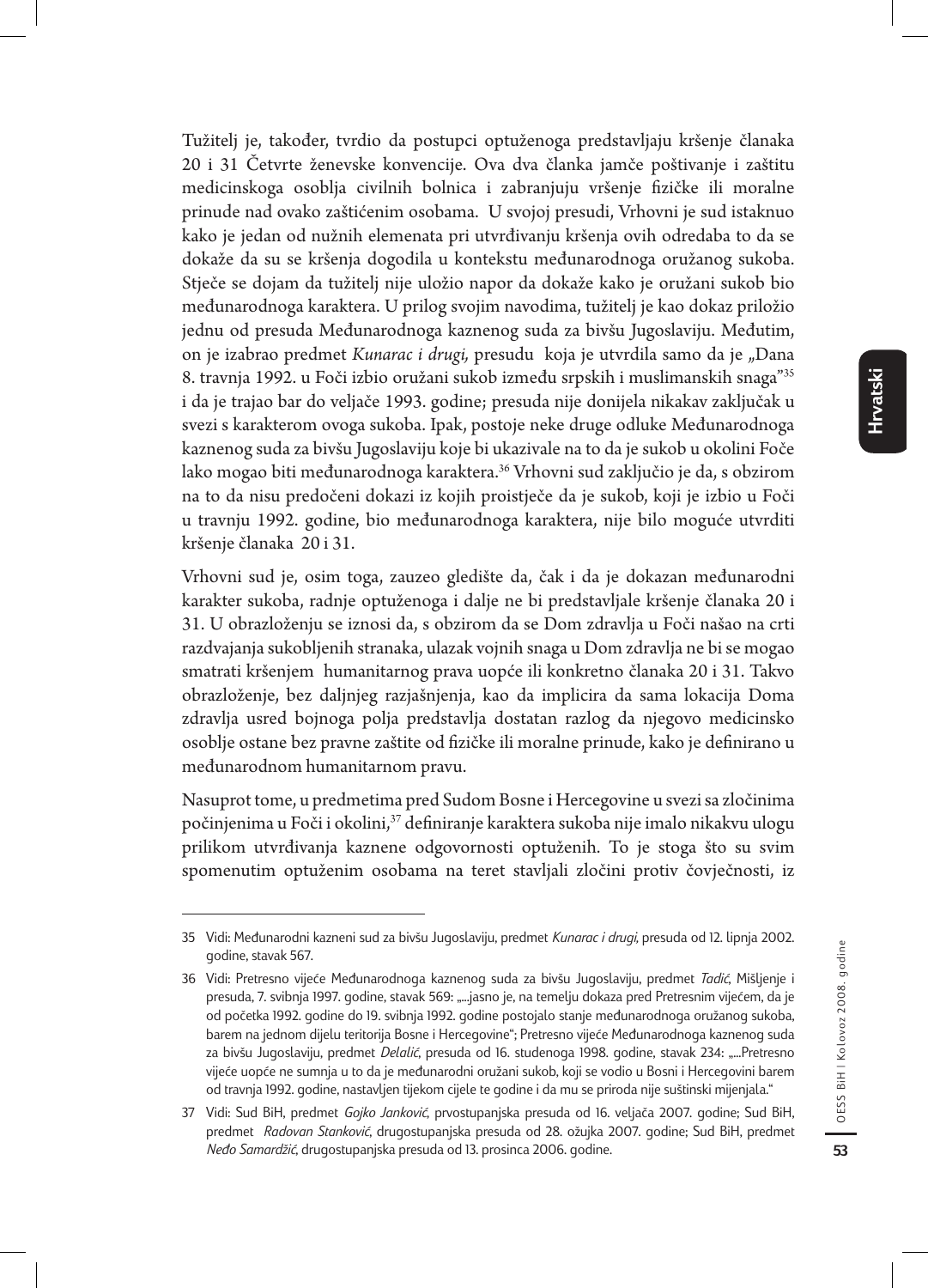Tužitelj je, također, tvrdio da postupci optuženoga predstavljaju kršenje članaka 20 i 31 Četvrte ženevske konvencije. Ova dva članka jamče poštivanje i zaštitu medicinskoga osoblja civilnih bolnica i zabranjuju vršenje fizičke ili moralne prinude nad ovako zaštićenim osobama. U svojoj presudi, Vrhovni je sud istaknuo kako je jedan od nužnih elemenata pri utvrđivanju kršenja ovih odredaba to da se dokaže da su se kršenja dogodila u kontekstu međunarodnoga oružanog sukoba. Stječe se dojam da tužitelj nije uložio napor da dokaže kako je oružani sukob bio međunarodnoga karaktera. U prilog svojim navodima, tužitelj je kao dokaz priložio jednu od presuda Međunarodnoga kaznenog suda za bivšu Jugoslaviju. Međutim, on je izabrao predmet *Kunarac i drugi,* presudu koja je utvrdila samo da je „Dana 8. travnja 1992. u Foči izbio oružani sukob između srpskih i muslimanskih snaga"[35] i da je trajao bar do veljače 1993. godine; presuda nije donijela nikakav zaključak u svezi s karakterom ovoga sukoba. Ipak, postoje neke druge odluke Međunarodnoga kaznenog suda za bivšu Jugoslaviju koje bi ukazivale na to da je sukob u okolini Foče lako mogao biti međunarodnoga karaktera.[36] Vrhovni sud zaključio je da, s obzirom na to da nisu predočeni dokazi iz kojih proistječe da je sukob, koji je izbio u Foči u travnju 1992. godine, bio međunarodnoga karaktera, nije bilo moguće utvrditi kršenje članaka 20 i 31.

Vrhovni sud je, osim toga, zauzeo gledište da, čak i da je dokazan međunarodni karakter sukoba, radnje optuženoga i dalje ne bi predstavljale kršenje članaka 20 i 31. U obrazloženju se iznosi da, s obzirom da se Dom zdravlja u Foči našao na crti razdvajanja sukobljenih stranaka, ulazak vojnih snaga u Dom zdravlja ne bi se mogao smatrati kršenjem humanitarnog prava uopće ili konkretno članaka 20 i 31. Takvo obrazloženje, bez daljnjeg razjašnjenja, kao da implicira da sama lokacija Doma zdravlja usred bojnoga polja predstavlja dostatan razlog da njegovo medicinsko osoblje ostane bez pravne zaštite od fizičke ili moralne prinude, kako je definirano u međunarodnom humanitarnom pravu.

Nasuprot tome, u predmetima pred Sudom Bosne i Hercegovine u svezi sa zločinima počinjenima u Foči i okolini,[37] definiranje karaktera sukoba nije imalo nikakvu ulogu prilikom utvrđivanja kaznene odgovornosti optuženih. To je stoga što su svim spomenutim optuženim osobama na teret stavljali zločini protiv čovječnosti, iz

---

35 Vidi: Međunarodni kazneni sud za bivšu Jugoslaviju, predmet *Kunarac i drugi,* presuda od 12. lipnja 2002. godine, stavak 567.

36 Vidi: Pretresno vijeće Međunarodnoga kaznenog suda za bivšu Jugoslaviju, predmet *Tadić*, Mišljenje i presuda, 7. svibnja 1997. godine, stavak 569: „...jasno je, na temelju dokaza pred Pretresnim vijećem, da je od početka 1992. godine do 19. svibnja 1992. godine postojalo stanje međunarodnoga oružanog sukoba, barem na jednom dijelu teritorija Bosne i Hercegovine"; Pretresno vijeće Međunarodnoga kaznenog suda za bivšu Jugoslaviju, predmet *Delalić*, presuda od 16. studenoga 1998. godine, stavak 234: „...Pretresno vijeće uopće ne sumnja u to da je međunarodni oružani sukob, koji se vodio u Bosni i Hercegovini barem od travnja 1992. godine, nastavljen tijekom cijele te godine i da mu se priroda nije suštinski mijenjala."

37 Vidi: Sud BiH, predmet *Gojko Janković*, prvostupanjska presuda od 16. veljača 2007. godine; Sud BiH, predmet *Radovan Stanković*, drugostupanjska presuda od 28. ožujka 2007. godine; Sud BiH, predmet *Neđo Samardžić*, drugostupanjska presuda od 13. prosinca 2006. godine.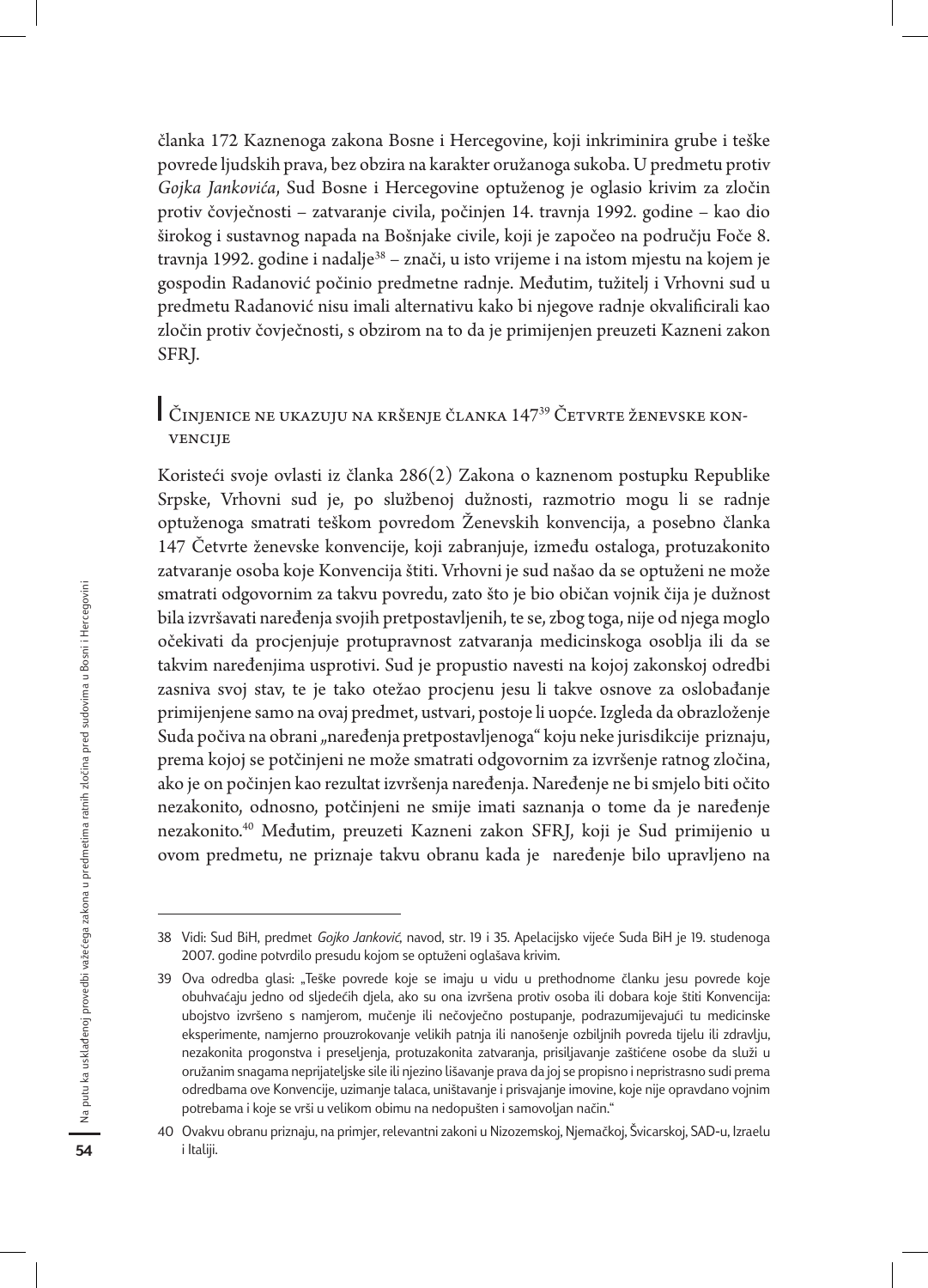članka 172 Kaznenoga zakona Bosne i Hercegovine, koji inkriminira grube i teške povrede ljudskih prava, bez obzira na karakter oružanoga sukoba. U predmetu protiv *Gojka Jankovića*, Sud Bosne i Hercegovine optuženog je oglasio krivim za zločin protiv čovječnosti – zatvaranje civila, počinjen 14. travnja 1992. godine – kao dio širokog i sustavnog napada na Bošnjake civile, koji je započeo na području Foče 8. travnja 1992. godine i nadalje[38] – znači, u isto vrijeme i na istom mjestu na kojem je gospodin Radanović počinio predmetne radnje. Međutim, tužitelj i Vrhovni sud u predmetu Radanović nisu imali alternativu kako bi njegove radnje okvalificirali kao zločin protiv čovječnosti, s obzirom na to da je primijenjen preuzeti Kazneni zakon SFRJ.

## Činjenice ne ukazuju na kršenje članka 147[39] Četvrte ženevske konvencije

Koristeći svoje ovlasti iz članka 286(2) Zakona o kaznenom postupku Republike Srpske, Vrhovni sud je, po službenoj dužnosti, razmotrio mogu li se radnje optuženoga smatrati teškom povredom Ženevskih konvencija, a posebno članka 147 Četvrte ženevske konvencije, koji zabranjuje, između ostaloga, protuzakonito zatvaranje osoba koje Konvencija štiti. Vrhovni je sud našao da se optuženi ne može smatrati odgovornim za takvu povredu, zato što je bio običan vojnik čija je dužnost bila izvršavati naređenja svojih pretpostavljenih, te se, zbog toga, nije od njega moglo očekivati da procjenjuje protupravnost zatvaranja medicinskoga osoblja ili da se takvim naređenjima usprotivi. Sud je propustio navesti na kojoj zakonskoj odredbi zasniva svoj stav, te je tako otežao procjenu jesu li takve osnove za oslobađanje primijenjene samo na ovaj predmet, ustvari, postoje li uopće. Izgleda da obrazloženje Suda počiva na obrani „naređenja pretpostavljenoga" koju neke jurisdikcije priznaju, prema kojoj se potčinjeni ne može smatrati odgovornim za izvršenje ratnog zločina, ako je on počinjen kao rezultat izvršenja naređenja. Naređenje ne bi smjelo biti očito nezakonito, odnosno, potčinjeni ne smije imati saznanja o tome da je naređenje nezakonito.[40] Međutim, preuzeti Kazneni zakon SFRJ, koji je Sud primijenio u ovom predmetu, ne priznaje takvu obranu kada je naređenje bilo upravljeno na

---

38 Vidi: Sud BiH, predmet *Gojko Janković*, navod, str. 19 i 35. Apelacijsko vijeće Suda BiH je 19. studenoga 2007. godine potvrdilo presudu kojom se optuženi oglašava krivim.

39 Ova odredba glasi: „Teške povrede koje se imaju u vidu u prethodnome članku jesu povrede koje obuhvaćaju jedno od sljedećih djela, ako su ona izvršena protiv osoba ili dobara koje štiti Konvencija: ubojstvo izvršeno s namjerom, mučenje ili nečovječno postupanje, podrazumijevajući tu medicinske eksperimente, namjerno prouzrokovanje velikih patnja ili nanošenje ozbiljnih povreda tijelu ili zdravlju, nezakonita progonstva i preseljenja, protuzakonita zatvaranja, prisiljavanje zaštićene osobe da služi u oružanim snagama neprijateljske sile ili njezino lišavanje prava da joj se propisno i nepristrasno sudi prema odredbama ove Konvencije, uzimanje talaca, uništavanje i prisvajanje imovine, koje nije opravdano vojnim potrebama i koje se vrši u velikom obimu na nedopušten i samovoljan način."

40 Ovakvu obranu priznaju, na primjer, relevantni zakoni u Nizozemskoj, Njemačkoj, Švicarskoj, SAD-u, Izraelu i Italiji.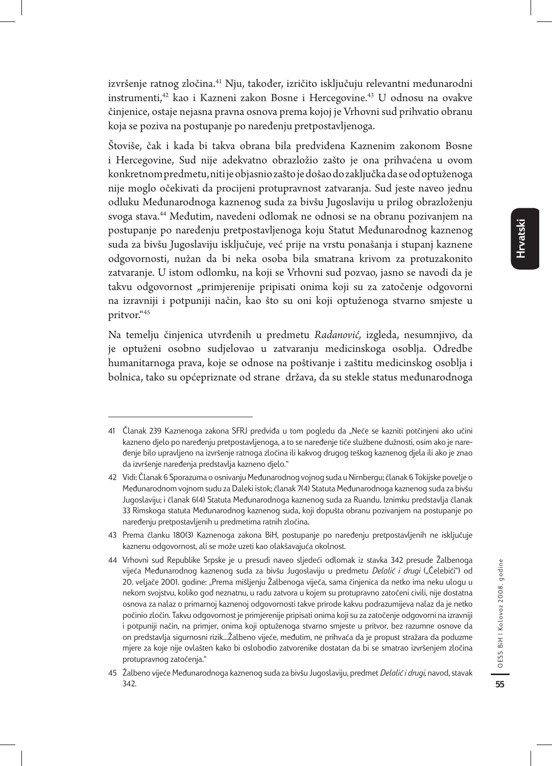izvršenje ratnog zločina.[41] Nju, također, izričito isključuju relevantni međunarodni instrumenti,[42] kao i Kazneni zakon Bosne i Hercegovine.[43] U odnosu na ovakve činjenice, ostaje nejasna pravna osnova prema kojoj je Vrhovni sud prihvatio obranu koja se poziva na postupanje po naređenju pretpostavljenoga.

Štoviše, čak i kada bi takva obrana bila predviđena Kaznenim zakonom Bosne i Hercegovine, Sud nije adekvatno obrazložio zašto je ona prihvaćena u ovom konkretnom predmetu, niti je objasnio zašto je došao do zaključka da se od optuženoga nije moglo očekivati da procijeni protupravnost zatvaranja. Sud jeste naveo jednu odluku Međunarodnoga kaznenog suda za bivšu Jugoslaviju u prilog obrazloženju svoga stava.[44] Međutim, navedeni odlomak ne odnosi se na obranu pozivanjem na postupanje po naređenju pretpostavljenoga koju Statut Međunarodnog kaznenog suda za bivšu Jugoslaviju isključuje, već prije na vrstu ponašanja i stupanj kaznene odgovornosti, nužan da bi neka osoba bila smatrana krivom za protuzakonito zatvaranje. U istom odlomku, na koji se Vrhovni sud pozvao, jasno se navodi da je takvu odgovornost „primjerenije pripisati onima koji su za zatočenje odgovorni na izravniji i potpuniji način, kao što su oni koji optuženoga stvarno smjeste u pritvor."[45]

Na temelju činjenica utvrđenih u predmetu *Radanović,* izgleda, nesumnjivo, da je optuženi osobno sudjelovao u zatvaranju medicinskoga osoblja. Odredbe humanitarnoga prava, koje se odnose na poštivanje i zaštitu medicinskog osoblja i bolnica, tako su općepriznate od strane država, da su stekle status međunarodnoga

---

41 Članak 239 Kaznenoga zakona SFRJ predviđa u tom pogledu da „Neće se kazniti potčinjeni ako učini kazneno djelo po naređenju pretpostavljenoga, a to se naređenje tiče službene dužnosti, osim ako je naređenje bilo upravljeno na izvršenje ratnoga zločina ili kakvog drugog teškog kaznenog djela ili ako je znao da izvršenje naređenja predstavlja kazneno djelo."

42 Vidi: Članak 6 Sporazuma o osnivanju Međunarodnog vojnog suda u Nirnbergu; članak 6 Tokijske povelje o Međunarodnom vojnom sudu za Daleki istok; članak 7(4) Statuta Međunarodnoga kaznenog suda za bivšu Jugoslaviju; i članak 6(4) Statuta Međunarodnoga kaznenog suda za Ruandu. Iznimku predstavlja članak 33 Rimskoga statuta Međunarodnog kaznenog suda, koji dopušta obranu pozivanjem na postupanje po naređenju pretpostavljenih u predmetima ratnih zločina.

43 Prema članku 180(3) Kaznenoga zakona BiH, postupanje po naređenju pretpostavljenih ne isključuje kaznenu odgovornost, ali se može uzeti kao olakšavajuća okolnost.

44 Vrhovni sud Republike Srpske je u presudi naveo sljedeći odlomak iz stavka 342 presude Žalbenoga vijeća Međunarodnog kaznenog suda za bivšu Jugoslaviju u predmetu *Delalić i drugi* („Čelebići") od 20. veljače 2001. godine: „Prema mišljenju Žalbenoga vijeća, sama činjenica da netko ima neku ulogu u nekom svojstvu, koliko god neznatnu, u radu zatvora u kojem su protupravno zatočeni civili, nije dostatna osnova za nalaz o primarnoj kaznenoj odgovornosti takve prirode kakvu podrazumijeva nalaz da je netko počinio zločin. Takvu odgovornost je primjerenije pripisati onima koji su za zatočenje odgovorni na izravniji i potpuniji način, na primjer, onima koji optuženoga stvarno smjeste u pritvor, bez razumne osnove da on predstavlja sigurnosni rizik...Žalbeno vijeće, međutim, ne prihvaća da je propust stražara da poduzme mjere za koje nije ovlašten kako bi oslobodio zatvorenike dostatan da bi se smatrao izvršenjem zločina protupravnog zatočenja."

45 Žalbeno vijeće Međunarodnog kaznenog suda za bivšu Jugoslaviju, predmet *Delalić i drugi,* navod, stavak 342.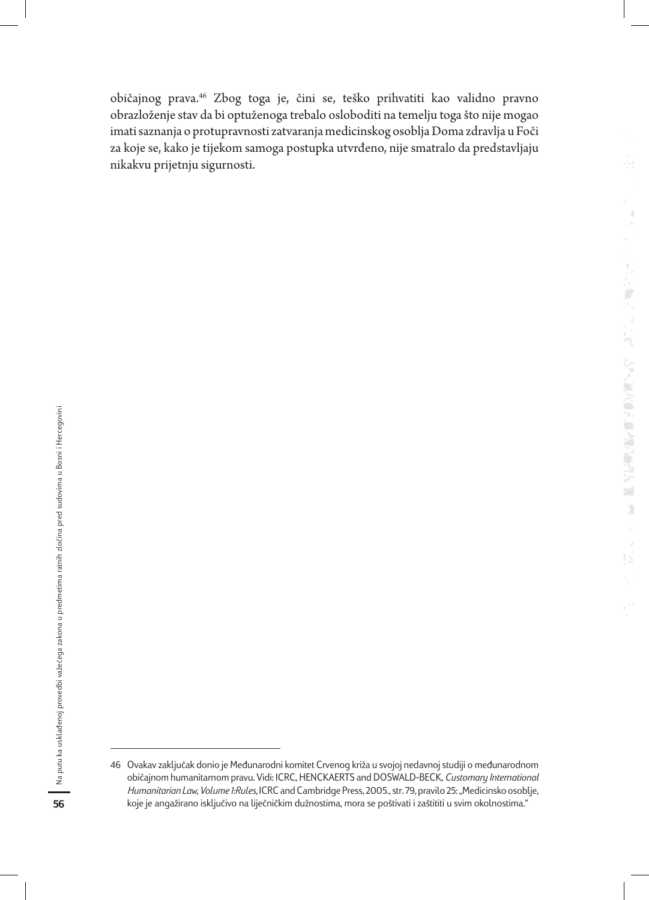običajnog prava.[46] Zbog toga je, čini se, teško prihvatiti kao validno pravno obrazloženje stav da bi optuženoga trebalo osloboditi na temelju toga što nije mogao imati saznanja o protupravnosti zatvaranja medicinskog osoblja Doma zdravlja u Foči za koje se, kako je tijekom samoga postupka utvrđeno, nije smatralo da predstavljaju nikakvu prijetnju sigurnosti.

---

46 Ovakav zaključak donio je Međunarodni komitet Crvenog križa u svojoj nedavnoj studiji o međunarodnom običajnom humanitarnom pravu. Vidi: ICRC, HENCKAERTS and DOSWALD-BECK, *Customary International Humanitarian Law, Volume 1:Rules*, ICRC and Cambridge Press, 2005., str. 79, pravilo 25: „Medicinsko osoblje, koje je angažirano isključivo na liječničkim dužnostima, mora se poštivati i zaštititi u svim okolnostima."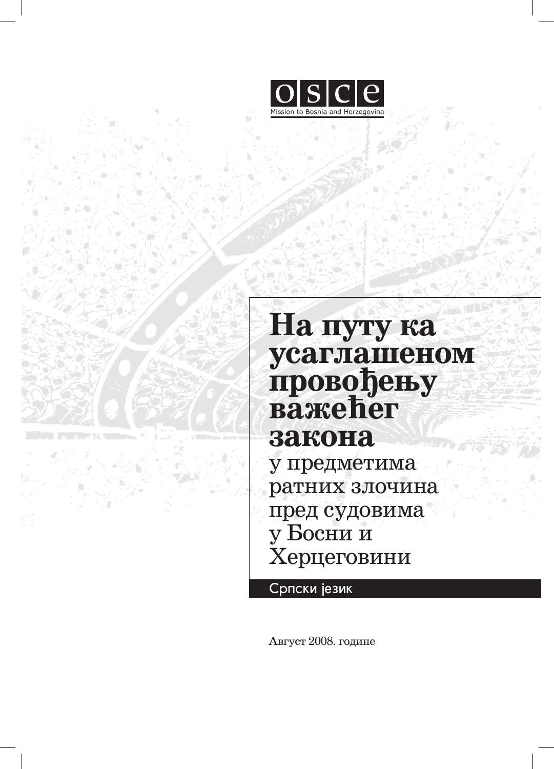OSCE

Mission to Bosnia and Herzegovina

# На путу ка усаглашеном провођењу важећег закона

у предметима ратних злочина пред судовима у Босни и Херцеговини

Српски језик

Август 2008. године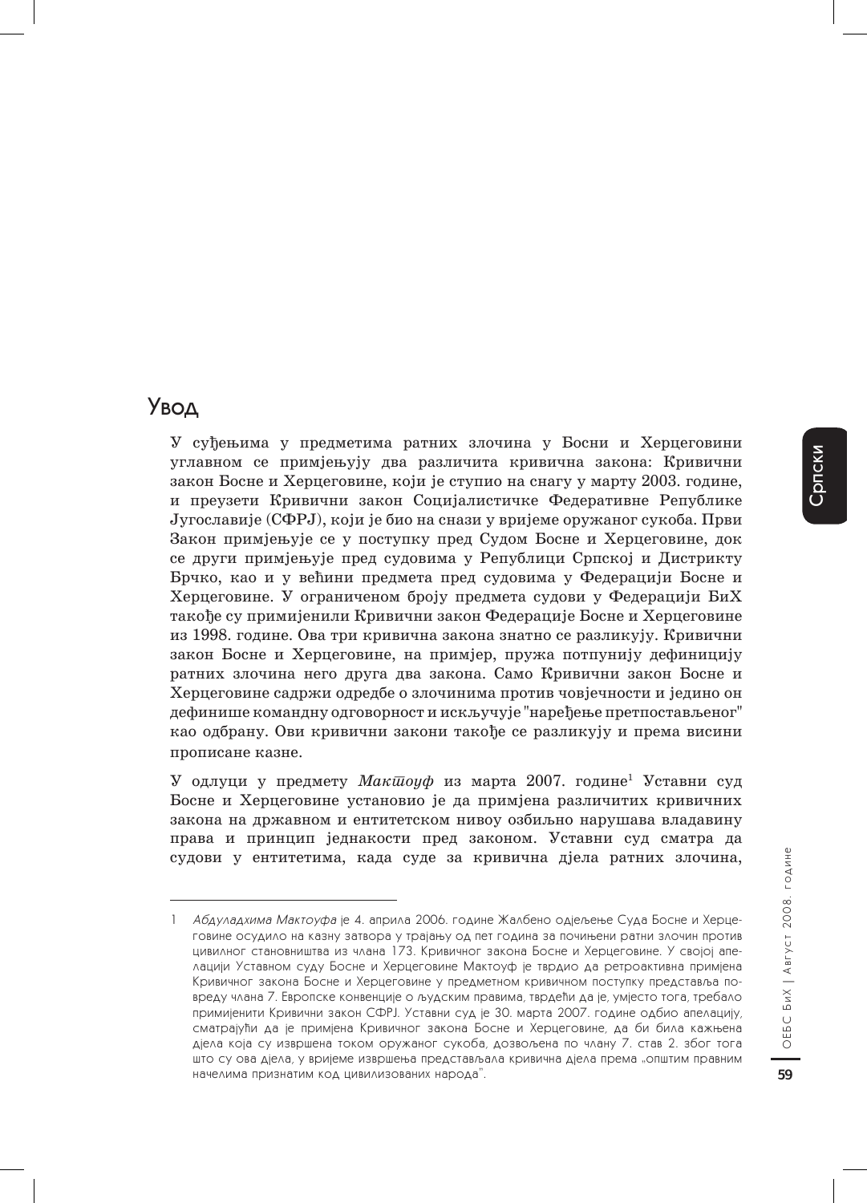# Увод

У суђењима у предметима ратних злочина у Босни и Херцеговини углавном се примјењују два различита кривична закона: Кривични закон Босне и Херцеговине, који је ступио на снагу у марту 2003. године, и преузети Кривични закон Социјалистичке Федеративне Републике Југославије (СФРЈ), који је био на снази у вријеме оружаног сукоба. Први Закон примјењује се у поступку пред Судом Босне и Херцеговине, док се други примјењује пред судовима у Републици Српској и Дистрикту Брчко, као и у већини предмета пред судовима у Федерацији Босне и Херцеговине. У ограниченом броју предмета судови у Федерацији БиХ такође су примијенили Кривични закон Федерације Босне и Херцеговине из 1998. године. Ова три кривична закона знатно се разликују. Кривични закон Босне и Херцеговине, на примјер, пружа потпунију дефиницију ратних злочина него друга два закона. Само Кривични закон Босне и Херцеговине садржи одредбе о злочинима против човјечности и једино он дефинише командну одговорност и искључује "наређење претпостављеног" као одбрану. Ови кривични закони такође се разликују и према висини прописане казне.

У одлуци у предмету *Мактоуф* из марта 2007. године[1] Уставни суд Босне и Херцеговине установио је да примјена различитих кривичних закона на државном и ентитетском нивоу озбиљно нарушава владавину права и принцип једнакости пред законом. Уставни суд сматра да судови у ентитетима, када суде за кривична дјела ратних злочина,

---

1 *Абдуладхима Мактоуфа* је 4. априла 2006. године Жалбено одјељење Суда Босне и Херцеговине осудило на казну затвора у трајању од пет година за почињени ратни злочин против цивилног становништва из члана 173. Кривичног закона Босне и Херцеговине. У својој апелацији Уставном суду Босне и Херцеговине Мактоуф је тврдио да ретроактивна примјена Кривичног закона Босне и Херцеговине у предметном кривичном поступку представља повреду члана 7. Европске конвенције о људским правима, тврдећи да је, умјесто тога, требало примијенити Кривични закон СФРЈ. Уставни суд је 30. марта 2007. године одбио апелацију, сматрајући да је примјена Кривичног закона Босне и Херцеговине, да би била кажњена дјела која су извршена током оружаног сукоба, дозвољена по члану 7. став 2. због тога што су ова дјела, у вријеме извршења представљала кривична дјела према „општим правним начелима признатим код цивилизованих народа".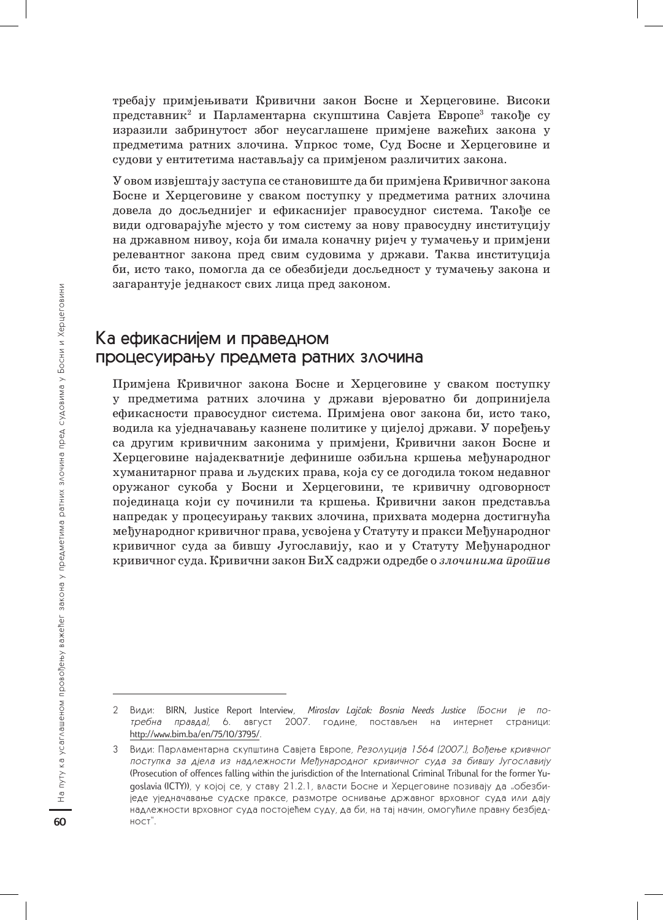требају примјењивати Кривични закон Босне и Херцеговине. Високи представник[2] и Парламентарна скупштина Савјета Европе[3] такође су изразили забринутост због неусаглашене примјене важећих закона у предметима ратних злочина. Упркос томе, Суд Босне и Херцеговине и судови у ентитетима настављају са примјеном различитих закона.

У овом извјештају заступа се становиште да би примјена Кривичног закона Босне и Херцеговине у сваком поступку у предметима ратних злочина довела до досљеднијег и ефикаснијег правосудног система. Такође се види одговарајуће мјесто у том систему за нову правосудну институцију на државном нивоу, која би имала коначну ријеч у тумачењу и примјени релевантног закона пред свим судовима у држави. Таква институција би, исто тако, помогла да се обезбиједи досљедност у тумачењу закона и загарантује једнакост свих лица пред законом.

## Ка ефикаснијем и праведном процесуирању предмета ратних злочина

Примјена Кривичног закона Босне и Херцеговине у сваком поступку у предметима ратних злочина у држави вјероватно би допринијела ефикасности правосудног система. Примјена овог закона би, исто тако, водила ка уједначавању казнене политике у цијелој држави. У поређењу са другим кривичним законима у примјени, Кривични закон Босне и Херцеговине најадекватније дефинише озбиљна кршења међународног хуманитарног права и људских права, која су се догодила током недавног оружаног сукоба у Босни и Херцеговини, те кривичну одговорност појединаца који су починили та кршења. Кривични закон представља напредак у процесуирању таквих злочина, прихвата модерна достигнућа међународног кривичног права, усвојена у Статуту и пракси Међународног кривичног суда за бившу Југославију, као и у Статуту Међународног кривичног суда. Кривични закон БиХ садржи одредбе о *злочинима против*

---

2 Види: BIRN, Justice Report Interview, *Miroslav Lajčak: Bosnia Needs Justice (Босни је потребна правда)*, 6. август 2007. године, постављен на интернет страници: http://www.bim.ba/en/75/10/3795/.

3 Види: Парламентарна скупштина Савјета Европе, *Резолуција 1564 (2007.), Вођење кривичног поступка за дјела из надлежности Међународног кривичног суда за бившу Југославију* (Prosecution of offences falling within the jurisdiction of the International Criminal Tribunal for the former Yugoslavia (ICTY)), у којој се, у ставу 21.2.1, власти Босне и Херцеговине позивају да „обезбиједе уједначавање судске праксе, размотре оснивање државног врховног суда или дају надлежности врховног суда постојећем суду, да би, на тај начин, омогућиле правну безбједност".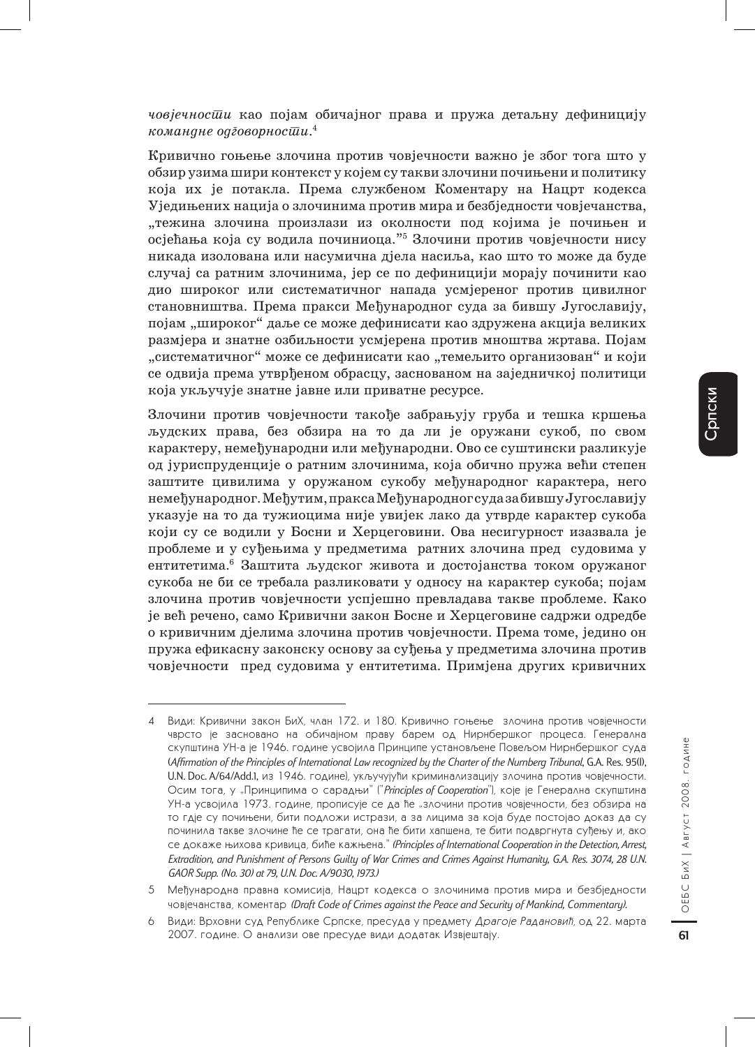*човјечности* као појам обичајног права и пружа детаљну дефиницију *командне одговорности*.[4]

Кривично гоњење злочина против човјечности важно је због тога што у обзир узима шири контекст у којем су такви злочини почињени и политику која их је потакла. Према службеном Коментару на Нацрт кодекса Уједињених нација о злочинима против мира и безбједности човјечанства, „тежина злочина произлази из околности под којима је почињен и осјећања која су водила починиоца."[5] Злочини против човјечности нису никада изолована или насумична дјела насиља, као што то може да буде случај са ратним злочинима, јер се по дефиницији морају починити као дио широког или систематичног напада усмјереног против цивилног становништва. Према пракси Међународног суда за бившу Југославију, појам „широког" даље се може дефинисати као здружена акција великих размјера и знатне озбиљности усмјерена против мноштва жртава. Појам „систематичног" може се дефинисати као „темељито организован" и који се одвија према утврђеном обрасцу, заснованом на заједничкој политици која укључује знатне јавне или приватне ресурсе.

Злочини против човјечности такође забрањују груба и тешка кршења људских права, без обзира на то да ли је оружани сукоб, по свом карактеру, немеђународни или међународни. Ово се суштински разликује од јуриспруденције о ратним злочинима, која обично пружа већи степен заштите цивилима у оружаном сукобу међународног карактера, него немеђународног. Међутим, пракса Међународног суда за бившу Југославију указује на то да тужиоцима није увијек лако да утврде карактер сукоба који су се водили у Босни и Херцеговини. Ова несигурност изазвала је проблеме и у суђењима у предметима ратних злочина пред судовима у ентитетима.[6] Заштита људског живота и достојанства током оружаног сукоба не би се требала разликовати у односу на карактер сукоба; појам злочина против човјечности успјешно превладава такве проблеме. Како је већ речено, само Кривични закон Босне и Херцеговине садржи одредбе о кривичним дјелима злочина против човјечности. Према томе, једино он пружа ефикасну законску основу за суђења у предметима злочина против човјечности пред судовима у ентитетима. Примјена других кривичних

---

4 Види: Кривични закон БиХ, члан 172. и 180. Кривично гоњење злочина против човјечности чврсто је засновано на обичајном праву барем од Нирнбершког процеса. Генерална скупштина УН-а је 1946. године усвојила Принципе установљене Повељом Нирнбершког суда (*Affirmation of the Principles of International Law recognized by the Charter of the Nurnberg Tribunal*, G.A. Res. 95(I), U.N. Doc. A/64/Add.1, из 1946. године), укључујући криминализацију злочина против човјечности. Осим тога, у „Принципима о сарадњи" ("*Principles of Cooperation*"), које је Генерална скупштина УН-а усвојила 1973. године, прописује се да ће „злочини против човјечности, без обзира на то гдје су почињени, бити подложи истрази, а за лица за која буде постојао доказ да су починила такве злочине ће се трагати, она ће бити хапшена, те бити подвргнута суђењу и, ако се докаже њихова кривица, биће кажњена." *(Principles of International Cooperation in the Detection, Arrest, Extradition, and Punishment of Persons Guilty of War Crimes and Crimes Against Humanity, G.A. Res. 3074, 28 U.N. GAOR Supp. (No. 30) at 79, U.N. Doc. A/9030, 1973.)*

5 Међународна правна комисија, Нацрт кодекса о злочинима против мира и безбједности човјечанства, коментар *(Draft Code of Crimes against the Peace and Security of Mankind, Commentary)*.

6 Види: Врховни суд Републике Српске, пресуда у предмету *Драгоје Радановић*, од 22. марта 2007. године. О анализи ове пресуде види додатак Извјештају.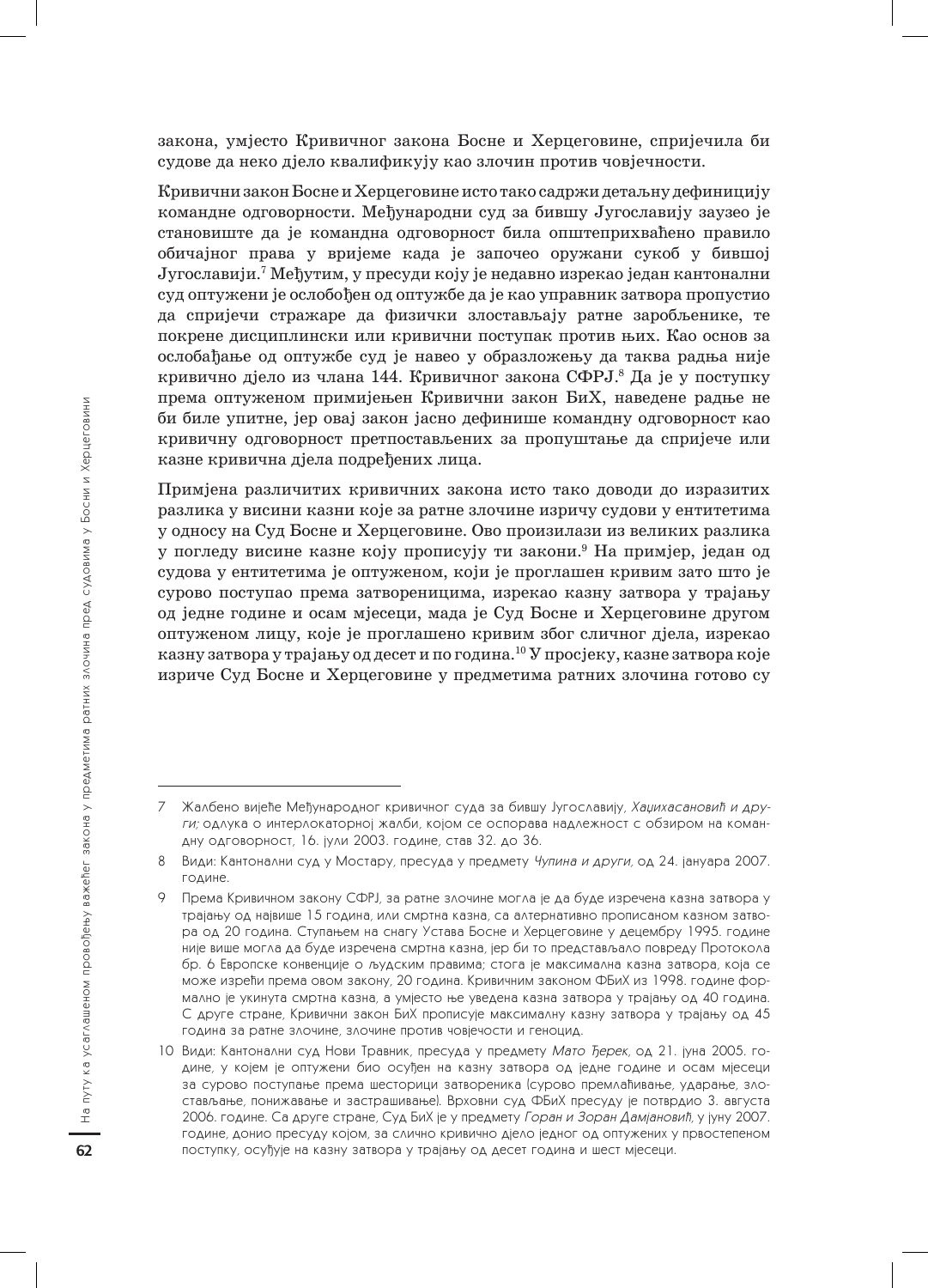закона, умјесто Кривичног закона Босне и Херцеговине, спријечила би судове да неко дјело квалификују као злочин против човјечности.

Кривични закон Босне и Херцеговине исто тако садржи детаљну дефиницију командне одговорности. Међународни суд за бившу Југославију заузео је становиште да је командна одговорност била општеприхваћено правило обичајног права у вријеме када је започео оружани сукоб у бившој Југославији.[7] Међутим, у пресуди коју је недавно изрекао један кантонални суд оптужени је ослобођен од оптужбе да је као управник затвора пропустио да спријечи стражаре да физички злостављају ратне заробљенике, те покрене дисциплински или кривични поступак против њих. Као основ за ослобађање од оптужбе суд је навео у образложењу да таква радња није кривично дјело из члана 144. Кривичног закона СФРЈ.[8] Да је у поступку према оптуженом примијењен Кривични закон БиХ, наведене радње не би биле упитне, јер овај закон јасно дефинише командну одговорност као кривичну одговорност претпостављених за пропуштање да спријече или казне кривична дјела подређених лица.

Примјена различитих кривичних закона исто тако доводи до изразитих разлика у висини казни које за ратне злочине изричу судови у ентитетима у односу на Суд Босне и Херцеговине. Ово произилази из великих разлика у погледу висине казне коју прописују ти закони.[9] На примјер, један од судова у ентитетима је оптуженом, који је проглашен кривим зато што је сурово поступао према затвореницима, изрекао казну затвора у трајању од једне године и осам мјесеци, мада је Суд Босне и Херцеговине другом оптуженом лицу, које је проглашено кривим због сличног дјела, изрекао казну затвора у трајању од десет и по година.[10] У просјеку, казне затвора које изриче Суд Босне и Херцеговине у предметима ратних злочина готово су

---

7 Жалбено вијеће Међународног кривичног суда за бившу Југославију, *Хаџихасановић и други;* одлука о интерлокаторној жалби, којом се оспорава надлежност с обзиром на командну одговорност, 16. јули 2003. године, став 32. до 36.

8 Види: Кантонални суд у Мостару, пресуда у предмету *Чупина и други,* од 24. јануара 2007. године.

9 Према Кривичном закону СФРЈ, за ратне злочине могла је да буде изречена казна затвора у трајању од највише 15 година, или смртна казна, са алтернативно прописаном казном затвора од 20 година. Ступањем на снагу Устава Босне и Херцеговине у децембру 1995. године није више могла да буде изречена смртна казна, јер би то представљало повреду Протокола бр. 6 Европске конвенције о људским правима; стога је максимална казна затвора, која се може изрећи према овом закону, 20 година. Кривичним законом ФБиХ из 1998. године формално је укинута смртна казна, а умјесто ње уведена казна затвора у трајању од 40 година. С друге стране, Кривични закон БиХ прописује максималну казну затвора у трајању од 45 година за ратне злочине, злочине против човјечности и геноцид.

10 Види: Кантонални суд Нови Травник, пресуда у предмету *Мато Ђерек,* од 21. јуна 2005. године, у којем је оптужени био осуђен на казну затвора од једне године и осам мјесеци за сурово поступање према шесторици затвореника (сурово премлаћивање, ударање, злостављање, понижавање и застрашивање). Врховни суд ФБиХ пресуду је потврдио 3. августа 2006. године. Са друге стране, Суд БиХ је у предмету *Горан и Зоран Дамјановић,* у јуну 2007. године, донио пресуду којом, за слично кривично дјело једног од оптужених у првостепеном поступку, осуђује на казну затвора у трајању од десет година и шест мјесеци.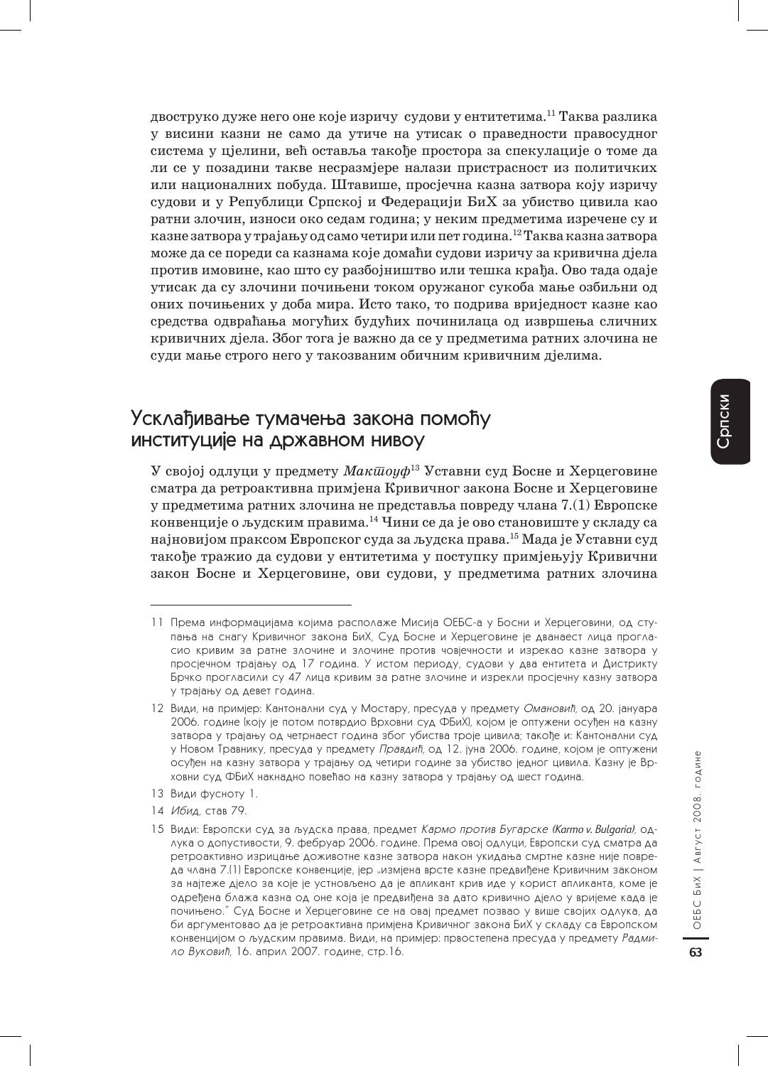двоструко дуже него оне које изричу судови у ентитетима.[11] Таква разлика у висини казни не само да утиче на утисак о праведности правосудног система у цјелини, већ оставља такође простора за спекулације о томе да ли се у позадини такве несразмјере налази пристрасност из политичких или националних побуда. Штавише, просјечна казна затвора коју изричу судови и у Републици Српској и Федерацији БиХ за убиство цивила као ратни злочин, износи око седам година; у неким предметима изречене су и казне затвора у трајању од само четири или пет година.[12] Таква казна затвора може да се пореди са казнама које домаћи судови изричу за кривична дјела против имовине, као што су разбојништво или тешка крађа. Ово тада одаје утисак да су злочини почињени током оружаног сукоба мање озбиљни од оних почињених у доба мира. Исто тако, то подрива вриједност казне као средства одвраћања могућих будућих починилаца од извршења сличних кривичних дјела. Због тога је важно да се у предметима ратних злочина не суди мање строго него у такозваним обичним кривичним дјелима.

## Усклађивање тумачења закона помоћу институције на државном нивоу

У својој одлуци у предмету *Мактоуф*[13] Уставни суд Босне и Херцеговине сматра да ретроактивна примјена Кривичног закона Босне и Херцеговине у предметима ратних злочина не представља повреду члана 7.(1) Европске конвенције о људским правима.[14] Чини се да је ово становиште у складу са најновијом праксом Европског суда за људска права.[15] Мада је Уставни суд такође тражио да судови у ентитетима у поступку примјењују Кривични закон Босне и Херцеговине, ови судови, у предметима ратних злочина

11 Према информацијама којима располаже Мисија ОЕБС-а у Босни и Херцеговини, од ступања на снагу Кривичног закона БиХ, Суд Босне и Херцеговине је дванаест лица прогласио кривим за ратне злочине и злочине против човјечности и изрекао казне затвора у просјечном трајању од 17 година. У истом периоду, судови у два ентитета и Дистрикту Брчко прогласили су 47 лица кривим за ратне злочине и изрекли просјечну казну затвора у трајању од девет година.

12 Види, на примјер: Кантонални суд у Мостару, пресуда у предмету *Омановић*, од 20. јануара 2006. године (коју је потом потврдио Врховни суд ФБиХ), којом је оптужени осуђен на казну затвора у трајању од четрнаест година због убиства троје цивила; такође и: Кантонални суд у Новом Травнику, пресуда у предмету *Правдић*, од 12. јуна 2006. године, којом је оптужени осуђен на казну затвора у трајању од четири године за убиство једног цивила. Казну је Врховни суд ФБиХ накнадно повећао на казну затвора у трајању од шест година.

13 Види фусноту 1.

14 *Ибид*, став 79.

15 Види: Европски суд за људска права, предмет *Кармо против Бугарске (Karmo v. Bulgaria)*, одлука о допустивости, 9. фебруар 2006. године. Према овој одлуци, Европски суд сматра да ретроактивно изрицање доживотне казне затвора након укидања смртне казне није повреда члана 7.(1) Европске конвенције, јер „измјена врсте казне предвиђене Кривичним законом за најтеже дјело за које је установљено да је апликант крив иде у корист апликанта, коме је одређена блажа казна од оне која је предвиђена за дато кривично дјело у вријеме када је почињено." Суд Босне и Херцеговине се на овај предмет позвао у више својих одлука, да би аргументовао да је ретроактивна примјена Кривичног закона БиХ у складу са Европском конвенцијом о људским правима. Види, на примјер: првостепена пресуда у предмету *Радмило Вуковић*, 16. април 2007. године, стр.16.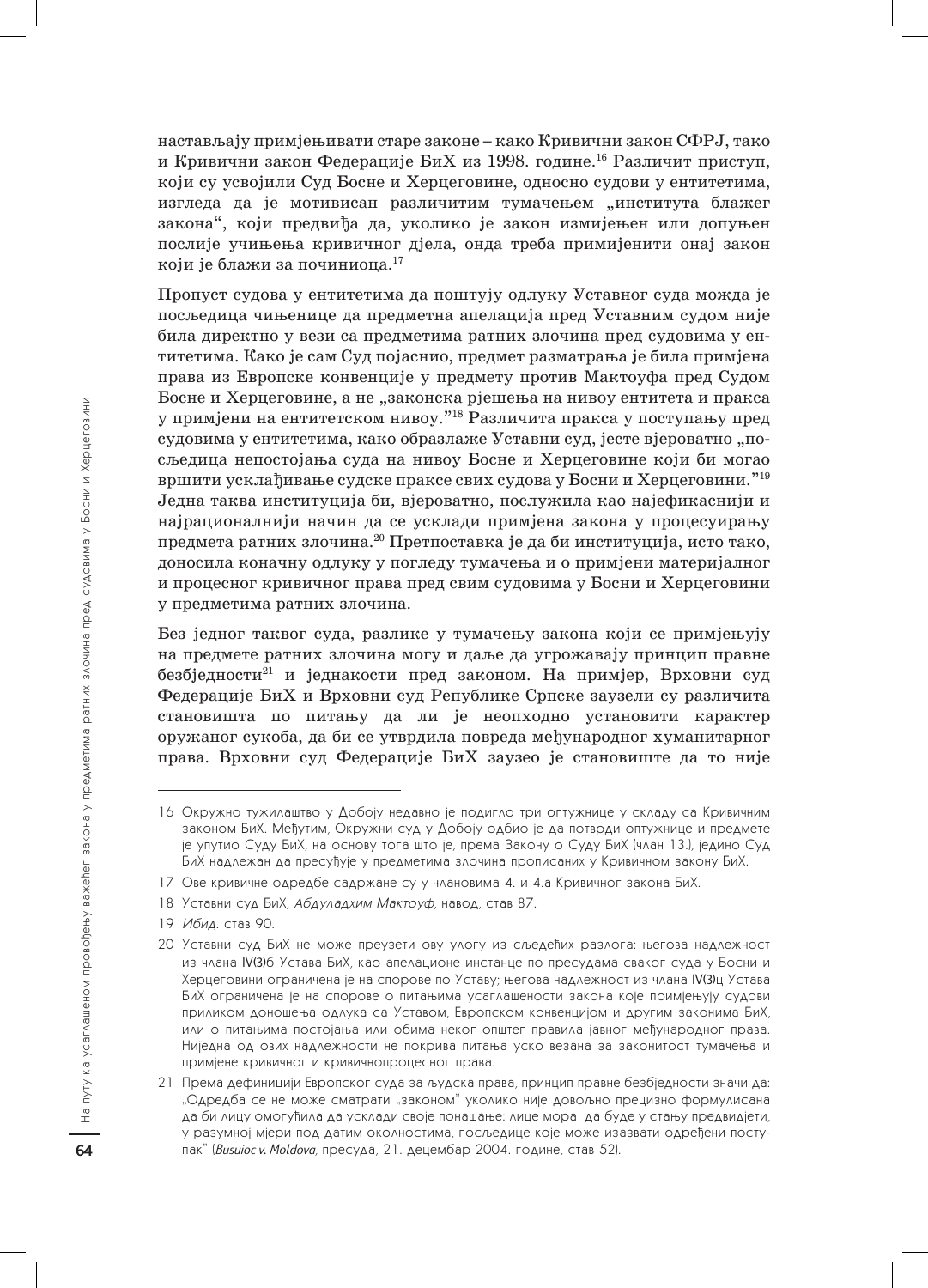настављају примјењивати старе законе – како Кривични закон СФРЈ, тако и Кривични закон Федерације БиХ из 1998. године.[16] Различит приступ, који су усвојили Суд Босне и Херцеговине, односно судови у ентитетима, изгледа да је мотивисан различитим тумачењем „института блажег закона", који предвиђа да, уколико је закон измијењен или допуњен послије учињења кривичног дјела, онда треба примијенити онај закон који је блажи за починиоца.[17]

Пропуст судова у ентитетима да поштују одлуку Уставног суда можда је посљедица чињенице да предметна апелација пред Уставним судом није била директно у вези са предметима ратних злочина пред судовима у ентитетима. Како је сам Суд појаснио, предмет разматрања је била примјена права из Европске конвенције у предмету против Мактоуфа пред Судом Босне и Херцеговине, а не „законска рјешења на нивоу ентитета и пракса у примјени на ентитетском нивоу."[18] Различита пракса у поступању пред судовима у ентитетима, како образлаже Уставни суд, јесте вјероватно „посљедица непостојања суда на нивоу Босне и Херцеговине који би могао вршити усклађивање судске праксе свих судова у Босни и Херцеговини."[19] Једна таква институција би, вјероватно, послужила као најефикаснији и најрационалнији начин да се усклади примјена закона у процесуирању предмета ратних злочина.[20] Претпоставка је да би институција, исто тако, доносила коначну одлуку у погледу тумачења и о примјени материјалног и процесног кривичног права пред свим судовима у Босни и Херцеговини у предметима ратних злочина.

Без једног таквог суда, разлике у тумачењу закона који се примјењују на предмете ратних злочина могу и даље да угрожавају принцип правне безбједности[21] и једнакости пред законом. На примјер, Врховни суд Федерације БиХ и Врховни суд Републике Српске заузели су различита становишта по питању да ли је неопходно установити карактер оружаног сукоба, да би се утврдила повреда међународног хуманитарног права. Врховни суд Федерације БиХ заузео је становиште да то није

---

16 Окружно тужилаштво у Добоју недавно је подигло три оптужнице у складу са Кривичним законом БиХ. Међутим, Окружни суд у Добоју одбио је да потврди оптужнице и предмете је упутио Суду БиХ, на основу тога што је, према Закону о Суду БиХ (члан 13.), једино Суд БиХ надлежан да пресуђује у предметима злочина прописаних у Кривичном закону БиХ.

17 Ове кривичне одредбе садржане су у члановима 4. и 4.а Кривичног закона БиХ.

18 Уставни суд БиХ, *Абдуладхим Мактоуф*, навод, став 87.

19 *Ибид.* став 90.

20 Уставни суд БиХ не може преузети ову улогу из сљедећих разлога: његова надлежност из члана IV(3)б Устава БиХ, као апелационе инстанце по пресудама сваког суда у Босни и Херцеговини ограничена је на спорове по Уставу; његова надлежност из члана IV(3)ц Устава БиХ ограничена је на спорове о питањима усаглашености закона које примјењују судови приликом доношења одлука са Уставом, Европском конвенцијом и другим законима БиХ, или о питањима постојања или обима неког општег правила јавног међународног права. Ниједна од ових надлежности не покрива питања уско везана за законитост тумачења и примјене кривичног и кривичнопроцесног права.

21 Према дефиницији Европског суда за људска права, принцип правне безбједности значи да: „Одредба се не може сматрати „законом" уколико није довољно прецизно формулисана да би лицу омогућила да усклади своје понашање: лице мора да буде у стању предвидјети, у разумној мјери под датим околностима, посљедице које може изазвати одређени поступак" (*Busuioc v. Moldova*, пресуда, 21. децембар 2004. године, став 52).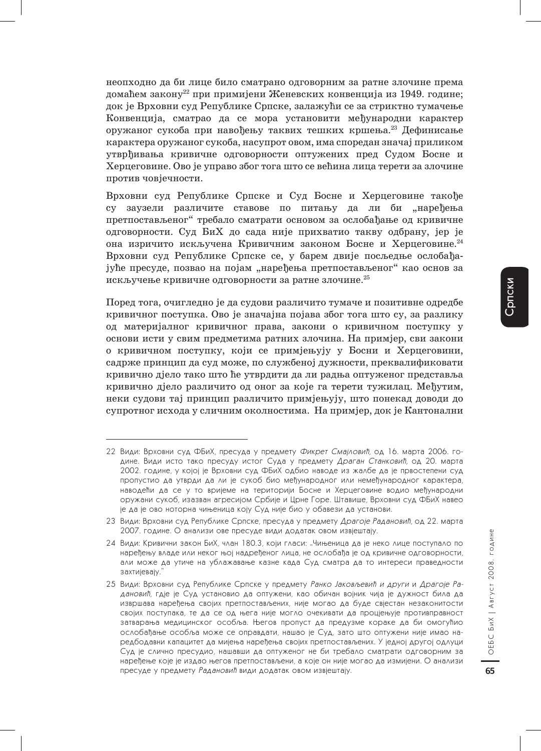неопходно да би лице било сматрано одговорним за ратне злочине према домаћем закону[22] при примијени Женевских конвенција из 1949. године; док је Врховни суд Републике Српске, залажући се за стриктно тумачење Конвенција, сматрао да се мора установити међународни карактер оружаног сукоба при навођењу таквих тешких кршења.[23] Дефинисање карактера оружаног сукоба, насупрот овом, има споредан значај приликом утврђивања кривичне одговорности оптужених пред Судом Босне и Херцеговине. Ово је управо због тога што се већина лица терети за злочине против човјечности.

Врховни суд Републике Српске и Суд Босне и Херцеговине такође су заузели различите ставове по питању да ли би „наређења претпостављеног" требало сматрати основом за ослобађање од кривичне одговорности. Суд БиХ до сада није прихватио такву одбрану, јер је она изричито искључена Кривичним законом Босне и Херцеговине.[24] Врховни суд Републике Српске се, у барем двије посљедње ослобађајуће пресуде, позвао на појам „наређења претпостављеног" као основ за искључење кривичне одговорности за ратне злочине.[25]

Поред тога, очигледно је да судови различито тумаче и позитивне одредбе кривичног поступка. Ово је значајна појава због тога што су, за разлику од материјалног кривичног права, закони о кривичном поступку у основи исти у свим предметима ратних злочина. На примјер, сви закони о кривичном поступку, који се примјењују у Босни и Херцеговини, садрже принцип да суд може, по службеној дужности, преквалификовати кривично дјело тако што ће утврдити да ли радња оптуженог представља кривично дјело различито од оног за које га терети тужилац. Међутим, неки судови тај принцип различито примјењују, што понекад доводи до супротног исхода у сличним околностима. На примјер, док је Кантонални

---

22 Види: Врховни суд ФБиХ, пресуда у предмету *Фикрет Смајловић*, од 16. марта 2006. године. Види исто тако пресуду истог Суда у предмету *Драган Станковић*, од 20. марта 2002. године, у којој је Врховни суд ФБиХ одбио наводе из жалбе да је првостепени суд пропустио да утврди да ли је сукоб био међународног или немеђународног карактера, наводећи да се у то вријеме на територији Босне и Херцеговине водио међународни оружани сукоб, изазван агресијом Србије и Црне Горе. Штавише, Врховни суд ФБиХ навео је да је ово ноторна чињеница коју Суд није био у обавези да установи.

23 Види: Врховни суд Републике Српске, пресуда у предмету *Драгоје Радановић*, од 22. марта 2007. године. О анализи ове пресуде види додатак овом извјештају.

24 Види: Кривични закон БиХ, члан 180.3, који гласи: „Чињеница да је неко лице поступало по наређењу владе или неког њој надређеног лица, не ослобађа је од кривичне одговорности, али може да утиче на ублажавање казне када Суд сматра да то интереси праведности захтијевају."

25 Види: Врховни суд Републике Српске у предмету *Ранко Јаковљевић и други* и *Драгоје Радановић*, гдје је Суд установио да оптужени, као обичан војник чија је дужност била да извршава наређења својих претпостављених, није могао да буде свјестан незаконитости својих поступака, те да се од њега није могло очекивати да процјењује противправност затварања медицинског особља. Његов пропуст да предузме кораке да би омогућио ослобађање особља може се оправдати, нашао је Суд, зато што оптужени није имао наредбодавни капацитет да мијења наређења својих претпостављених. У једној другој одлуци Суд је слично пресудио, нашавши да оптуженог не би требало сматрати одговорним за наређење које је издао његов претпостављени, а које он није могао да измијени. О анализи пресуде у предмету *Радановић* види додатак овом извјештају.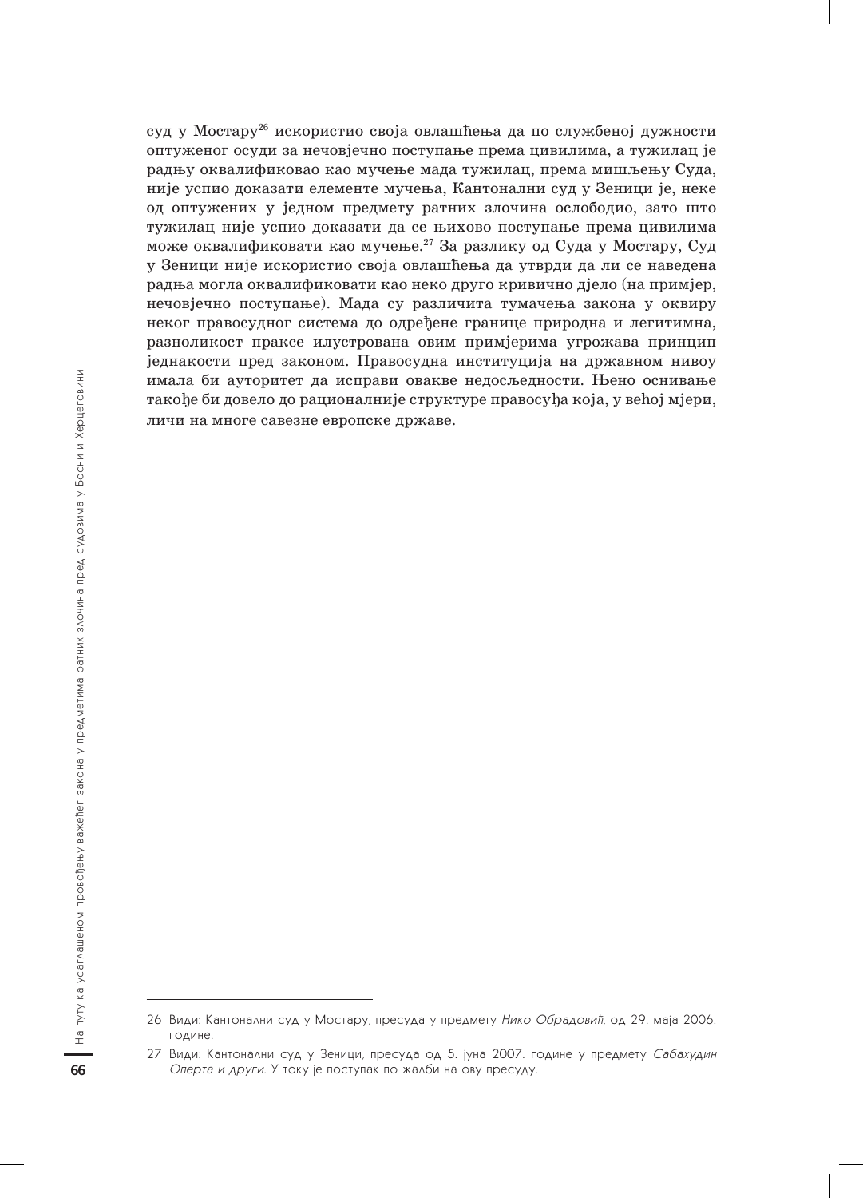суд у Мостару[26] искористио своја овлашћења да по службеној дужности оптуженог осуди за нечовјечно поступање према цивилима, а тужилац је радњу оквалификовао као мучење мада тужилац, према мишљењу Суда, није успио доказати елементе мучења, Кантонални суд у Зеници је, неке од оптужених у једном предмету ратних злочина ослободио, зато што тужилац није успио доказати да се њихово поступање према цивилима може оквалификовати као мучење.[27] За разлику од Суда у Мостару, Суд у Зеници није искористио своја овлашћења да утврди да ли се наведена радња могла оквалификовати као неко друго кривично дјело (на примјер, нечовјечно поступање). Мада су различита тумачења закона у оквиру неког правосудног система до одређене границе природна и легитимна, разноликост праксе илустрована овим примјерима угрожава принцип једнакости пред законом. Правосудна институција на државном нивоу имала би ауторитет да исправи овакве недосљедности. Њено оснивање такође би довело до рационалније структуре правосуђа која, у већој мјери, личи на многе савезне европске државе.

---

26 Види: Кантонални суд у Мостару, пресуда у предмету *Нико Обрадовић*, од 29. маја 2006. године.

27 Види: Кантонални суд у Зеници, пресуда од 5. јуна 2007. године у предмету *Сабахудин Оперта и други*. У току је поступак по жалби на ову пресуду.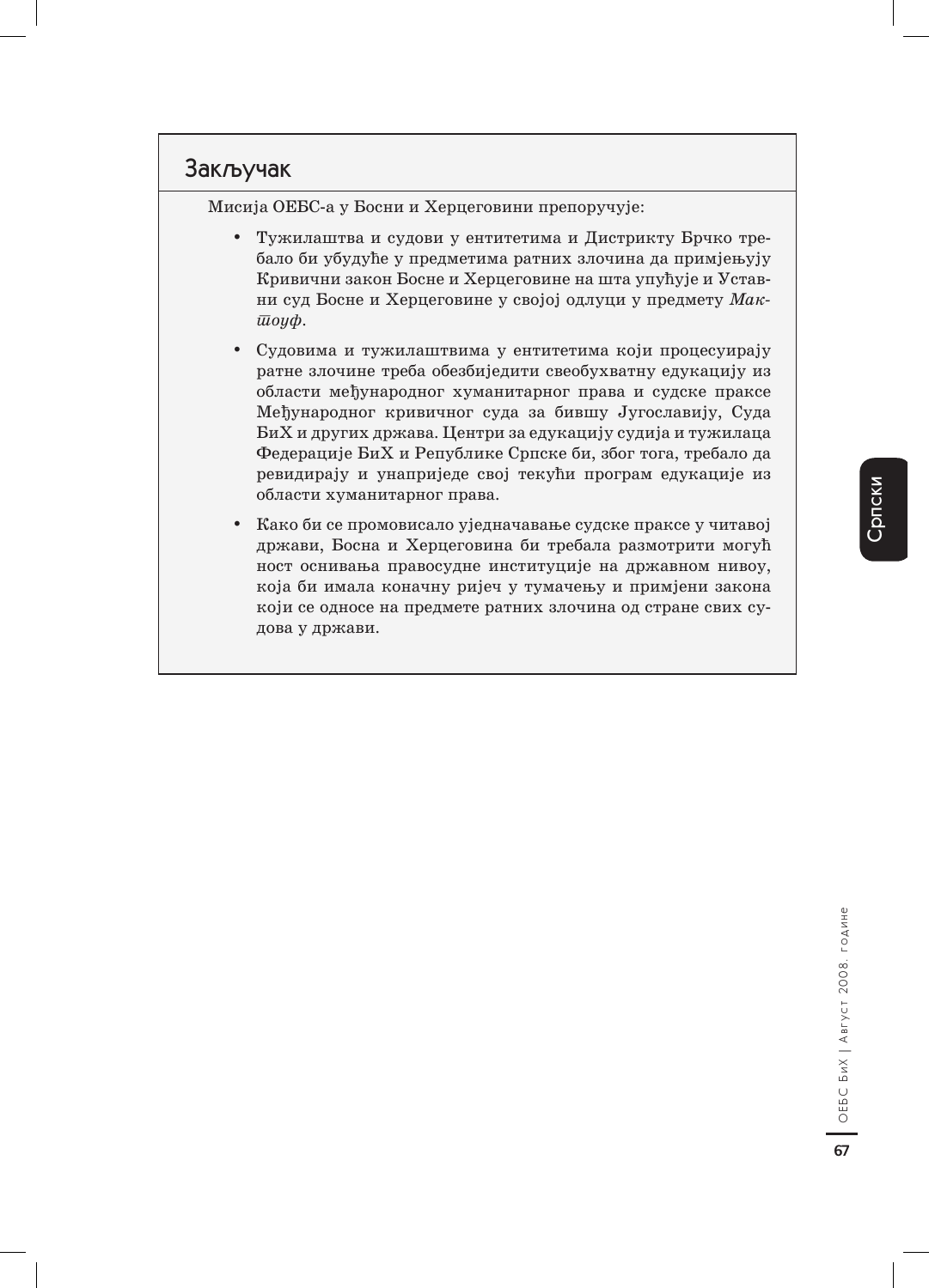## Закључак

Мисија ОЕБС-а у Босни и Херцеговини препоручује:

- Тужилаштва и судови у ентитетима и Дистрикту Брчко требало би убудуће у предметима ратних злочина да примјењују Кривични закон Босне и Херцеговине на шта упућује и Уставни суд Босне и Херцеговине у својој одлуци у предмету *Мактоуф*.

- Судовима и тужилаштвима у ентитетима који процесуирају ратне злочине треба обезбиједити свеобухватну едукацију из области међународног хуманитарног права и судске праксе Међународног кривичног суда за бившу Југославију, Суда БиХ и других држава. Центри за едукацију судија и тужилаца Федерације БиХ и Републике Српске би, због тога, требало да ревидирају и унаприједе свој текући програм едукације из области хуманитарног права.

- Како би се промовисало уједначавање судске праксе у читавој држави, Босна и Херцеговина би требала размотрити могућ ност оснивања правосудне институције на државном нивоу, која би имала коначну ријеч у тумачењу и примјени закона који се односе на предмете ратних злочина од стране свих судова у држави.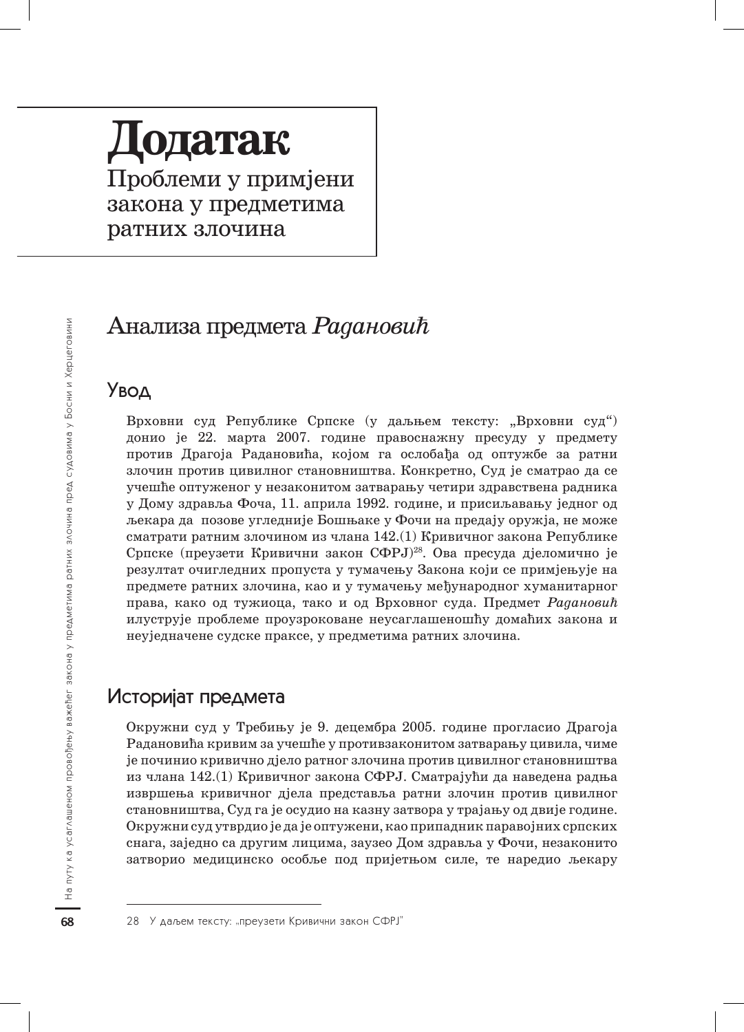# Додатак

Проблеми у примјени закона у предметима ратних злочина

## Анализа предмета *Радановић*

### Увод

Врховни суд Републике Српске (у даљњем тексту: „Врховни суд“) донио је 22. марта 2007. године правоснажну пресуду у предмету против Драгоја Радановића, којом га ослобађа од оптужбе за ратни злочин против цивилног становништва. Конкретно, Суд је сматрао да се учешће оптуженог у незаконитом затварању четири здравствена радника у Дому здравља Фоча, 11. априла 1992. године, и присиљавању једног од љекара да позове угледније Бошњаке у Фочи на предају оружја, не може сматрати ратним злочином из члана 142.(1) Кривичног закона Републике Српске (преузети Кривични закон СФРЈ)[28]. Ова пресуда дјеломично је резултат очигледних пропуста у тумачењу Закона који се примјењује на предмете ратних злочина, као и у тумачењу међународног хуманитарног права, како од тужиоца, тако и од Врховног суда. Предмет *Радановић* илуструје проблеме проузроковане неусаглашеношћу домаћих закона и неуједначене судске праксе, у предметима ратних злочина.

### Историјат предмета

Окружни суд у Требињу је 9. децембра 2005. године прогласио Драгоја Радановића кривим за учешће у противзаконитом затварању цивила, чиме је починио кривично дјело ратног злочина против цивилног становништва из члана 142.(1) Кривичног закона СФРЈ. Сматрајући да наведена радња извршења кривичног дјела представља ратни злочин против цивилног становништва, Суд га је осудио на казну затвора у трајању од двије године. Окружни суд утврдио је да је оптужени, као припадник паравојних српских снага, заједно са другим лицима, заузео Дом здравља у Фочи, незаконито затворио медицинско особље под пријетњом силе, те наредио љекару

---

28 У даљем тексту: „преузети Кривични закон СФРЈ“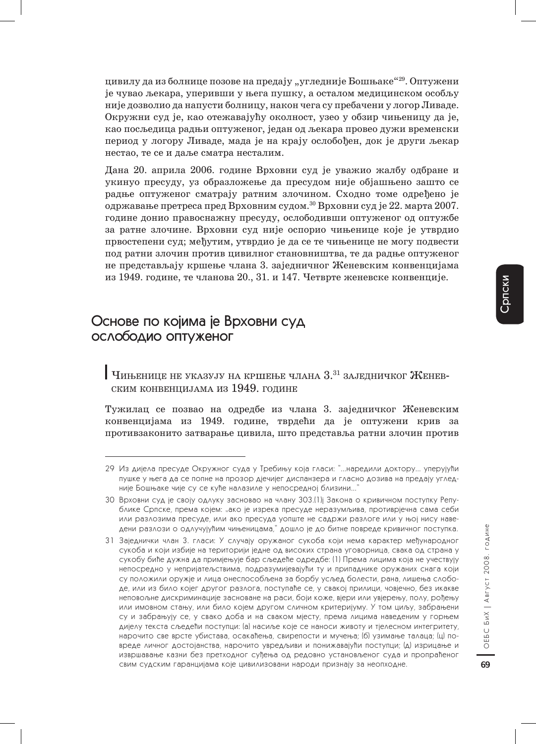цивилу да из болнице позове на предају „угледније Бошњаке“[29]. Оптужени је чувао љекара, уперивши у њега пушку, а осталом медицинском особљу није дозволио да напусти болницу, након чега су пребачени у логор Ливаде. Окружни суд је, као отежавајућу околност, узео у обзир чињеницу да је, као посљедица радњи оптуженог, један од љекара провео дужи временски период у логору Ливаде, мада је на крају ослобођен, док је други љекар нестао, те се и даље сматра несталим.

Дана 20. априла 2006. године Врховни суд је уважио жалбу одбране и укинуо пресуду, уз образложење да пресудом није објашњено зашто се радње оптуженог сматрају ратним злочином. Сходно томе одређено је одржавање претреса пред Врховним судом.[30] Врховни суд је 22. марта 2007. године донио правоснажну пресуду, ослободивши оптуженог од оптужбе за ратне злочине. Врховни суд није оспорио чињенице које је утврдио првостепени суд; међутим, утврдио је да се те чињенице не могу подвести под ратни злочин против цивилног становништва, те да радње оптуженог не представљају кршење члана 3. заједничког Женевским конвенцијама из 1949. године, те чланова 20., 31. и 147. Четврте женевске конвенције.

## Основе по којима је Врховни суд ослободио оптуженог

### Чињенице не указују на кршење члана 3.[31] заједничког Женевским конвенцијама из 1949. године

Тужилац се позвао на одредбе из члана 3. заједничког Женевским конвенцијама из 1949. године, тврдећи да је оптужени крив за противзаконито затварање цивила, што представља ратни злочин против

---

29 Из дијела пресуде Окружног суда у Требињу која гласи: "...наредили доктору... упирујући пушке у њега да се попне на прозор дјечијег диспанзера и гласно дозива на предају угледније Бошњаке чије су се куће налазиле у непосредној близини..."

30 Врховни суд је своју одлуку засновао на члану 303.(1)ј Закона о кривичном поступку Републике Српске, према којем: „ако је изрека пресуде неразумљива, противрјечна сама себи или разлозима пресуде, или ако пресуда уопште не садржи разлоге или у њој нису наведени разлози о одлучујућим чињеницама," дошло је до битне повреде кривичног поступка.

31 Заједнички члан 3. гласи: У случају оружаног сукоба који нема карактер међународног сукоба и који избије на територији једне од високих страна уговорница, свака од страна у сукобу биће дужна да примјењује бар сљедеће одредбе: (1) Према лицима која не учествују непосредно у непријатељствима, подразумијевајући ту и припаднике оружаних снага који су положили оружје и лица онеспособљена за борбу усљед болести, рана, лишења слободе, или из било којег другог разлога, поступаће се, у свакој прилици, човјечно, без икакве неповољне дискриминације засноване на раси, боји коже, вјери или увјерењу, полу, рођењу или имовном стању, или било којем другом сличном критеријуму. У том циљу, забрањени су и забрањују се, у свако доба и на сваком мјесту, према лицима наведеним у горњем дијелу текста сљедећи поступци: (а) насиље које се наноси животу и тјелесном интегритету, нарочито све врсте убистава, осакаћења, свирепости и мучења; (б) узимање талаца; (ц) повреде личног достојанства, нарочито увредљиви и понижавајући поступци; (д) изрицање и извршавање казни без претходног суђења од редовно установљеног суда и пропраћеног свим судским гаранцијама које цивилизовани народи признају за неопходне.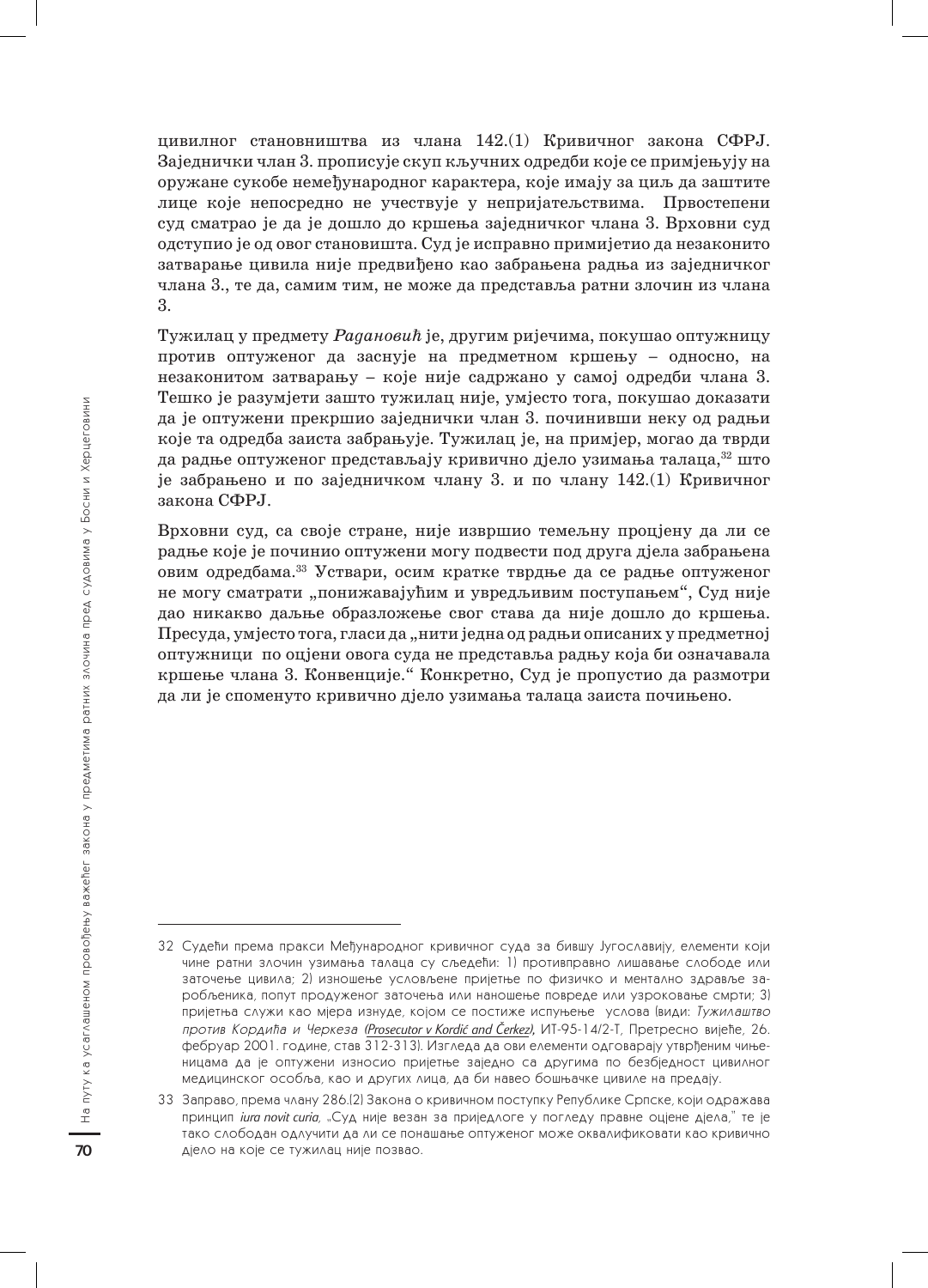цивилног становништва из члана 142.(1) Кривичног закона СФРЈ. Заједнички члан 3. прописује скуп кључних одредби које се примјењују на оружане сукобе немеђународног карактера, које имају за циљ да заштите лице које непосредно не учествује у непријатељствима. Првостепени суд сматрао је да је дошло до кршења заједничког члана 3. Врховни суд одступио је од овог становишта. Суд је исправно примијетио да незаконито затварање цивила није предвиђено као забрањена радња из заједничког члана 3., те да, самим тим, не може да представља ратни злочин из члана 3.

Тужилац у предмету *Радановић* је, другим ријечима, покушао оптужницу против оптуженог да заснује на предметном кршењу – односно, на незаконитом затварању – које није садржано у самој одредби члана 3. Тешко је разумјети зашто тужилац није, умјесто тога, покушао доказати да је оптужени прекршио заједнички члан 3. починивши неку од радњи које та одредба заиста забрањује. Тужилац је, на примјер, могао да тврди да радње оптуженог представљају кривично дјело узимања талаца,[32] што је забрањено и по заједничком члану 3. и по члану 142.(1) Кривичног закона СФРЈ.

Врховни суд, са своје стране, није извршио темељну процјену да ли се радње које је починио оптужени могу подвести под друга дјела забрањена овим одредбама.[33] Уствари, осим кратке тврдње да се радње оптуженог не могу сматрати „понижавајућим и увредљивим поступањем“, Суд није дао никакво даље образложење свог става да није дошло до кршења. Пресуда, умјесто тога, гласи да „нити једна од радњи описаних у предметној оптужници по оцјени овога суда не представља радњу која би означавала кршење члана 3. Конвенције.“ Конкретно, Суд је пропустио да размотри да ли је споменуто кривично дјело узимања талаца заиста почињено.

---

32 Судећи према пракси Међународног кривичног суда за бившу Југославију, елементи који чине ратни злочин узимања талаца су сљедећи: 1) противправно лишавање слободе или заточење цивила; 2) изношење условљене пријетње по физичко и ментално здравље заробљеника, попут продуженог заточења или наношење повреде или узроковање смрти; 3) пријетња служи као мјера изнуде, којом се постиже испуњење услова (види: *Тужилаштво против Кордића и Черкеза* (*Prosecutor v Kordić and Čerkez*), ИТ-95-14/2-Т, Претресно вијеће, 26. фебруар 2001. године, став 312-313). Изгледа да ови елементи одговарају утврђеним чињеницама да је оптужени износио пријетње заједно са другима по безбједност цивилног медицинског особља, као и других лица, да би навео бошњачке цивиле на предају.

33 Заправо, према члану 286.(2) Закона о кривичном поступку Републике Српске, који одражава принцип *iura novit curia*, „Суд није везан за приједлоге у погледу правне оцјене дјела,“ те је тако слободан одлучити да ли се понашање оптуженог може оквалификовати као кривично дјело на које се тужилац није позвао.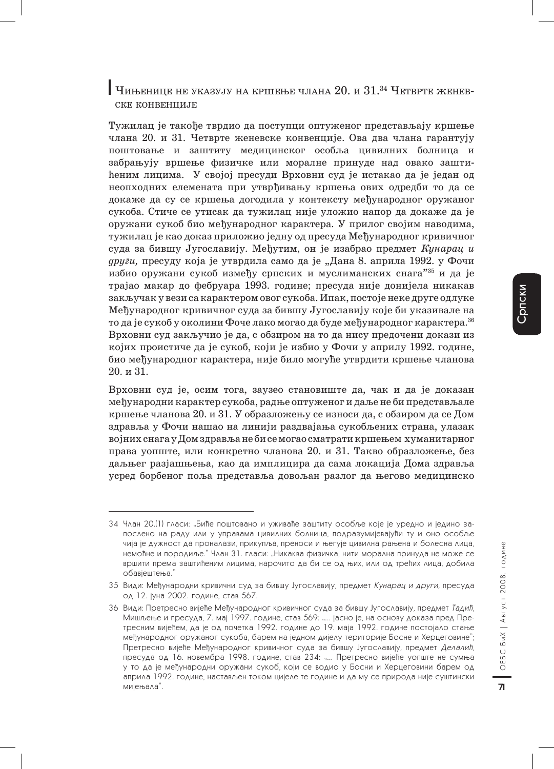## Чињенице не указују на кршење члана 20. и 31.[34] Четврте женевске конвенције

Тужилац је такође тврдио да поступци оптуженог представљају кршење члана 20. и 31. Четврте женевске конвенције. Ова два члана гарантују поштовање и заштиту медицинског особља цивилних болница и забрањују вршење физичке или моралне принуде над овако заштићеним лицима. У својој пресуди Врховни суд је истакао да је један од неопходних елемената при утврђивању кршења ових одредби то да се докаже да су се кршења догодила у контексту међународног оружаног сукоба. Стиче се утисак да тужилац није уложио напор да докаже да је оружани сукоб био међународног карактера. У прилог својим наводима, тужилац је као доказ приложио једну од пресуда Међународног кривичног суда за бившу Југославију. Међутим, он је изабрао предмет *Кунарац и други*, пресуду која је утврдила само да је „Дана 8. априла 1992. у Фочи избио оружани сукоб између српских и муслиманских снага"[35] и да је трајао макар до фебруара 1993. године; пресуда није донијела никакав закључак у вези са карактером овог сукоба. Ипак, постоје неке друге одлуке Међународног кривичног суда за бившу Југославију које би указивале на то да је сукоб у околини Фоче лако могао да буде међународног карактера.[36] Врховни суд закључио је да, с обзиром на то да нису предочени докази из којих проистиче да је сукоб, који је избио у Фочи у априлу 1992. године, био међународног карактера, није било могуће утврдити кршење чланова 20. и 31.

Врховни суд је, осим тога, заузео становиште да, чак и да је доказан међународни карактер сукоба, радње оптуженог и даље не би представљале кршење чланова 20. и 31. У образложењу се износи да, с обзиром да се Дом здравља у Фочи нашао на линији раздвајања сукобљених страна, улазак војних снага у Дом здравља не би се могао сматрати кршењем хуманитарног права уопште, или конкретно чланова 20. и 31. Такво образложење, без даљњег разјашњења, као да имплицира да сама локација Дома здравља усред борбеног поља представља довољан разлог да његово медицинско

---

34 Члан 20.(1) гласи: „Биће поштовано и уживаће заштиту особље које је уредно и једино запослено на раду или у управама цивилних болница, подразумијевајући ту и оно особље чија је дужност да проналази, прикупља, преноси и његује цивилна рањена и болесна лица, немоћне и породиље." Члан 31. гласи: „Никаква физичка, нити морална принуда не може се вршити према заштићеним лицима, нарочито да би се од њих, или од трећих лица, добила обавјештења."

35 Види: Међународни кривични суд за бившу Југославију, предмет *Кунарац и други*, пресуда од 12. јуна 2002. године, став 567.

36 Види: Претресно вијеће Међународног кривичног суда за бившу Југославију, предмет *Тадић*, Мишљење и пресуда, 7. мај 1997. године, став 569: „... јасно је, на основу доказа пред Претресним вијећем, да је од почетка 1992. године до 19. маја 1992. године постојало стање међународног оружаног сукоба, барем на једном дијелу територије Босне и Херцеговине"; Претресно вијеће Међународног кривичног суда за бившу Југославију, предмет *Делалић*, пресуда од 16. новембра 1998. године, став 234: „... Претресно вијеће уопште не сумња у то да је међународни оружани сукоб, који се водио у Босни и Херцеговини барем од априла 1992. године, настављен током цијеле те године и да му се природа није суштински мијењала".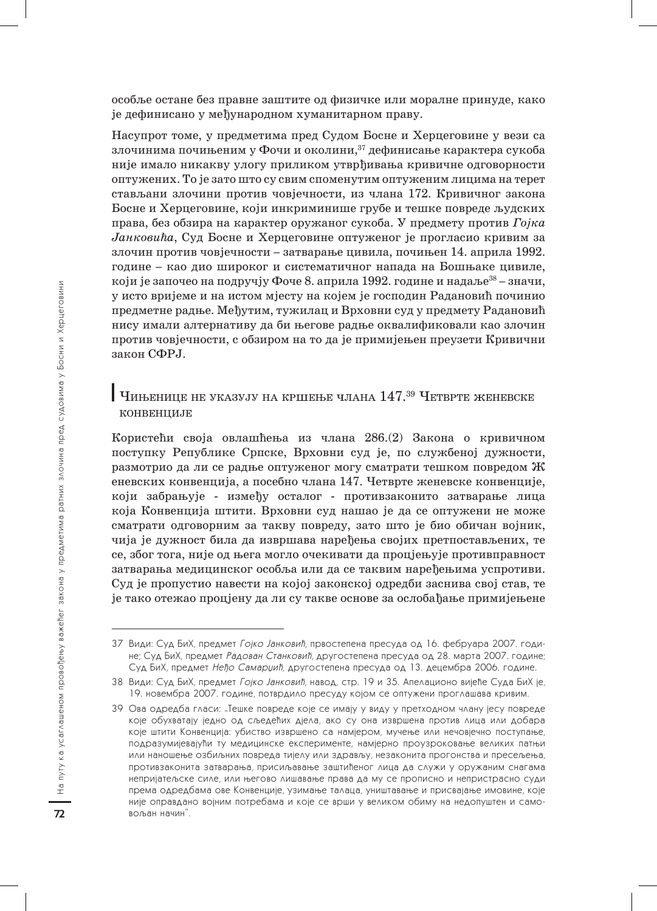особље остане без правне заштите од физичке или моралне принуде, како је дефинисано у међународном хуманитарном праву.

Насупрот томе, у предметима пред Судом Босне и Херцеговине у вези са злочинима почињеним у Фочи и околини,[37] дефинисање карактера сукоба није имало никакву улогу приликом утврђивања кривичне одговорности оптужених. То је зато што су свим споменутим оптуженим лицима на терет стављани злочини против човјечности, из члана 172. Кривичног закона Босне и Херцеговине, који инкриминише грубе и тешке повреде људских права, без обзира на карактер оружаног сукоба. У предмету против *Гојка Јанковића*, Суд Босне и Херцеговине оптуженог је прогласио кривим за злочин против човјечности – затварање цивила, почињен 14. априла 1992. године – као дио широког и систематичног напада на Бошњаке цивиле, који је започео на подручју Фоче 8. априла 1992. године и надаље[38] – значи, у исто вријеме и на истом мјесту на којем је господин Радановић починио предметне радње. Међутим, тужилац и Врховни суд у предмету Радановић нису имали алтернативу да би његове радње оквалификовали као злочин против човјечности, с обзиром на то да је примијењен преузети Кривични закон СФРЈ.

## Чињенице не указују на кршење члана 147.[39] Четврте женевске конвенције

Користећи своја овлашћења из члана 286.(2) Закона о кривичном поступку Републике Српске, Врховни суд је, по службеној дужности, размотрио да ли се радње оптуженог могу сматрати тешком повредом Ж еневских конвенција, а посебно члана 147. Четврте женевске конвенције, који забрањује - између осталог - противзаконито затварање лица која Конвенција штити. Врховни суд нашао је да се оптужени не може сматрати одговорним за такву повреду, зато што је био обичан војник, чија је дужност била да извршава наређења својих претпостављених, те се, због тога, није од њега могло очекивати да процјењује противправност затварања медицинског особља или да се таквим наређењима успротиви. Суд је пропустио навести на којој законској одредби заснива свој став, те је тако отежао процјену да ли су такве основе за ослобађање примијењене

---

37 Види: Суд БиХ, предмет *Гојко Јанковић*, првостепена пресуда од 16. фебруара 2007. године; Суд БиХ, предмет *Радован Станковић*, другостепена пресуда од 28. марта 2007. године; Суд БиХ, предмет *Нећо Самарџић*, другостепена пресуда од 13. децембра 2006. године.

38 Види: Суд БиХ, предмет *Гојко Јанковић*, навод, стр. 19 и 35. Апелационо вијеће Суда БиХ је, 19. новембра 2007. године, потврдило пресуду којом се оптужени проглашава кривим.

39 Ова одредба гласи: „Тешке повреде које се имају у виду у претходном члану јесу повреде које обухватају једно од сљедећих дјела, ако су она извршена против лица или добара које штити Конвенција: убиство извршено са намјером, мучење или нечовјечно поступање, подразумијевајући ту медицинске експерименте, намјерно проузроковање великих патњи или наношење озбиљних повреда тијелу или здрављу, незаконита прогонства и пресељења, противзаконита затварања, присиљавање заштићеног лица да служи у оружаним снагама непријатељске силе, или његово лишавање права да му се прописно и непристрасно суди према одредбама ове Конвенције, узимање талаца, уништавање и присвајање имовине, које није оправдано војним потребама и које се врши у великом обиму на недопуштен и самовољан начин".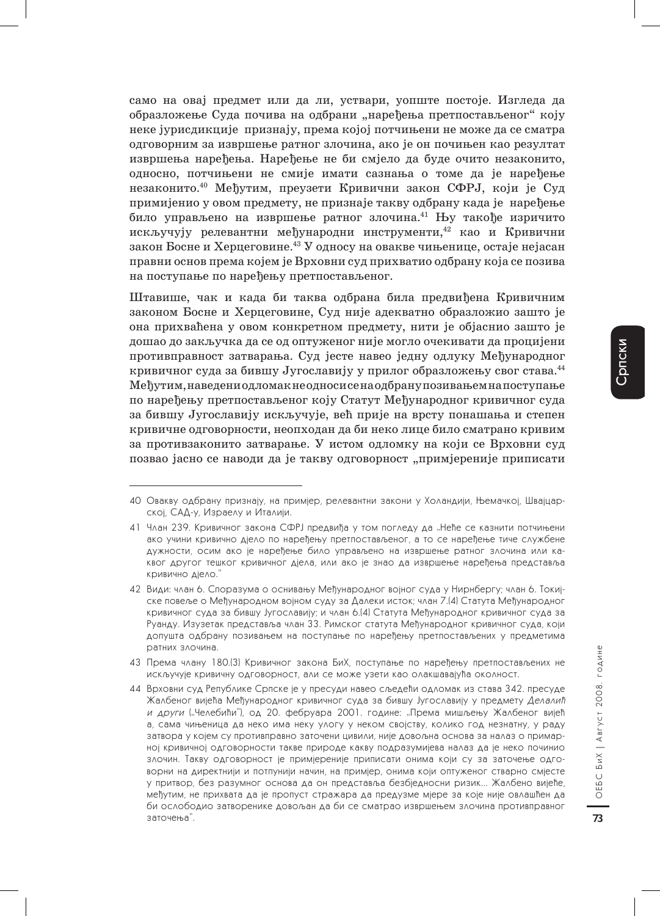само на овај предмет или да ли, уствари, уопште постоје. Изгледа да образложење Суда почива на одбрани „наређења претпостављеног" коју неке јурисдикције признају, према којој потчињени не може да се сматра одговорним за извршење ратног злочина, ако је он почињен као резултат извршења наређења. Наређење не би смјело да буде очито незаконито, односно, потчињени не смије имати сазнања о томе да је наређење незаконито.[40] Међутим, преузети Кривични закон СФРЈ, који је Суд примијенио у овом предмету, не признаје такву одбрану када је наређење било управљено на извршење ратног злочина.[41] Њу такође изричито искључују релевантни међународни инструменти,[42] као и Кривични закон Босне и Херцеговине.[43] У односу на овакве чињенице, остаје нејасан правни основ према којем је Врховни суд прихватио одбрану која се позива на поступање по наређењу претпостављеног.

Штавише, чак и када би таква одбрана била предвиђена Кривичним законом Босне и Херцеговине, Суд није адекватно образложио зашто је она прихваћена у овом конкретном предмету, нити је објаснио зашто је дошао до закључка да се од оптуженог није могло очекивати да процијени противправност затварања. Суд јесте навео једну одлуку Међународног кривичног суда за бившу Југославију у прилог образложењу свог става.[44] Међутим, наведени одломак не односи се на одбрану позивањем на поступање по наређењу претпостављеног коју Статут Међународног кривичног суда за бившу Југославију искључује, већ прије на врсту понашања и степен кривичне одговорности, неопходан да би неко лице било сматрано кривим за противзаконито затварање. У истом одломку на који се Врховни суд позвао јасно се наводи да је такву одговорност „примјереније приписати

---

40 Овакву одбрану признају, на примјер, релевантни закони у Холандији, Њемачкој, Швајцарској, САД-у, Израелу и Италији.

41 Члан 239. Кривичног закона СФРЈ предвиђа у том погледу да „Неће се казнити потчињени ако учини кривично дјело по наређењу претпостављеног, а то се наређење тиче службене дужности, осим ако је наређење било управљено на извршење ратног злочина или каквог другог тешког кривичног дјела, или ако је знао да извршење наређења представља кривично дјело."

42 Види: члан 6. Споразума о оснивању Међународног војног суда у Нирнбергу; члан 6. Токијске повеље о Међународном војном суду за Далеки исток; члан 7.(4) Статута Међународног кривичног суда за бившу Југославију; и члан 6.(4) Статута Међународног кривичног суда за Руанду. Изузетак представља члан 33. Римског статута Међународног кривичног суда, који допушта одбрану позивањем на поступање по наређењу претпостављених у предметима ратних злочина.

43 Према члану 180.(3) Кривичног закона БиХ, поступање по наређењу претпостављених не искључује кривичну одговорност, али се може узети као олакшавајућа околност.

44 Врховни суд Републике Српске је у пресуди навео сљедећи одломак из става 342. пресуде Жалбеног вијећа Међународног кривичног суда за бившу Југославију у предмету *Делалић и други* („Челебићи"), од 20. фебруара 2001. године: „Према мишљењу Жалбеног вијећа, сама чињеница да неко има неку улогу у неком својству, колико год незнатну, у раду затвора у којем су противправно заточени цивили, није довољна основа за налаз о примарној кривичној одговорности такве природе какву подразумијева налаз да је неко починио злочин. Такву одговорност је примјереније приписати онима који су за заточење одговорни на директнији и потпунији начин, на примјер, онима који оптуженог стварно смјесте у притвор, без разумног основа да он представља безбједносни ризик... Жалбено вијеће, међутим, не прихвата да је пропуст стражара да предузме мјере за које није овлашћен да би ослободио затворенике довољан да би се сматрао извршењем злочина противправног заточења".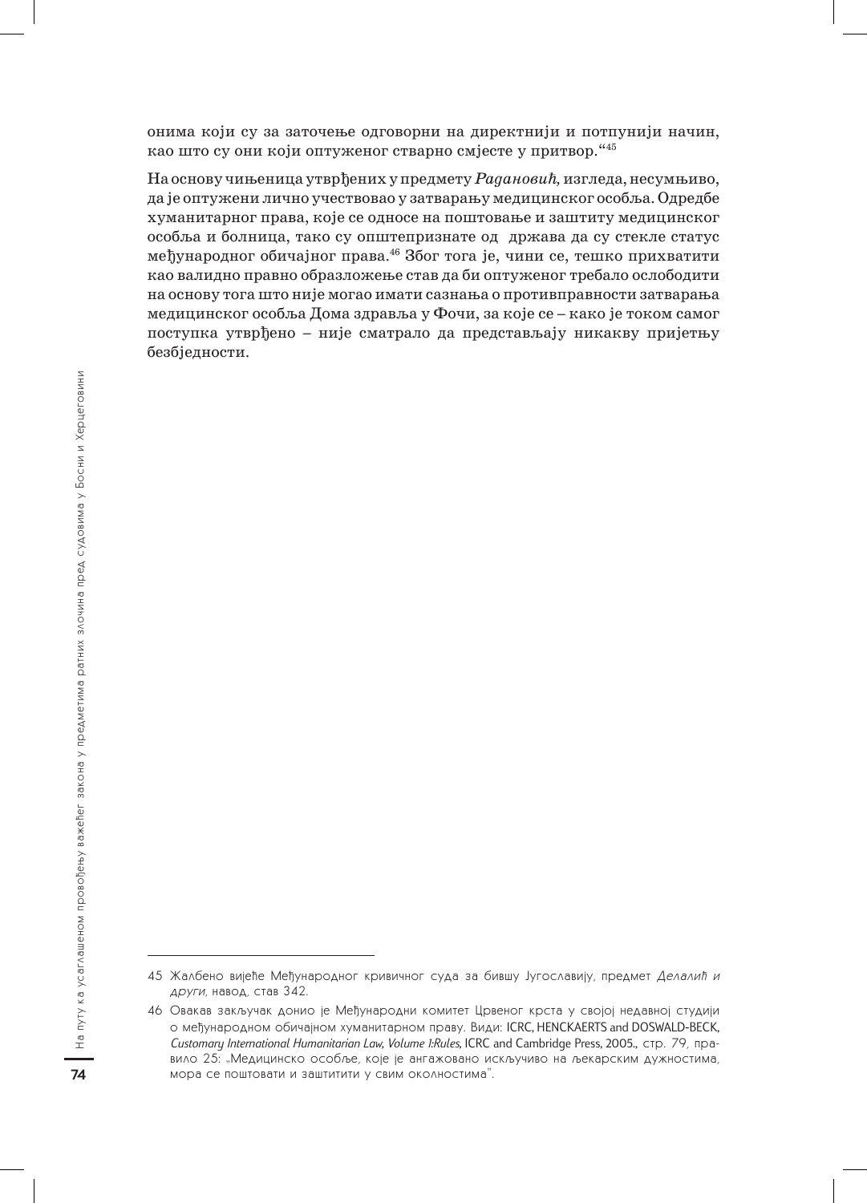онима који су за заточење одговорни на директнији и потпунији начин, као што су они који оптуженог стварно смјесте у притвор."[45]

На основу чињеница утврђених у предмету *Радановић,* изгледа, несумњиво, да је оптужени лично учествовао у затварању медицинског особља. Одредбе хуманитарног права, које се односе на поштовање и заштиту медицинског особља и болница, тако су општепризнате од држава да су стекле статус међународног обичајног права.[46] Због тога је, чини се, тешко прихватити као валидно правно образложење став да би оптуженог требало ослободити на основу тога што није могао имати сазнања о противправности затварања медицинског особља Дома здравља у Фочи, за које се – како је током самог поступка утврђено – није сматрало да представљају никакву пријетњу безбједности.

---

45 Жалбено вијеће Међународног кривичног суда за бившу Југославију, предмет *Делалић и други,* навод, став 342.

46 Овакав закључак донио је Међународни комитет Црвеног крста у својој недавној студији о међународном обичајном хуманитарном праву. Види: ICRC, HENCKAERTS and DOSWALD-BECK, *Customary International Humanitarian Law, Volume 1:Rules,* ICRC and Cambridge Press, 2005., стр. 79, правило 25: „Медицинско особље, које је ангажовано искључиво на љекарским дужностима, мора се поштовати и заштитити у свим околностима".